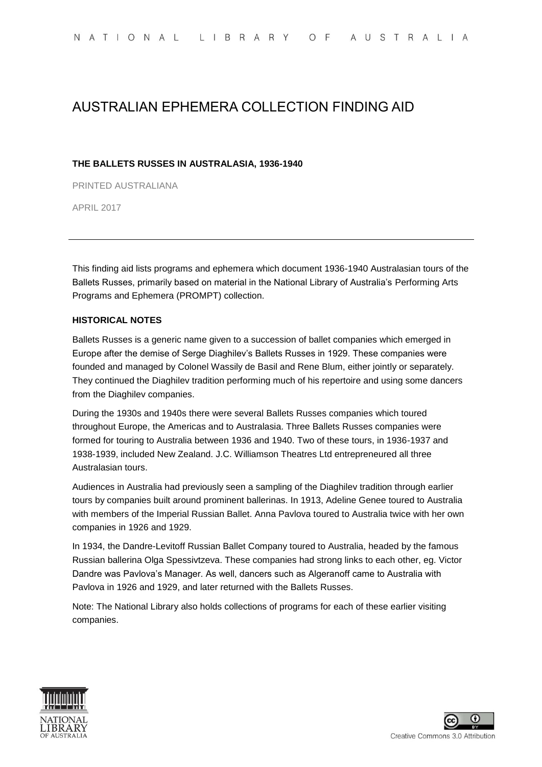# AUSTRALIAN EPHEMERA COLLECTION FINDING AID

**THE BALLETS RUSSES IN AUSTRALASIA, 1936-1940**

PRINTED AUSTRALIANA

APRIL 2017

---

This finding aid lists programs and ephemera which document 1936-1940 Australasian tours of the Ballets Russes, primarily based on material in the National Library of Australia's Performing Arts Programs and Ephemera (PROMPT) collection.

## HISTORICAL NOTES

Ballets Russes is a generic name given to a succession of ballet companies which emerged in Europe after the demise of Serge Diaghilev's Ballets Russes in 1929. These companies were founded and managed by Colonel Wassily de Basil and Rene Blum, either jointly or separately. They continued the Diaghilev tradition performing much of his repertoire and using some dancers from the Diaghilev companies.

During the 1930s and 1940s there were several Ballets Russes companies which toured throughout Europe, the Americas and to Australasia. Three Ballets Russes companies were formed for touring to Australia between 1936 and 1940. Two of these tours, in 1936-1937 and 1938-1939, included New Zealand. J.C. Williamson Theatres Ltd entrepreneured all three Australasian tours.

Audiences in Australia had previously seen a sampling of the Diaghilev tradition through earlier tours by companies built around prominent ballerinas. In 1913, Adeline Genee toured to Australia with members of the Imperial Russian Ballet. Anna Pavlova toured to Australia twice with her own companies in 1926 and 1929.

In 1934, the Dandre-Levitoff Russian Ballet Company toured to Australia, headed by the famous Russian ballerina Olga Spessivtzeva. These companies had strong links to each other, eg. Victor Dandre was Pavlova's Manager. As well, dancers such as Algeranoff came to Australia with Pavlova in 1926 and 1929, and later returned with the Ballets Russes.

Note: The National Library also holds collections of programs for each of these earlier visiting companies.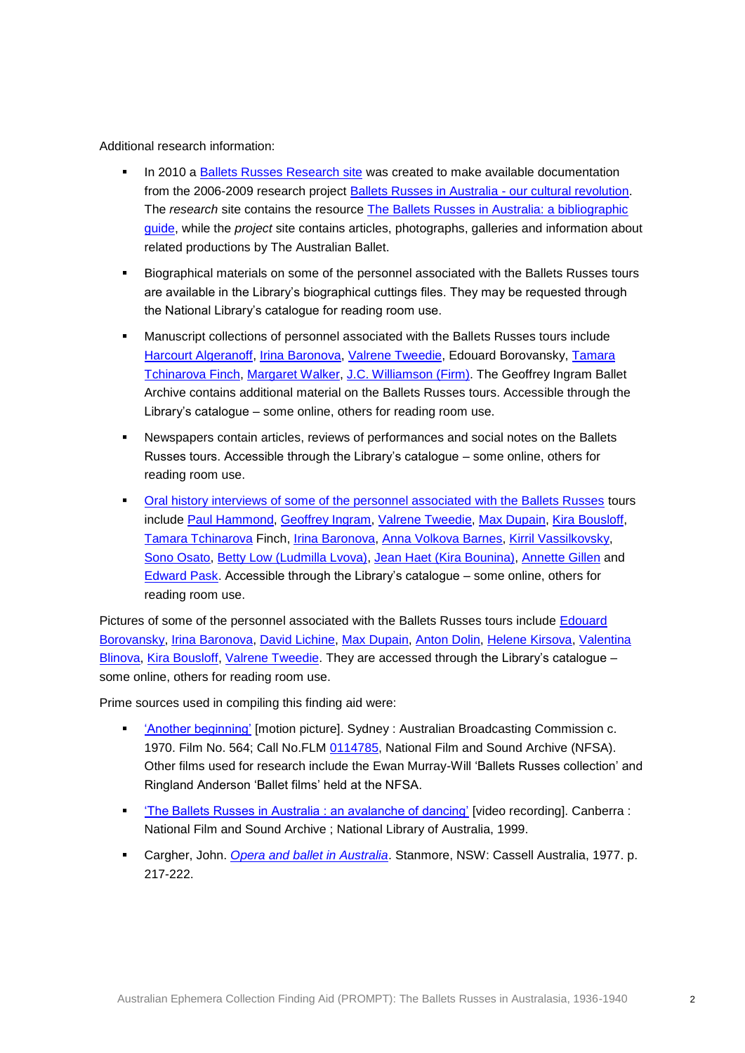Additional research information:

- In 2010 a Ballets Russes Research site was created to make available documentation from the 2006-2009 research project Ballets Russes in Australia - our cultural revolution. The *research* site contains the resource The Ballets Russes in Australia: a bibliographic guide, while the *project* site contains articles, photographs, galleries and information about related productions by The Australian Ballet.
- Biographical materials on some of the personnel associated with the Ballets Russes tours are available in the Library's biographical cuttings files. They may be requested through the National Library's catalogue for reading room use.
- Manuscript collections of personnel associated with the Ballets Russes tours include Harcourt Algeranoff, Irina Baronova, Valrene Tweedie, Edouard Borovansky, Tamara Tchinarova Finch, Margaret Walker, J.C. Williamson (Firm). The Geoffrey Ingram Ballet Archive contains additional material on the Ballets Russes tours. Accessible through the Library's catalogue – some online, others for reading room use.
- Newspapers contain articles, reviews of performances and social notes on the Ballets Russes tours. Accessible through the Library's catalogue – some online, others for reading room use.
- Oral history interviews of some of the personnel associated with the Ballets Russes tours include Paul Hammond, Geoffrey Ingram, Valrene Tweedie, Max Dupain, Kira Bousloff, Tamara Tchinarova Finch, Irina Baronova, Anna Volkova Barnes, Kirril Vassilkovsky, Sono Osato, Betty Low (Ludmilla Lvova), Jean Haet (Kira Bounina), Annette Gillen and Edward Pask. Accessible through the Library's catalogue – some online, others for reading room use.

Pictures of some of the personnel associated with the Ballets Russes tours include Edouard Borovansky, Irina Baronova, David Lichine, Max Dupain, Anton Dolin, Helene Kirsova, Valentina Blinova, Kira Bousloff, Valrene Tweedie. They are accessed through the Library's catalogue – some online, others for reading room use.

Prime sources used in compiling this finding aid were:

- 'Another beginning' [motion picture]. Sydney : Australian Broadcasting Commission c. 1970. Film No. 564; Call No.FLM 0114785, National Film and Sound Archive (NFSA). Other films used for research include the Ewan Murray-Will 'Ballets Russes collection' and Ringland Anderson 'Ballet films' held at the NFSA.
- 'The Ballets Russes in Australia : an avalanche of dancing' [video recording]. Canberra : National Film and Sound Archive ; National Library of Australia, 1999.
- Cargher, John. *Opera and ballet in Australia*. Stanmore, NSW: Cassell Australia, 1977. p. 217-222.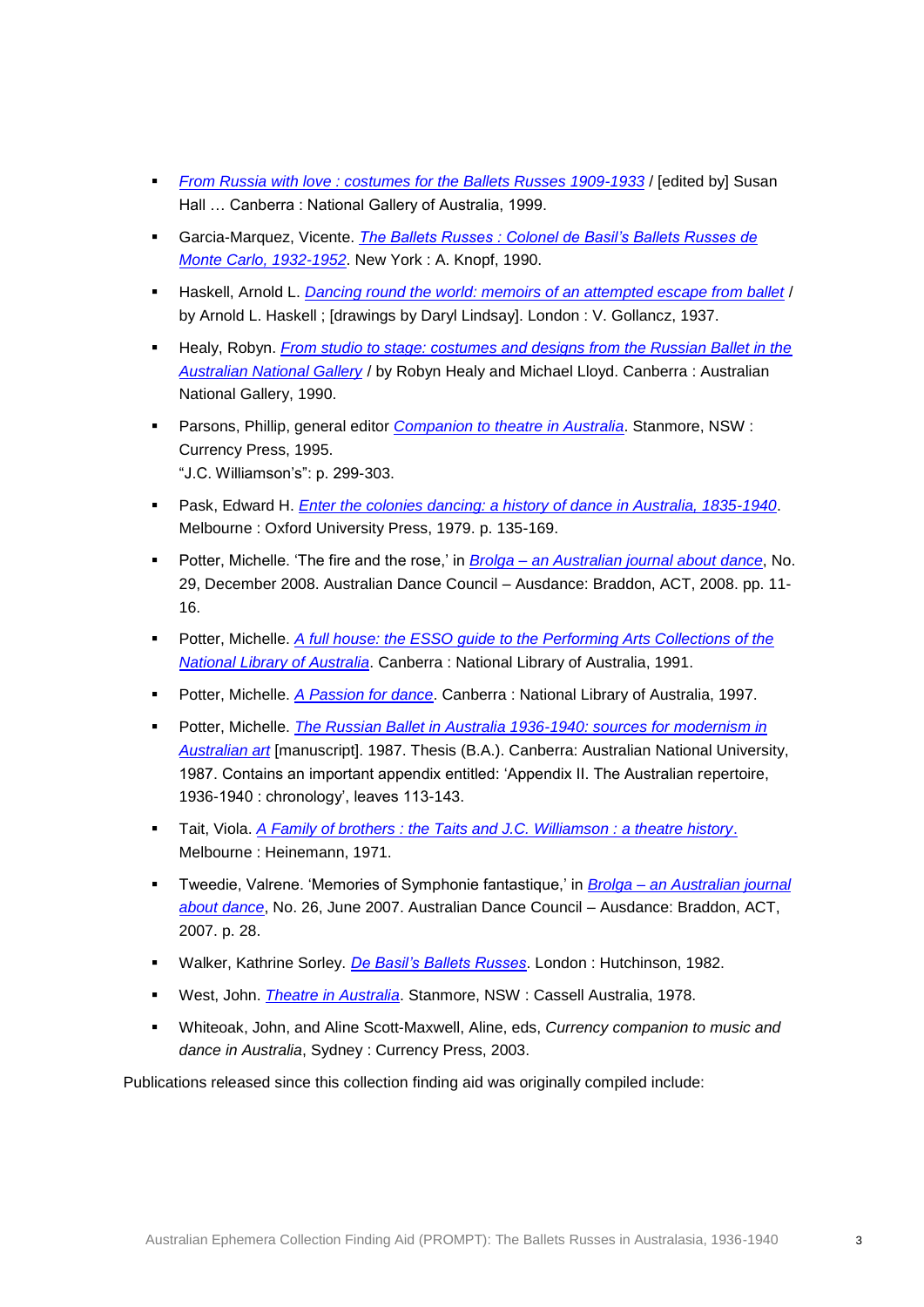- *From Russia with love : costumes for the Ballets Russes 1909-1933* / [edited by] Susan Hall … Canberra : National Gallery of Australia, 1999.
- Garcia-Marquez, Vicente. *The Ballets Russes : Colonel de Basil's Ballets Russes de Monte Carlo, 1932-1952*. New York : A. Knopf, 1990.
- Haskell, Arnold L. *Dancing round the world: memoirs of an attempted escape from ballet* / by Arnold L. Haskell ; [drawings by Daryl Lindsay]. London : V. Gollancz, 1937.
- Healy, Robyn. *From studio to stage: costumes and designs from the Russian Ballet in the Australian National Gallery* / by Robyn Healy and Michael Lloyd. Canberra : Australian National Gallery, 1990.
- Parsons, Phillip, general editor *Companion to theatre in Australia*. Stanmore, NSW : Currency Press, 1995.
  "J.C. Williamson's": p. 299-303.
- Pask, Edward H. *Enter the colonies dancing: a history of dance in Australia, 1835-1940*. Melbourne : Oxford University Press, 1979. p. 135-169.
- Potter, Michelle. 'The fire and the rose,' in *Brolga – an Australian journal about dance*, No. 29, December 2008. Australian Dance Council – Ausdance: Braddon, ACT, 2008. pp. 11-16.
- Potter, Michelle. *A full house: the ESSO guide to the Performing Arts Collections of the National Library of Australia*. Canberra : National Library of Australia, 1991.
- Potter, Michelle. *A Passion for dance*. Canberra : National Library of Australia, 1997.
- Potter, Michelle. *The Russian Ballet in Australia 1936-1940: sources for modernism in Australian art* [manuscript]. 1987. Thesis (B.A.). Canberra: Australian National University, 1987. Contains an important appendix entitled: 'Appendix II. The Australian repertoire, 1936-1940 : chronology', leaves 113-143.
- Tait, Viola. *A Family of brothers : the Taits and J.C. Williamson : a theatre history*. Melbourne : Heinemann, 1971.
- Tweedie, Valrene. 'Memories of Symphonie fantastique,' in *Brolga – an Australian journal about dance*, No. 26, June 2007. Australian Dance Council – Ausdance: Braddon, ACT, 2007. p. 28.
- Walker, Kathrine Sorley. *De Basil's Ballets Russes*. London : Hutchinson, 1982.
- West, John. *Theatre in Australia*. Stanmore, NSW : Cassell Australia, 1978.
- Whiteoak, John, and Aline Scott-Maxwell, Aline, eds, *Currency companion to music and dance in Australia*, Sydney : Currency Press, 2003.

Publications released since this collection finding aid was originally compiled include: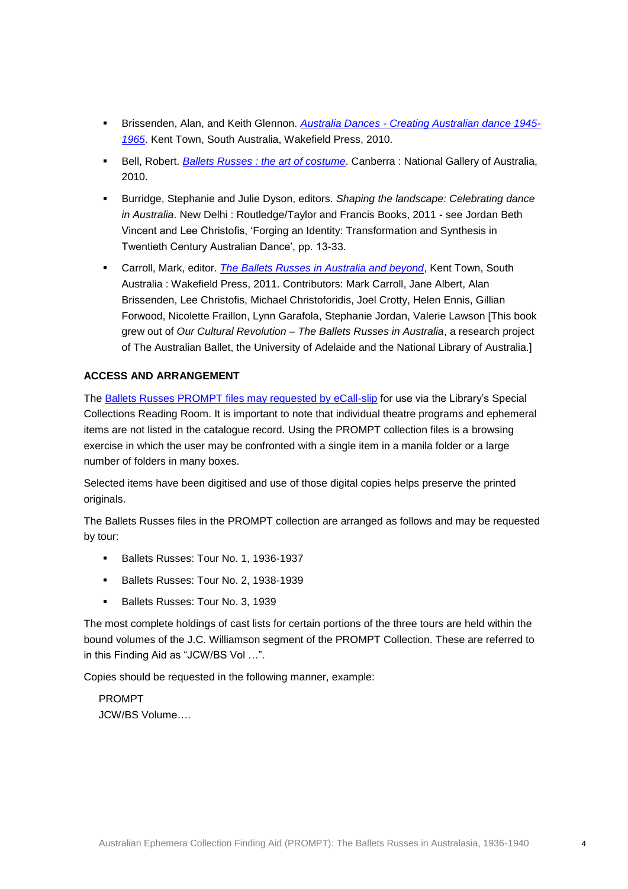- Brissenden, Alan, and Keith Glennon. *Australia Dances - Creating Australian dance 1945-1965*. Kent Town, South Australia, Wakefield Press, 2010.
- Bell, Robert. *Ballets Russes : the art of costume*. Canberra : National Gallery of Australia, 2010.
- Burridge, Stephanie and Julie Dyson, editors. *Shaping the landscape: Celebrating dance in Australia*. New Delhi : Routledge/Taylor and Francis Books, 2011 - see Jordan Beth Vincent and Lee Christofis, 'Forging an Identity: Transformation and Synthesis in Twentieth Century Australian Dance', pp. 13-33.
- Carroll, Mark, editor. *The Ballets Russes in Australia and beyond*, Kent Town, South Australia : Wakefield Press, 2011. Contributors: Mark Carroll, Jane Albert, Alan Brissenden, Lee Christofis, Michael Christoforidis, Joel Crotty, Helen Ennis, Gillian Forwood, Nicolette Fraillon, Lynn Garafola, Stephanie Jordan, Valerie Lawson [This book grew out of *Our Cultural Revolution – The Ballets Russes in Australia*, a research project of The Australian Ballet, the University of Adelaide and the National Library of Australia.]

**ACCESS AND ARRANGEMENT**

The Ballets Russes PROMPT files may requested by eCall-slip for use via the Library's Special Collections Reading Room. It is important to note that individual theatre programs and ephemeral items are not listed in the catalogue record. Using the PROMPT collection files is a browsing exercise in which the user may be confronted with a single item in a manila folder or a large number of folders in many boxes.

Selected items have been digitised and use of those digital copies helps preserve the printed originals.

The Ballets Russes files in the PROMPT collection are arranged as follows and may be requested by tour:

- Ballets Russes: Tour No. 1, 1936-1937
- Ballets Russes: Tour No. 2, 1938-1939
- Ballets Russes: Tour No. 3, 1939

The most complete holdings of cast lists for certain portions of the three tours are held within the bound volumes of the J.C. Williamson segment of the PROMPT Collection. These are referred to in this Finding Aid as "JCW/BS Vol …".

Copies should be requested in the following manner, example:

PROMPT
JCW/BS Volume….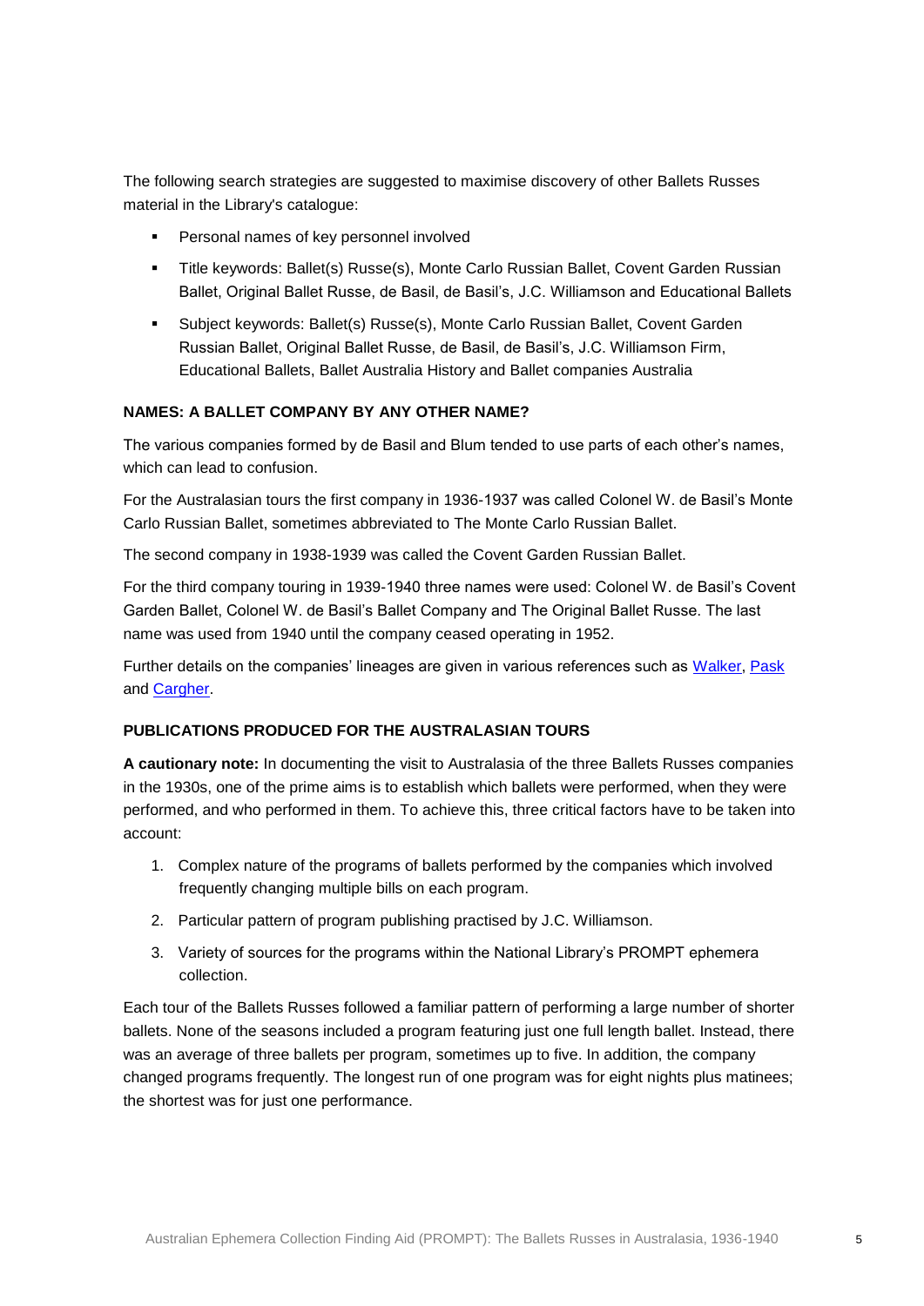The following search strategies are suggested to maximise discovery of other Ballets Russes material in the Library's catalogue:

- Personal names of key personnel involved
- Title keywords: Ballet(s) Russe(s), Monte Carlo Russian Ballet, Covent Garden Russian Ballet, Original Ballet Russe, de Basil, de Basil's, J.C. Williamson and Educational Ballets
- Subject keywords: Ballet(s) Russe(s), Monte Carlo Russian Ballet, Covent Garden Russian Ballet, Original Ballet Russe, de Basil, de Basil's, J.C. Williamson Firm, Educational Ballets, Ballet Australia History and Ballet companies Australia

**NAMES: A BALLET COMPANY BY ANY OTHER NAME?**

The various companies formed by de Basil and Blum tended to use parts of each other's names, which can lead to confusion.

For the Australasian tours the first company in 1936-1937 was called Colonel W. de Basil's Monte Carlo Russian Ballet, sometimes abbreviated to The Monte Carlo Russian Ballet.

The second company in 1938-1939 was called the Covent Garden Russian Ballet.

For the third company touring in 1939-1940 three names were used: Colonel W. de Basil's Covent Garden Ballet, Colonel W. de Basil's Ballet Company and The Original Ballet Russe. The last name was used from 1940 until the company ceased operating in 1952.

Further details on the companies' lineages are given in various references such as Walker, Pask and Cargher.

**PUBLICATIONS PRODUCED FOR THE AUSTRALASIAN TOURS**

**A cautionary note:** In documenting the visit to Australasia of the three Ballets Russes companies in the 1930s, one of the prime aims is to establish which ballets were performed, when they were performed, and who performed in them. To achieve this, three critical factors have to be taken into account:

1. Complex nature of the programs of ballets performed by the companies which involved frequently changing multiple bills on each program.
2. Particular pattern of program publishing practised by J.C. Williamson.
3. Variety of sources for the programs within the National Library's PROMPT ephemera collection.

Each tour of the Ballets Russes followed a familiar pattern of performing a large number of shorter ballets. None of the seasons included a program featuring just one full length ballet. Instead, there was an average of three ballets per program, sometimes up to five. In addition, the company changed programs frequently. The longest run of one program was for eight nights plus matinees; the shortest was for just one performance.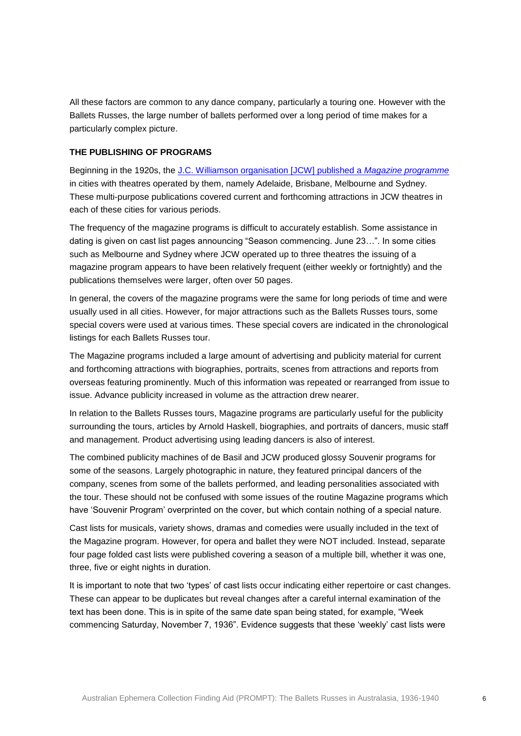All these factors are common to any dance company, particularly a touring one. However with the Ballets Russes, the large number of ballets performed over a long period of time makes for a particularly complex picture.

**THE PUBLISHING OF PROGRAMS**

Beginning in the 1920s, the J.C. Williamson organisation [JCW] published a *Magazine programme* in cities with theatres operated by them, namely Adelaide, Brisbane, Melbourne and Sydney. These multi-purpose publications covered current and forthcoming attractions in JCW theatres in each of these cities for various periods.

The frequency of the magazine programs is difficult to accurately establish. Some assistance in dating is given on cast list pages announcing "Season commencing. June 23…". In some cities such as Melbourne and Sydney where JCW operated up to three theatres the issuing of a magazine program appears to have been relatively frequent (either weekly or fortnightly) and the publications themselves were larger, often over 50 pages.

In general, the covers of the magazine programs were the same for long periods of time and were usually used in all cities. However, for major attractions such as the Ballets Russes tours, some special covers were used at various times. These special covers are indicated in the chronological listings for each Ballets Russes tour.

The Magazine programs included a large amount of advertising and publicity material for current and forthcoming attractions with biographies, portraits, scenes from attractions and reports from overseas featuring prominently. Much of this information was repeated or rearranged from issue to issue. Advance publicity increased in volume as the attraction drew nearer.

In relation to the Ballets Russes tours, Magazine programs are particularly useful for the publicity surrounding the tours, articles by Arnold Haskell, biographies, and portraits of dancers, music staff and management. Product advertising using leading dancers is also of interest.

The combined publicity machines of de Basil and JCW produced glossy Souvenir programs for some of the seasons. Largely photographic in nature, they featured principal dancers of the company, scenes from some of the ballets performed, and leading personalities associated with the tour. These should not be confused with some issues of the routine Magazine programs which have 'Souvenir Program' overprinted on the cover, but which contain nothing of a special nature.

Cast lists for musicals, variety shows, dramas and comedies were usually included in the text of the Magazine program. However, for opera and ballet they were NOT included. Instead, separate four page folded cast lists were published covering a season of a multiple bill, whether it was one, three, five or eight nights in duration.

It is important to note that two 'types' of cast lists occur indicating either repertoire or cast changes. These can appear to be duplicates but reveal changes after a careful internal examination of the text has been done. This is in spite of the same date span being stated, for example, "Week commencing Saturday, November 7, 1936". Evidence suggests that these 'weekly' cast lists were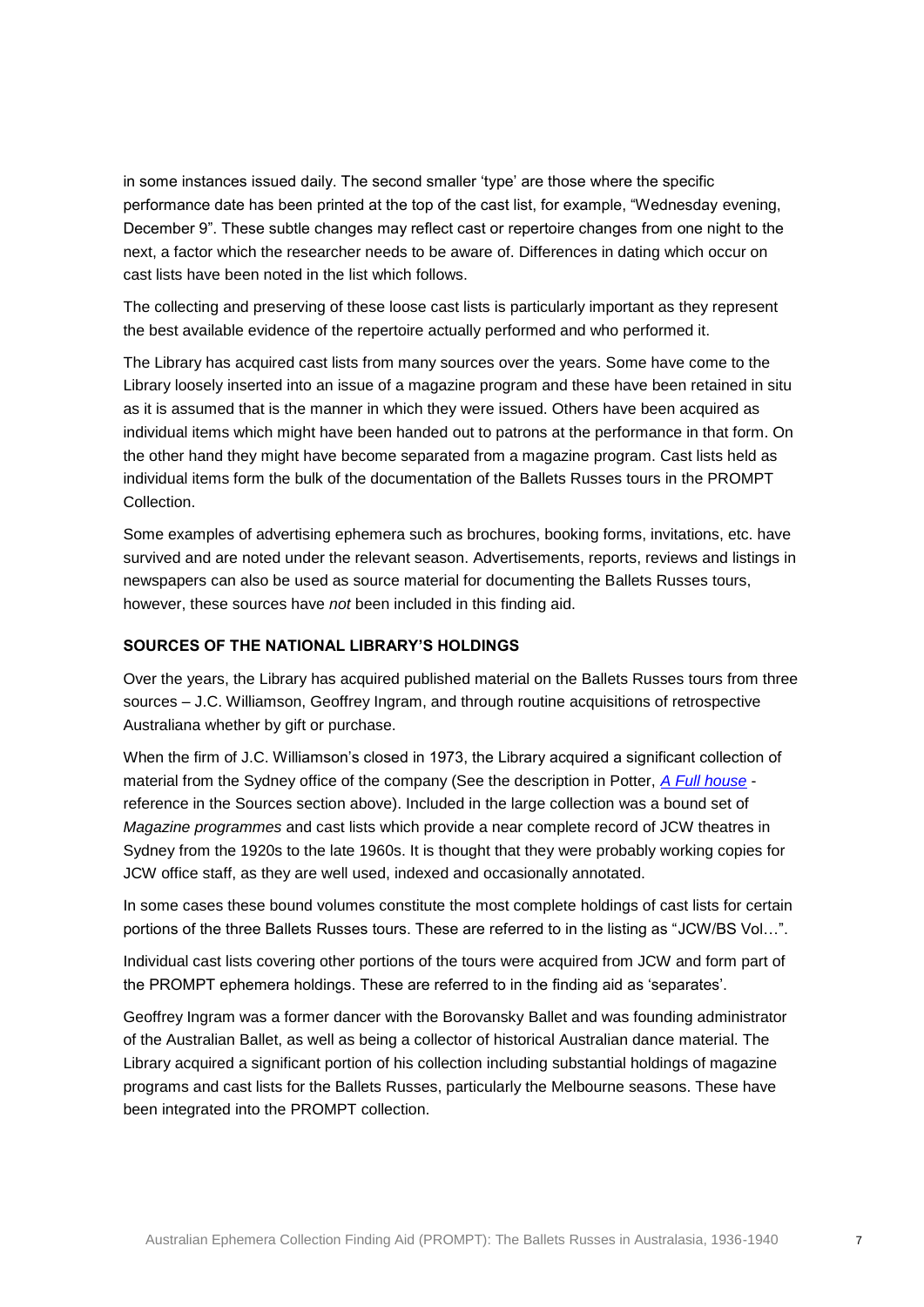in some instances issued daily. The second smaller ‘type’ are those where the specific performance date has been printed at the top of the cast list, for example, “Wednesday evening, December 9”. These subtle changes may reflect cast or repertoire changes from one night to the next, a factor which the researcher needs to be aware of. Differences in dating which occur on cast lists have been noted in the list which follows.

The collecting and preserving of these loose cast lists is particularly important as they represent the best available evidence of the repertoire actually performed and who performed it.

The Library has acquired cast lists from many sources over the years. Some have come to the Library loosely inserted into an issue of a magazine program and these have been retained in situ as it is assumed that is the manner in which they were issued. Others have been acquired as individual items which might have been handed out to patrons at the performance in that form. On the other hand they might have become separated from a magazine program. Cast lists held as individual items form the bulk of the documentation of the Ballets Russes tours in the PROMPT Collection.

Some examples of advertising ephemera such as brochures, booking forms, invitations, etc. have survived and are noted under the relevant season. Advertisements, reports, reviews and listings in newspapers can also be used as source material for documenting the Ballets Russes tours, however, these sources have *not* been included in this finding aid.

**SOURCES OF THE NATIONAL LIBRARY’S HOLDINGS**

Over the years, the Library has acquired published material on the Ballets Russes tours from three sources – J.C. Williamson, Geoffrey Ingram, and through routine acquisitions of retrospective Australiana whether by gift or purchase.

When the firm of J.C. Williamson’s closed in 1973, the Library acquired a significant collection of material from the Sydney office of the company (See the description in Potter, *A Full house* - reference in the Sources section above). Included in the large collection was a bound set of *Magazine programmes* and cast lists which provide a near complete record of JCW theatres in Sydney from the 1920s to the late 1960s. It is thought that they were probably working copies for JCW office staff, as they are well used, indexed and occasionally annotated.

In some cases these bound volumes constitute the most complete holdings of cast lists for certain portions of the three Ballets Russes tours. These are referred to in the listing as “JCW/BS Vol…”.

Individual cast lists covering other portions of the tours were acquired from JCW and form part of the PROMPT ephemera holdings. These are referred to in the finding aid as ‘separates’.

Geoffrey Ingram was a former dancer with the Borovansky Ballet and was founding administrator of the Australian Ballet, as well as being a collector of historical Australian dance material. The Library acquired a significant portion of his collection including substantial holdings of magazine programs and cast lists for the Ballets Russes, particularly the Melbourne seasons. These have been integrated into the PROMPT collection.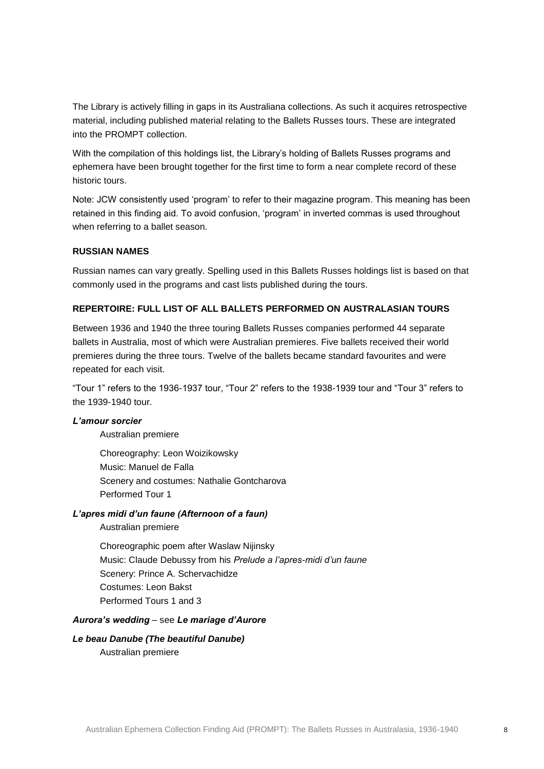The Library is actively filling in gaps in its Australiana collections. As such it acquires retrospective material, including published material relating to the Ballets Russes tours. These are integrated into the PROMPT collection.

With the compilation of this holdings list, the Library's holding of Ballets Russes programs and ephemera have been brought together for the first time to form a near complete record of these historic tours.

Note: JCW consistently used 'program' to refer to their magazine program. This meaning has been retained in this finding aid. To avoid confusion, 'program' in inverted commas is used throughout when referring to a ballet season.

### RUSSIAN NAMES

Russian names can vary greatly. Spelling used in this Ballets Russes holdings list is based on that commonly used in the programs and cast lists published during the tours.

### REPERTOIRE: FULL LIST OF ALL BALLETS PERFORMED ON AUSTRALASIAN TOURS

Between 1936 and 1940 the three touring Ballets Russes companies performed 44 separate ballets in Australia, most of which were Australian premieres. Five ballets received their world premieres during the three tours. Twelve of the ballets became standard favourites and were repeated for each visit.

"Tour 1" refers to the 1936-1937 tour, "Tour 2" refers to the 1938-1939 tour and "Tour 3" refers to the 1939-1940 tour.

***L'amour sorcier***

Australian premiere

Choreography: Leon Woizikowsky
Music: Manuel de Falla
Scenery and costumes: Nathalie Gontcharova
Performed Tour 1

***L'apres midi d'un faune (Afternoon of a faun)***

Australian premiere

Choreographic poem after Waslaw Nijinsky
Music: Claude Debussy from his *Prelude a l'apres-midi d'un faune*
Scenery: Prince A. Schervachidze
Costumes: Leon Bakst
Performed Tours 1 and 3

***Aurora's wedding*** – see ***Le mariage d'Aurore***

***Le beau Danube (The beautiful Danube)***

Australian premiere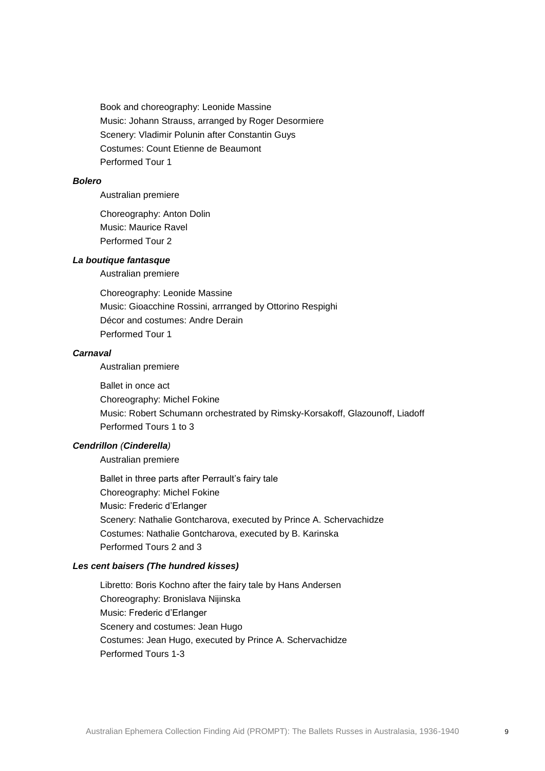Book and choreography: Leonide Massine
Music: Johann Strauss, arranged by Roger Desormiere
Scenery: Vladimir Polunin after Constantin Guys
Costumes: Count Etienne de Beaumont
Performed Tour 1

***Bolero***

Australian premiere

Choreography: Anton Dolin
Music: Maurice Ravel
Performed Tour 2

***La boutique fantasque***

Australian premiere

Choreography: Leonide Massine
Music: Gioacchine Rossini, arrranged by Ottorino Respighi
Décor and costumes: Andre Derain
Performed Tour 1

***Carnaval***

Australian premiere

Ballet in once act
Choreography: Michel Fokine
Music: Robert Schumann orchestrated by Rimsky-Korsakoff, Glazounoff, Liadoff
Performed Tours 1 to 3

***Cendrillon** (**Cinderella**)*

Australian premiere

Ballet in three parts after Perrault's fairy tale
Choreography: Michel Fokine
Music: Frederic d'Erlanger
Scenery: Nathalie Gontcharova, executed by Prince A. Schervachidze
Costumes: Nathalie Gontcharova, executed by B. Karinska
Performed Tours 2 and 3

***Les cent baisers (The hundred kisses)***

Libretto: Boris Kochno after the fairy tale by Hans Andersen
Choreography: Bronislava Nijinska
Music: Frederic d'Erlanger
Scenery and costumes: Jean Hugo
Costumes: Jean Hugo, executed by Prince A. Schervachidze
Performed Tours 1-3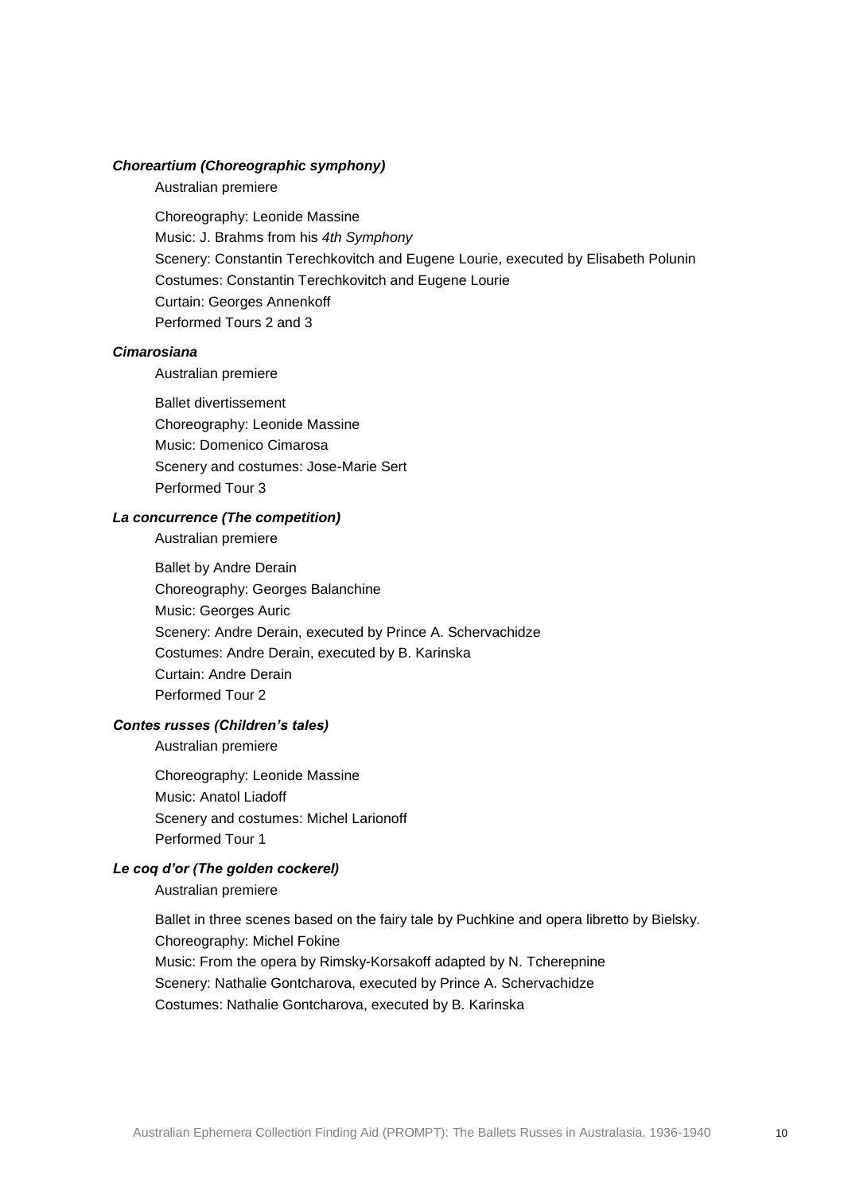### *Choreartium (Choreographic symphony)*

Australian premiere

Choreography: Leonide Massine
Music: J. Brahms from his *4th Symphony*
Scenery: Constantin Terechkovitch and Eugene Lourie, executed by Elisabeth Polunin
Costumes: Constantin Terechkovitch and Eugene Lourie
Curtain: Georges Annenkoff
Performed Tours 2 and 3

### *Cimarosiana*

Australian premiere

Ballet divertissement
Choreography: Leonide Massine
Music: Domenico Cimarosa
Scenery and costumes: Jose-Marie Sert
Performed Tour 3

### *La concurrence (The competition)*

Australian premiere

Ballet by Andre Derain
Choreography: Georges Balanchine
Music: Georges Auric
Scenery: Andre Derain, executed by Prince A. Schervachidze
Costumes: Andre Derain, executed by B. Karinska
Curtain: Andre Derain
Performed Tour 2

### *Contes russes (Children's tales)*

Australian premiere

Choreography: Leonide Massine
Music: Anatol Liadoff
Scenery and costumes: Michel Larionoff
Performed Tour 1

### *Le coq d'or (The golden cockerel)*

Australian premiere

Ballet in three scenes based on the fairy tale by Puchkine and opera libretto by Bielsky.
Choreography: Michel Fokine
Music: From the opera by Rimsky-Korsakoff adapted by N. Tcherepnine
Scenery: Nathalie Gontcharova, executed by Prince A. Schervachidze
Costumes: Nathalie Gontcharova, executed by B. Karinska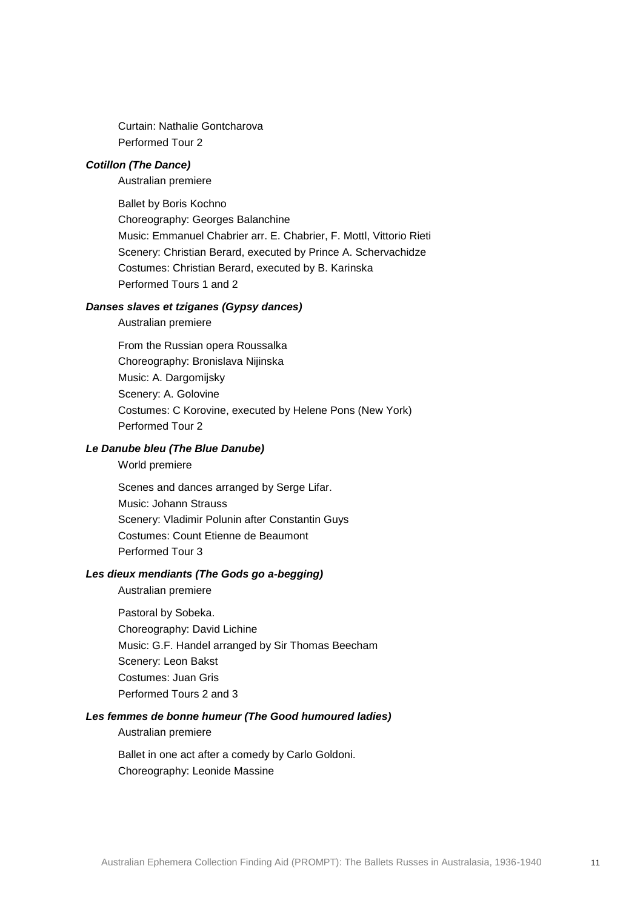Curtain: Nathalie Gontcharova
Performed Tour 2

***Cotillon (The Dance)***

Australian premiere

Ballet by Boris Kochno
Choreography: Georges Balanchine
Music: Emmanuel Chabrier arr. E. Chabrier, F. Mottl, Vittorio Rieti
Scenery: Christian Berard, executed by Prince A. Schervachidze
Costumes: Christian Berard, executed by B. Karinska
Performed Tours 1 and 2

***Danses slaves et tziganes (Gypsy dances)***

Australian premiere

From the Russian opera Roussalka
Choreography: Bronislava Nijinska
Music: A. Dargomijsky
Scenery: A. Golovine
Costumes: C Korovine, executed by Helene Pons (New York)
Performed Tour 2

***Le Danube bleu (The Blue Danube)***

World premiere

Scenes and dances arranged by Serge Lifar.
Music: Johann Strauss
Scenery: Vladimir Polunin after Constantin Guys
Costumes: Count Etienne de Beaumont
Performed Tour 3

***Les dieux mendiants (The Gods go a-begging)***

Australian premiere

Pastoral by Sobeka.
Choreography: David Lichine
Music: G.F. Handel arranged by Sir Thomas Beecham
Scenery: Leon Bakst
Costumes: Juan Gris
Performed Tours 2 and 3

***Les femmes de bonne humeur (The Good humoured ladies)***

Australian premiere

Ballet in one act after a comedy by Carlo Goldoni.
Choreography: Leonide Massine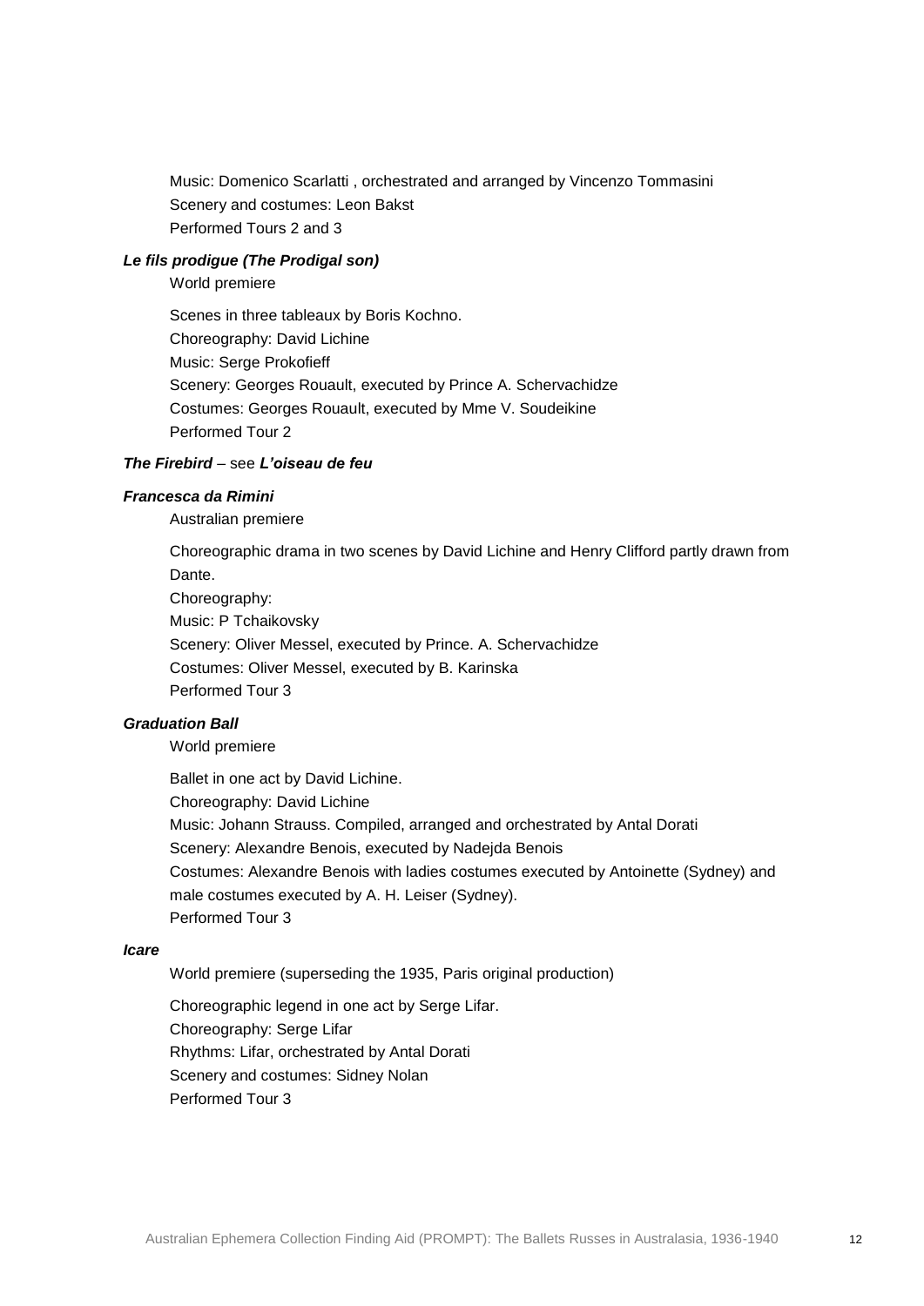Music: Domenico Scarlatti , orchestrated and arranged by Vincenzo Tommasini
Scenery and costumes: Leon Bakst
Performed Tours 2 and 3

***Le fils prodigue (The Prodigal son)***

World premiere

Scenes in three tableaux by Boris Kochno.
Choreography: David Lichine
Music: Serge Prokofieff
Scenery: Georges Rouault, executed by Prince A. Schervachidze
Costumes: Georges Rouault, executed by Mme V. Soudeikine
Performed Tour 2

***The Firebird*** – see ***L'oiseau de feu***

***Francesca da Rimini***

Australian premiere

Choreographic drama in two scenes by David Lichine and Henry Clifford partly drawn from Dante.
Choreography:
Music: P Tchaikovsky
Scenery: Oliver Messel, executed by Prince. A. Schervachidze
Costumes: Oliver Messel, executed by B. Karinska
Performed Tour 3

***Graduation Ball***

World premiere

Ballet in one act by David Lichine.
Choreography: David Lichine
Music: Johann Strauss. Compiled, arranged and orchestrated by Antal Dorati
Scenery: Alexandre Benois, executed by Nadejda Benois
Costumes: Alexandre Benois with ladies costumes executed by Antoinette (Sydney) and male costumes executed by A. H. Leiser (Sydney).
Performed Tour 3

***Icare***

World premiere (superseding the 1935, Paris original production)

Choreographic legend in one act by Serge Lifar.
Choreography: Serge Lifar
Rhythms: Lifar, orchestrated by Antal Dorati
Scenery and costumes: Sidney Nolan
Performed Tour 3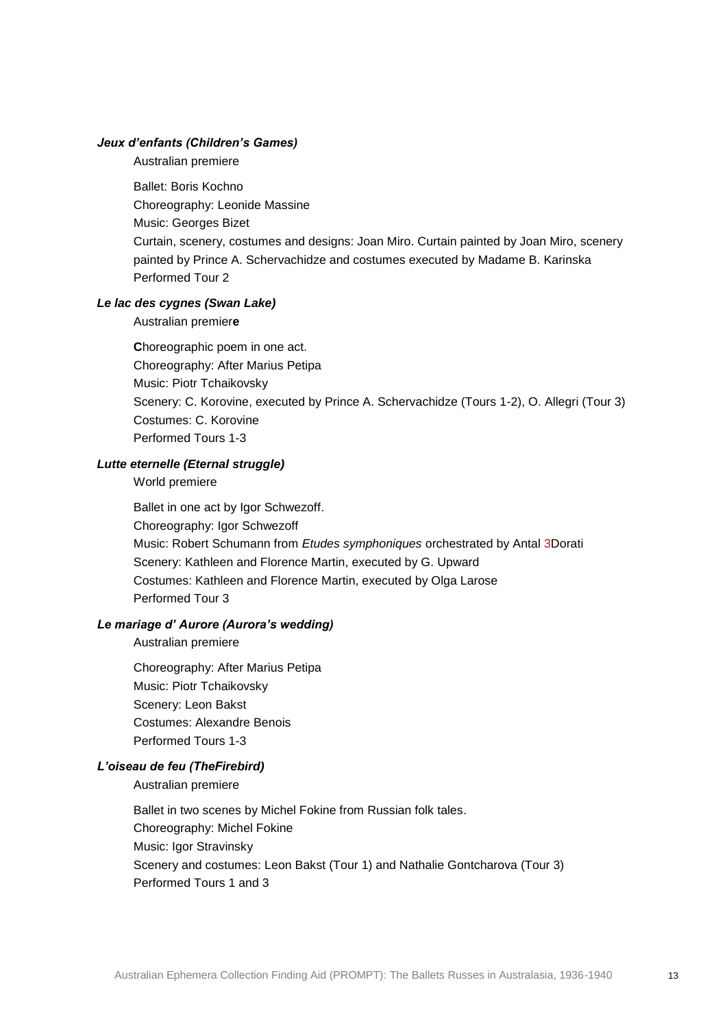### *Jeux d'enfants (Children's Games)*

Australian premiere

Ballet: Boris Kochno
Choreography: Leonide Massine
Music: Georges Bizet
Curtain, scenery, costumes and designs: Joan Miro. Curtain painted by Joan Miro, scenery painted by Prince A. Schervachidze and costumes executed by Madame B. Karinska
Performed Tour 2

### *Le lac des cygnes (Swan Lake)*

Australian premier**e**

**C**horeographic poem in one act.
Choreography: After Marius Petipa
Music: Piotr Tchaikovsky
Scenery: C. Korovine, executed by Prince A. Schervachidze (Tours 1-2), O. Allegri (Tour 3)
Costumes: C. Korovine
Performed Tours 1-3

### *Lutte eternelle (Eternal struggle)*

World premiere

Ballet in one act by Igor Schwezoff.
Choreography: Igor Schwezoff
Music: Robert Schumann from *Etudes symphoniques* orchestrated by Antal 3Dorati
Scenery: Kathleen and Florence Martin, executed by G. Upward
Costumes: Kathleen and Florence Martin, executed by Olga Larose
Performed Tour 3

### *Le mariage d' Aurore (Aurora's wedding)*

Australian premiere

Choreography: After Marius Petipa
Music: Piotr Tchaikovsky
Scenery: Leon Bakst
Costumes: Alexandre Benois
Performed Tours 1-3

### *L'oiseau de feu (TheFirebird)*

Australian premiere

Ballet in two scenes by Michel Fokine from Russian folk tales.
Choreography: Michel Fokine
Music: Igor Stravinsky
Scenery and costumes: Leon Bakst (Tour 1) and Nathalie Gontcharova (Tour 3)
Performed Tours 1 and 3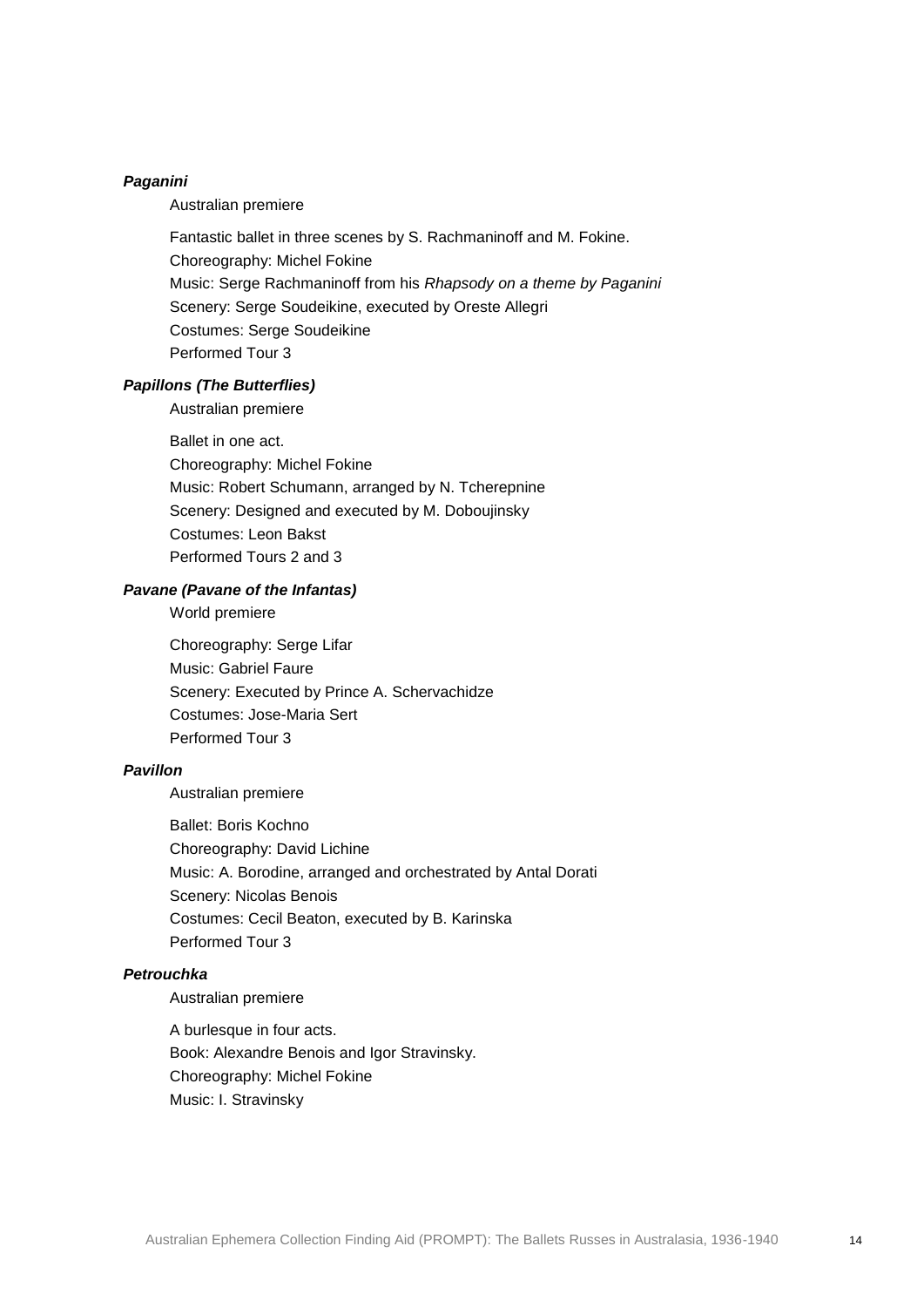***Paganini***

Australian premiere

Fantastic ballet in three scenes by S. Rachmaninoff and M. Fokine.
Choreography: Michel Fokine
Music: Serge Rachmaninoff from his *Rhapsody on a theme by Paganini*
Scenery: Serge Soudeikine, executed by Oreste Allegri
Costumes: Serge Soudeikine
Performed Tour 3

***Papillons (The Butterflies)***

Australian premiere

Ballet in one act.
Choreography: Michel Fokine
Music: Robert Schumann, arranged by N. Tcherepnine
Scenery: Designed and executed by M. Doboujinsky
Costumes: Leon Bakst
Performed Tours 2 and 3

***Pavane (Pavane of the Infantas)***

World premiere

Choreography: Serge Lifar
Music: Gabriel Faure
Scenery: Executed by Prince A. Schervachidze
Costumes: Jose-Maria Sert
Performed Tour 3

***Pavillon***

Australian premiere

Ballet: Boris Kochno
Choreography: David Lichine
Music: A. Borodine, arranged and orchestrated by Antal Dorati
Scenery: Nicolas Benois
Costumes: Cecil Beaton, executed by B. Karinska
Performed Tour 3

***Petrouchka***

Australian premiere

A burlesque in four acts.
Book: Alexandre Benois and Igor Stravinsky.
Choreography: Michel Fokine
Music: I. Stravinsky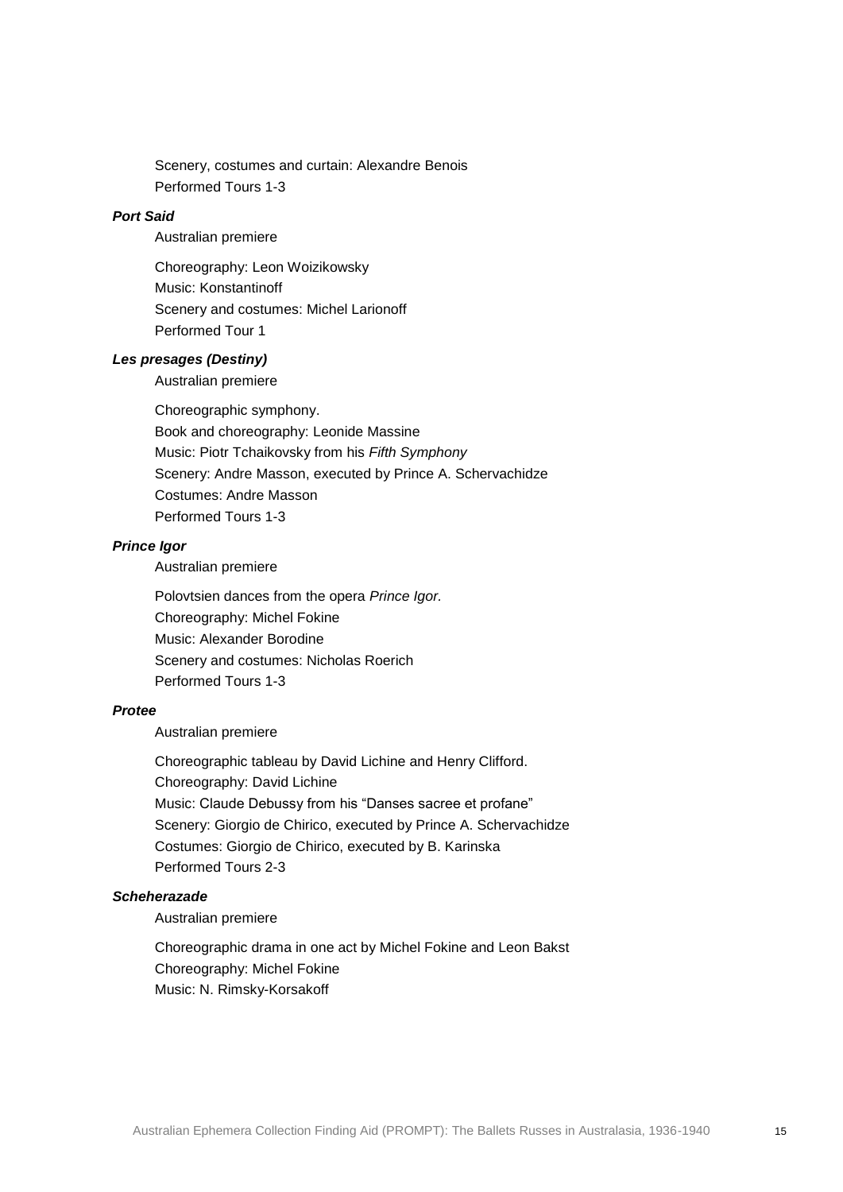Scenery, costumes and curtain: Alexandre Benois
Performed Tours 1-3

***Port Said***

Australian premiere

Choreography: Leon Woizikowsky
Music: Konstantinoff
Scenery and costumes: Michel Larionoff
Performed Tour 1

***Les presages (Destiny)***

Australian premiere

Choreographic symphony.
Book and choreography: Leonide Massine
Music: Piotr Tchaikovsky from his *Fifth Symphony*
Scenery: Andre Masson, executed by Prince A. Schervachidze
Costumes: Andre Masson
Performed Tours 1-3

***Prince Igor***

Australian premiere

Polovtsien dances from the opera *Prince Igor.*
Choreography: Michel Fokine
Music: Alexander Borodine
Scenery and costumes: Nicholas Roerich
Performed Tours 1-3

***Protee***

Australian premiere

Choreographic tableau by David Lichine and Henry Clifford.
Choreography: David Lichine
Music: Claude Debussy from his "Danses sacree et profane"
Scenery: Giorgio de Chirico, executed by Prince A. Schervachidze
Costumes: Giorgio de Chirico, executed by B. Karinska
Performed Tours 2-3

***Scheherazade***

Australian premiere

Choreographic drama in one act by Michel Fokine and Leon Bakst
Choreography: Michel Fokine
Music: N. Rimsky-Korsakoff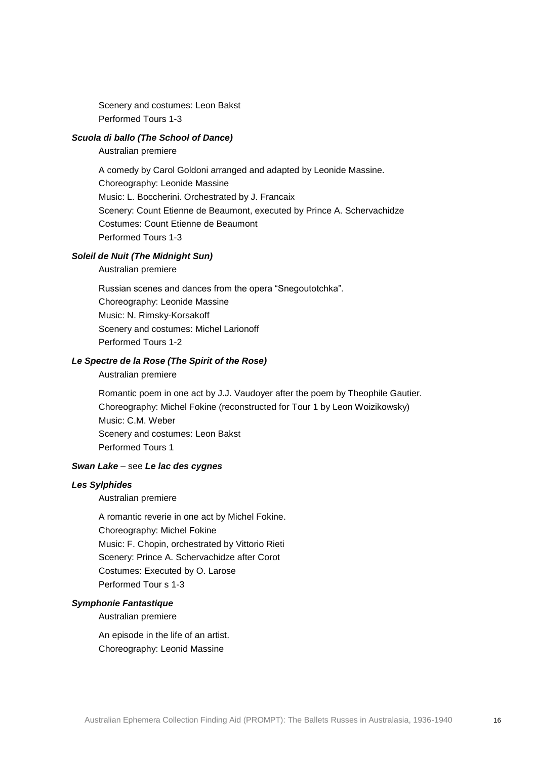Scenery and costumes: Leon Bakst
Performed Tours 1-3

***Scuola di ballo (The School of Dance)***

Australian premiere

A comedy by Carol Goldoni arranged and adapted by Leonide Massine.
Choreography: Leonide Massine
Music: L. Boccherini. Orchestrated by J. Francaix
Scenery: Count Etienne de Beaumont, executed by Prince A. Schervachidze
Costumes: Count Etienne de Beaumont
Performed Tours 1-3

***Soleil de Nuit (The Midnight Sun)***

Australian premiere

Russian scenes and dances from the opera "Snegoutotchka".
Choreography: Leonide Massine
Music: N. Rimsky-Korsakoff
Scenery and costumes: Michel Larionoff
Performed Tours 1-2

***Le Spectre de la Rose (The Spirit of the Rose)***

Australian premiere

Romantic poem in one act by J.J. Vaudoyer after the poem by Theophile Gautier.
Choreography: Michel Fokine (reconstructed for Tour 1 by Leon Woizikowsky)
Music: C.M. Weber
Scenery and costumes: Leon Bakst
Performed Tours 1

***Swan Lake*** – see ***Le lac des cygnes***

***Les Sylphides***

Australian premiere

A romantic reverie in one act by Michel Fokine.
Choreography: Michel Fokine
Music: F. Chopin, orchestrated by Vittorio Rieti
Scenery: Prince A. Schervachidze after Corot
Costumes: Executed by O. Larose
Performed Tour s 1-3

***Symphonie Fantastique***

Australian premiere

An episode in the life of an artist.
Choreography: Leonid Massine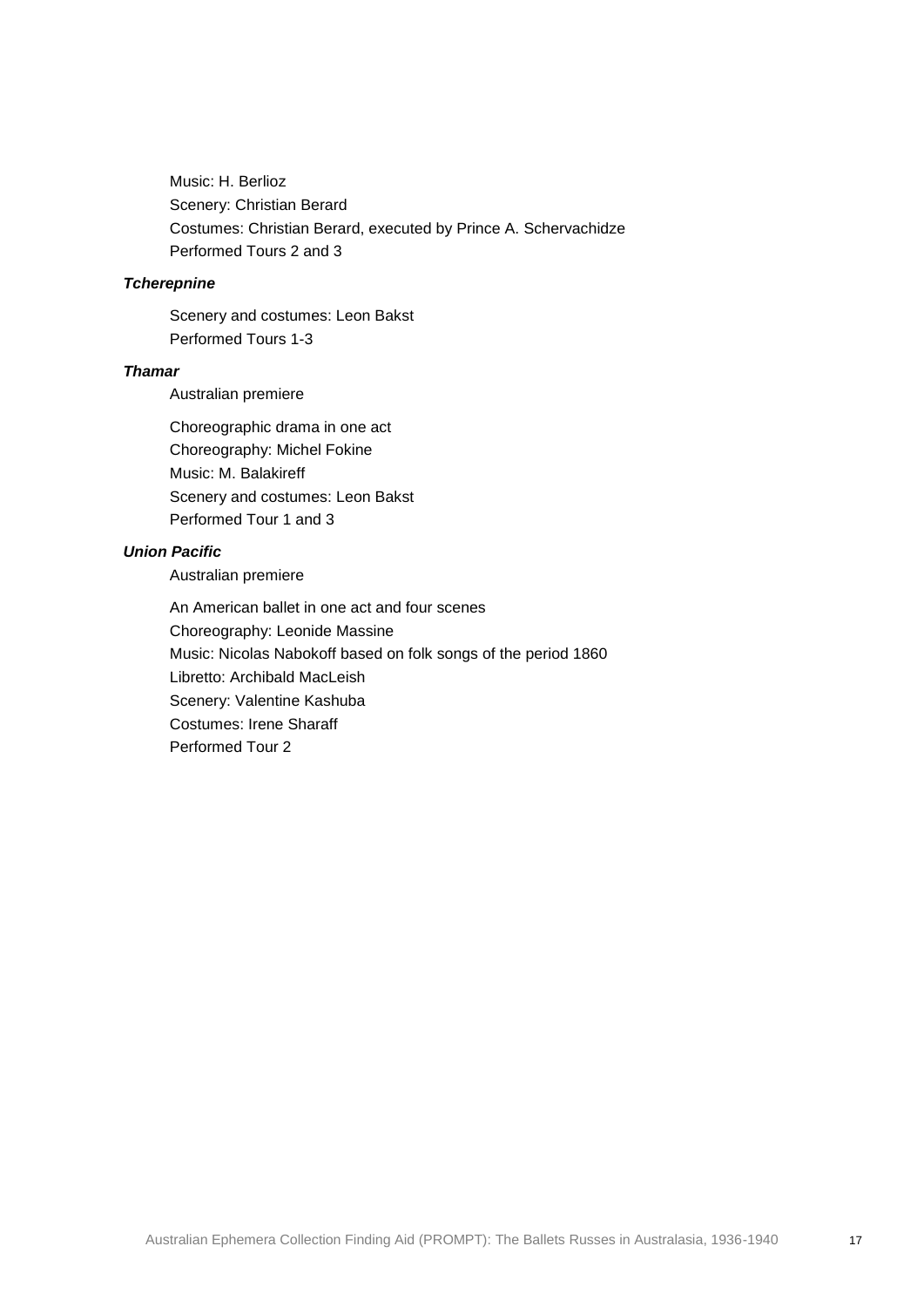Music: H. Berlioz
Scenery: Christian Berard
Costumes: Christian Berard, executed by Prince A. Schervachidze
Performed Tours 2 and 3

***Tcherepnine***

Scenery and costumes: Leon Bakst
Performed Tours 1-3

***Thamar***

Australian premiere

Choreographic drama in one act
Choreography: Michel Fokine
Music: M. Balakireff
Scenery and costumes: Leon Bakst
Performed Tour 1 and 3

***Union Pacific***

Australian premiere

An American ballet in one act and four scenes
Choreography: Leonide Massine
Music: Nicolas Nabokoff based on folk songs of the period 1860
Libretto: Archibald MacLeish
Scenery: Valentine Kashuba
Costumes: Irene Sharaff
Performed Tour 2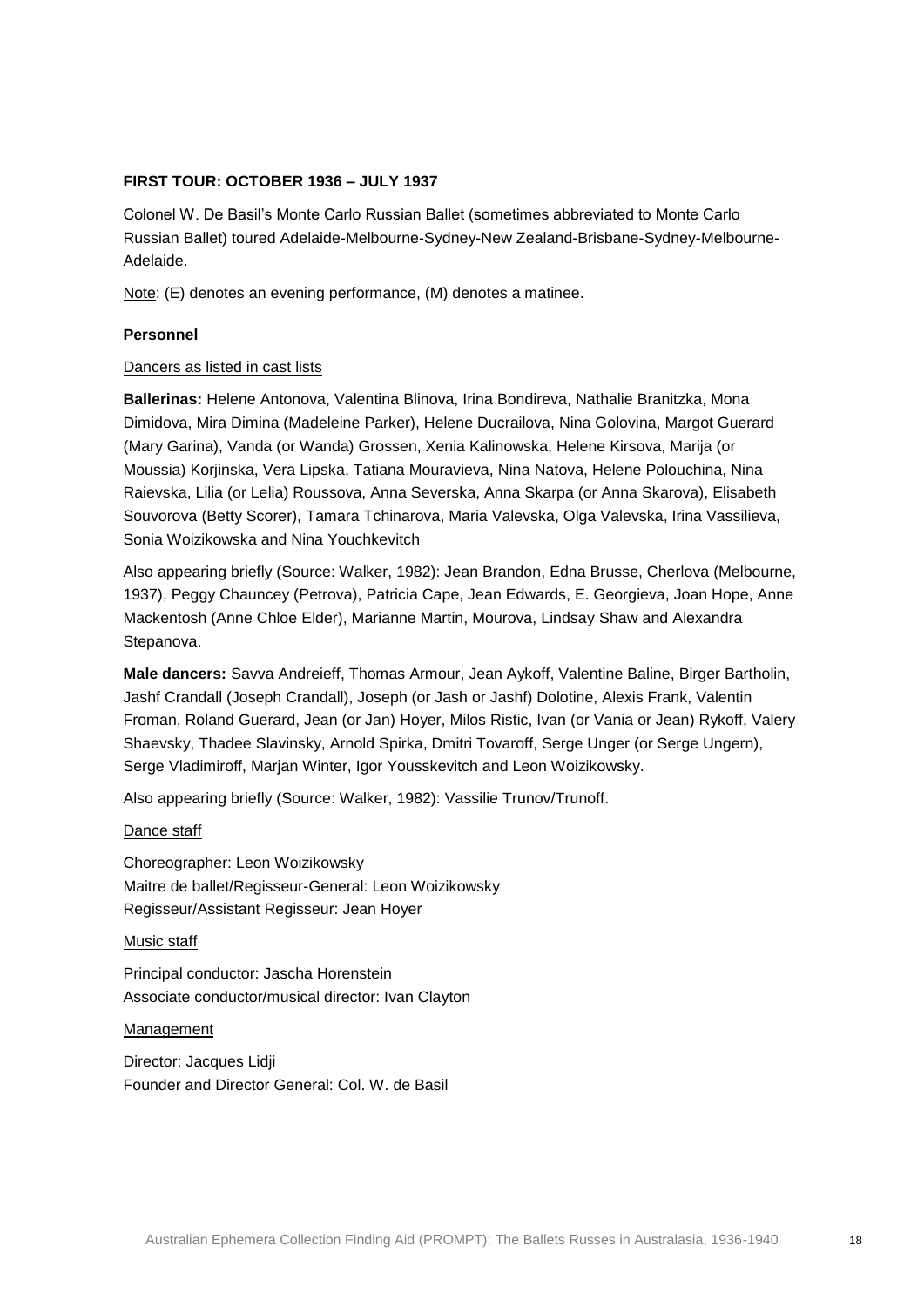**FIRST TOUR: OCTOBER 1936 – JULY 1937**

Colonel W. De Basil's Monte Carlo Russian Ballet (sometimes abbreviated to Monte Carlo Russian Ballet) toured Adelaide-Melbourne-Sydney-New Zealand-Brisbane-Sydney-Melbourne-Adelaide.

Note: (E) denotes an evening performance, (M) denotes a matinee.

**Personnel**

Dancers as listed in cast lists

**Ballerinas:** Helene Antonova, Valentina Blinova, Irina Bondireva, Nathalie Branitzka, Mona Dimidova, Mira Dimina (Madeleine Parker), Helene Ducrailova, Nina Golovina, Margot Guerard (Mary Garina), Vanda (or Wanda) Grossen, Xenia Kalinowska, Helene Kirsova, Marija (or Moussia) Korjinska, Vera Lipska, Tatiana Mouravieva, Nina Natova, Helene Polouchina, Nina Raievska, Lilia (or Lelia) Roussova, Anna Severska, Anna Skarpa (or Anna Skarova), Elisabeth Souvorova (Betty Scorer), Tamara Tchinarova, Maria Valevska, Olga Valevska, Irina Vassilieva, Sonia Woizikowska and Nina Youchkevitch

Also appearing briefly (Source: Walker, 1982): Jean Brandon, Edna Brusse, Cherlova (Melbourne, 1937), Peggy Chauncey (Petrova), Patricia Cape, Jean Edwards, E. Georgieva, Joan Hope, Anne Mackentosh (Anne Chloe Elder), Marianne Martin, Mourova, Lindsay Shaw and Alexandra Stepanova.

**Male dancers:** Savva Andreieff, Thomas Armour, Jean Aykoff, Valentine Baline, Birger Bartholin, Jashf Crandall (Joseph Crandall), Joseph (or Jash or Jashf) Dolotine, Alexis Frank, Valentin Froman, Roland Guerard, Jean (or Jan) Hoyer, Milos Ristic, Ivan (or Vania or Jean) Rykoff, Valery Shaevsky, Thadee Slavinsky, Arnold Spirka, Dmitri Tovaroff, Serge Unger (or Serge Ungern), Serge Vladimiroff, Marjan Winter, Igor Yousskevitch and Leon Woizikowsky.

Also appearing briefly (Source: Walker, 1982): Vassilie Trunov/Trunoff.

Dance staff

Choreographer: Leon Woizikowsky
Maitre de ballet/Regisseur-General: Leon Woizikowsky
Regisseur/Assistant Regisseur: Jean Hoyer

Music staff

Principal conductor: Jascha Horenstein
Associate conductor/musical director: Ivan Clayton

Management

Director: Jacques Lidji
Founder and Director General: Col. W. de Basil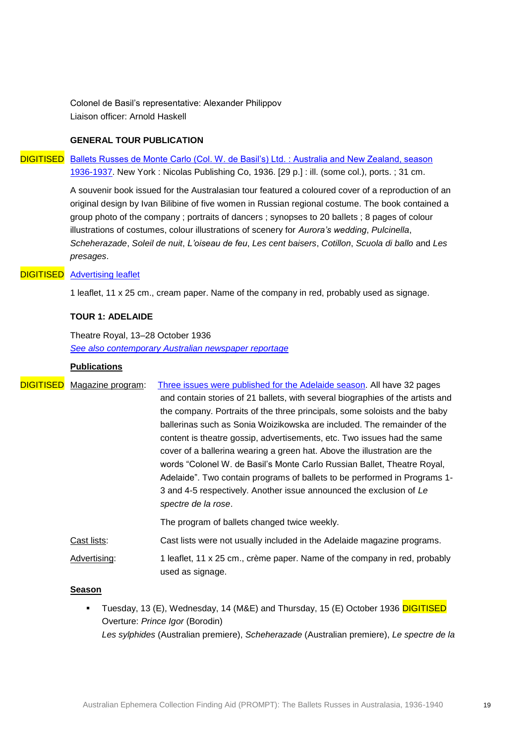Colonel de Basil's representative: Alexander Philippov
Liaison officer: Arnold Haskell

### GENERAL TOUR PUBLICATION

DIGITISED [Ballets Russes de Monte Carlo (Col. W. de Basil's) Ltd. : Australia and New Zealand, season 1936-1937](). New York : Nicolas Publishing Co, 1936. [29 p.] : ill. (some col.), ports. ; 31 cm.

A souvenir book issued for the Australasian tour featured a coloured cover of a reproduction of an original design by Ivan Bilibine of five women in Russian regional costume. The book contained a group photo of the company ; portraits of dancers ; synopses to 20 ballets ; 8 pages of colour illustrations of costumes, colour illustrations of scenery for *Aurora's wedding*, *Pulcinella*, *Scheherazade*, *Soleil de nuit*, *L'oiseau de feu*, *Les cent baisers*, *Cotillon*, *Scuola di ballo* and *Les presages*.

DIGITISED [Advertising leaflet]()

1 leaflet, 11 x 25 cm., cream paper. Name of the company in red, probably used as signage.

### TOUR 1: ADELAIDE

Theatre Royal, 13–28 October 1936
*[See also contemporary Australian newspaper reportage]()*

**Publications**

DIGITISED Magazine program: [Three issues were published for the Adelaide season](). All have 32 pages and contain stories of 21 ballets, with several biographies of the artists and the company. Portraits of the three principals, some soloists and the baby ballerinas such as Sonia Woizikowska are included. The remainder of the content is theatre gossip, advertisements, etc. Two issues had the same cover of a ballerina wearing a green hat. Above the illustration are the words "Colonel W. de Basil's Monte Carlo Russian Ballet, Theatre Royal, Adelaide". Two contain programs of ballets to be performed in Programs 1-3 and 4-5 respectively. Another issue announced the exclusion of *Le spectre de la rose*.

The program of ballets changed twice weekly.

Cast lists: Cast lists were not usually included in the Adelaide magazine programs.

Advertising: 1 leaflet, 11 x 25 cm., crème paper. Name of the company in red, probably used as signage.

**Season**

- Tuesday, 13 (E), Wednesday, 14 (M&E) and Thursday, 15 (E) October 1936 DIGITISED
  Overture: *Prince Igor* (Borodin)
  *Les sylphides* (Australian premiere), *Scheherazade* (Australian premiere), *Le spectre de la*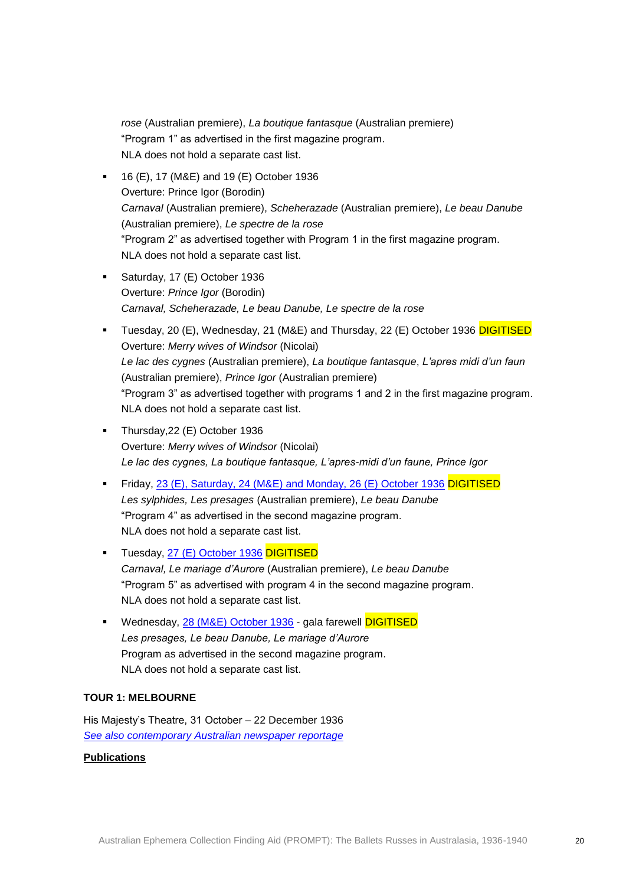*rose* (Australian premiere), *La boutique fantasque* (Australian premiere)
"Program 1" as advertised in the first magazine program.
NLA does not hold a separate cast list.

- 16 (E), 17 (M&E) and 19 (E) October 1936
  Overture: Prince Igor (Borodin)
  *Carnaval* (Australian premiere), *Scheherazade* (Australian premiere), *Le beau Danube* (Australian premiere), *Le spectre de la rose*
  "Program 2" as advertised together with Program 1 in the first magazine program.
  NLA does not hold a separate cast list.

- Saturday, 17 (E) October 1936
  Overture: *Prince Igor* (Borodin)
  *Carnaval, Scheherazade, Le beau Danube, Le spectre de la rose*

- Tuesday, 20 (E), Wednesday, 21 (M&E) and Thursday, 22 (E) October 1936 DIGITISED
  Overture: *Merry wives of Windsor* (Nicolai)
  *Le lac des cygnes* (Australian premiere), *La boutique fantasque*, *L'apres midi d'un faun* (Australian premiere), *Prince Igor* (Australian premiere)
  "Program 3" as advertised together with programs 1 and 2 in the first magazine program.
  NLA does not hold a separate cast list.

- Thursday,22 (E) October 1936
  Overture: *Merry wives of Windsor* (Nicolai)
  *Le lac des cygnes, La boutique fantasque, L'apres-midi d'un faune, Prince Igor*

- Friday, 23 (E), Saturday, 24 (M&E) and Monday, 26 (E) October 1936 DIGITISED
  *Les sylphides, Les presages* (Australian premiere), *Le beau Danube*
  "Program 4" as advertised in the second magazine program.
  NLA does not hold a separate cast list.

- Tuesday, 27 (E) October 1936 DIGITISED
  *Carnaval, Le mariage d'Aurore* (Australian premiere), *Le beau Danube*
  "Program 5" as advertised with program 4 in the second magazine program.
  NLA does not hold a separate cast list.

- Wednesday, 28 (M&E) October 1936 - gala farewell DIGITISED
  *Les presages, Le beau Danube, Le mariage d'Aurore*
  Program as advertised in the second magazine program.
  NLA does not hold a separate cast list.

**TOUR 1: MELBOURNE**

His Majesty's Theatre, 31 October – 22 December 1936
*See also contemporary Australian newspaper reportage*

**Publications**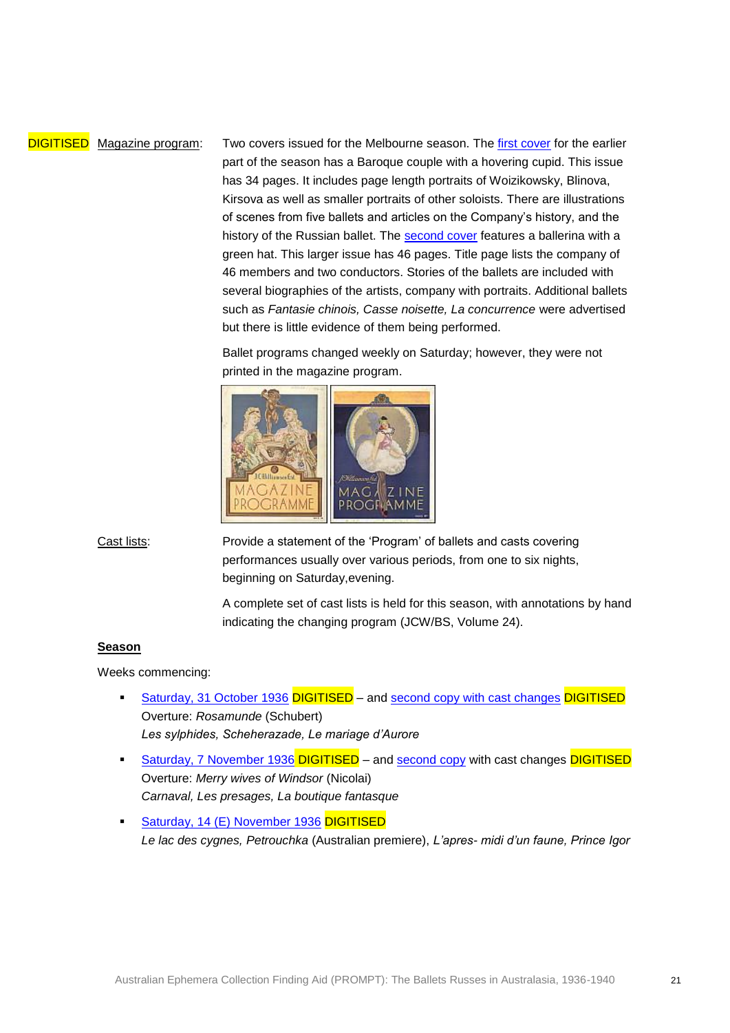DIGITISED Magazine program: Two covers issued for the Melbourne season. The first cover for the earlier part of the season has a Baroque couple with a hovering cupid. This issue has 34 pages. It includes page length portraits of Woizikowsky, Blinova, Kirsova as well as smaller portraits of other soloists. There are illustrations of scenes from five ballets and articles on the Company's history, and the history of the Russian ballet. The second cover features a ballerina with a green hat. This larger issue has 46 pages. Title page lists the company of 46 members and two conductors. Stories of the ballets are included with several biographies of the artists, company with portraits. Additional ballets such as *Fantasie chinois, Casse noisette, La concurrence* were advertised but there is little evidence of them being performed.

Ballet programs changed weekly on Saturday; however, they were not printed in the magazine program.

Cast lists: Provide a statement of the 'Program' of ballets and casts covering performances usually over various periods, from one to six nights, beginning on Saturday,evening.

A complete set of cast lists is held for this season, with annotations by hand indicating the changing program (JCW/BS, Volume 24).

**Season**

Weeks commencing:

- Saturday, 31 October 1936 DIGITISED – and second copy with cast changes DIGITISED
  Overture: *Rosamunde* (Schubert)
  *Les sylphides, Scheherazade, Le mariage d'Aurore*
- Saturday, 7 November 1936 DIGITISED – and second copy with cast changes DIGITISED
  Overture: *Merry wives of Windsor* (Nicolai)
  *Carnaval, Les presages, La boutique fantasque*
- Saturday, 14 (E) November 1936 DIGITISED
  *Le lac des cygnes, Petrouchka* (Australian premiere), *L'apres- midi d'un faune, Prince Igor*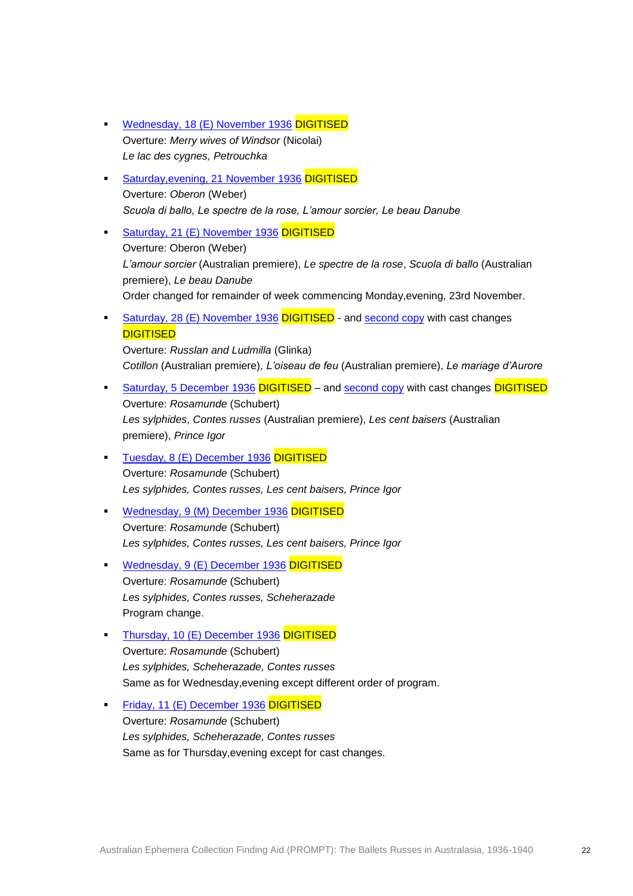- Wednesday, 18 (E) November 1936 DIGITISED
  Overture: *Merry wives of Windsor* (Nicolai)
  *Le lac des cygnes, Petrouchka*

- Saturday,evening, 21 November 1936 DIGITISED
  Overture: *Oberon* (Weber)
  *Scuola di ballo, Le spectre de la rose, L'amour sorcier, Le beau Danube*

- Saturday, 21 (E) November 1936 DIGITISED
  Overture: Oberon (Weber)
  *L'amour sorcier* (Australian premiere), *Le spectre de la rose*, *Scuola di ballo* (Australian premiere), *Le beau Danube*
  Order changed for remainder of week commencing Monday,evening, 23rd November.

- Saturday, 28 (E) November 1936 DIGITISED - and second copy with cast changes DIGITISED
  Overture: *Russlan and Ludmilla* (Glinka)
  *Cotillon* (Australian premiere)*, L'oiseau de feu* (Australian premiere), *Le mariage d'Aurore*

- Saturday, 5 December 1936 DIGITISED – and second copy with cast changes DIGITISED
  Overture: *Rosamunde* (Schubert)
  *Les sylphides*, *Contes russes* (Australian premiere), *Les cent baisers* (Australian premiere), *Prince Igor*

- Tuesday, 8 (E) December 1936 DIGITISED
  Overture: *Rosamunde* (Schubert)
  *Les sylphides, Contes russes, Les cent baisers, Prince Igor*

- Wednesday, 9 (M) December 1936 DIGITISED
  Overture: *Rosamunde* (Schubert)
  *Les sylphides, Contes russes, Les cent baisers, Prince Igor*

- Wednesday, 9 (E) December 1936 DIGITISED
  Overture: *Rosamunde* (Schubert)
  *Les sylphides, Contes russes, Scheherazade*
  Program change.

- Thursday, 10 (E) December 1936 DIGITISED
  Overture: *Rosamunde* (Schubert)
  *Les sylphides, Scheherazade, Contes russes*
  Same as for Wednesday,evening except different order of program.

- Friday, 11 (E) December 1936 DIGITISED
  Overture: *Rosamunde* (Schubert)
  *Les sylphides, Scheherazade, Contes russes*
  Same as for Thursday,evening except for cast changes.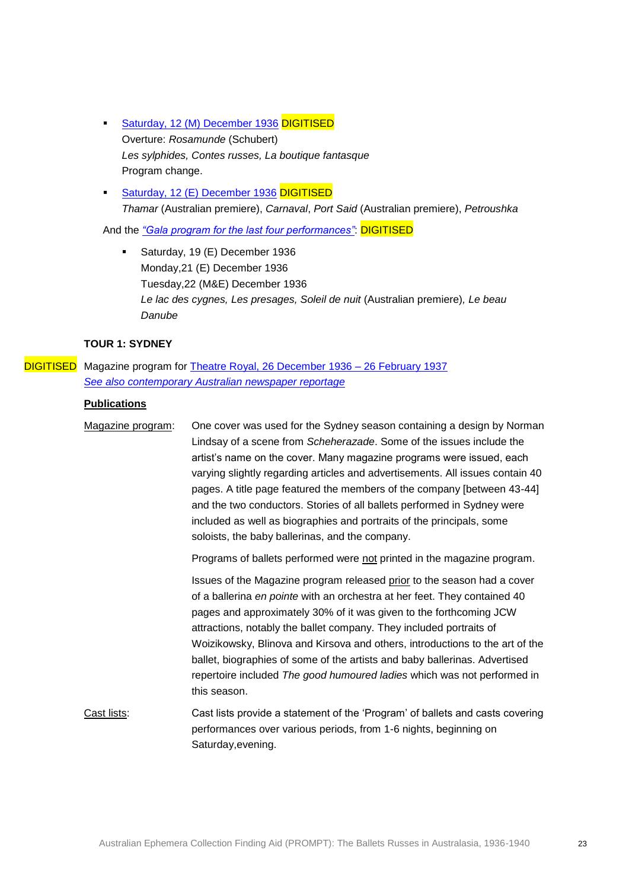- Saturday, 12 (M) December 1936 DIGITISED
  Overture: *Rosamunde* (Schubert)
  *Les sylphides, Contes russes, La boutique fantasque*
  Program change.
- Saturday, 12 (E) December 1936 DIGITISED
  *Thamar* (Australian premiere), *Carnaval*, *Port Said* (Australian premiere), *Petroushka*

And the *"Gala program for the last four performances"*: DIGITISED

- Saturday, 19 (E) December 1936
  Monday,21 (E) December 1936
  Tuesday,22 (M&E) December 1936
  *Le lac des cygnes, Les presages, Soleil de nuit* (Australian premiere), *Le beau Danube*

**TOUR 1: SYDNEY**

DIGITISED Magazine program for Theatre Royal, 26 December 1936 – 26 February 1937
*See also contemporary Australian newspaper reportage*

**Publications**

Magazine program: One cover was used for the Sydney season containing a design by Norman Lindsay of a scene from *Scheherazade*. Some of the issues include the artist's name on the cover. Many magazine programs were issued, each varying slightly regarding articles and advertisements. All issues contain 40 pages. A title page featured the members of the company [between 43-44] and the two conductors. Stories of all ballets performed in Sydney were included as well as biographies and portraits of the principals, some soloists, the baby ballerinas, and the company.

Programs of ballets performed were not printed in the magazine program.

Issues of the Magazine program released prior to the season had a cover of a ballerina *en pointe* with an orchestra at her feet. They contained 40 pages and approximately 30% of it was given to the forthcoming JCW attractions, notably the ballet company. They included portraits of Woizikowsky, Blinova and Kirsova and others, introductions to the art of the ballet, biographies of some of the artists and baby ballerinas. Advertised repertoire included *The good humoured ladies* which was not performed in this season.

Cast lists: Cast lists provide a statement of the 'Program' of ballets and casts covering performances over various periods, from 1-6 nights, beginning on Saturday,evening.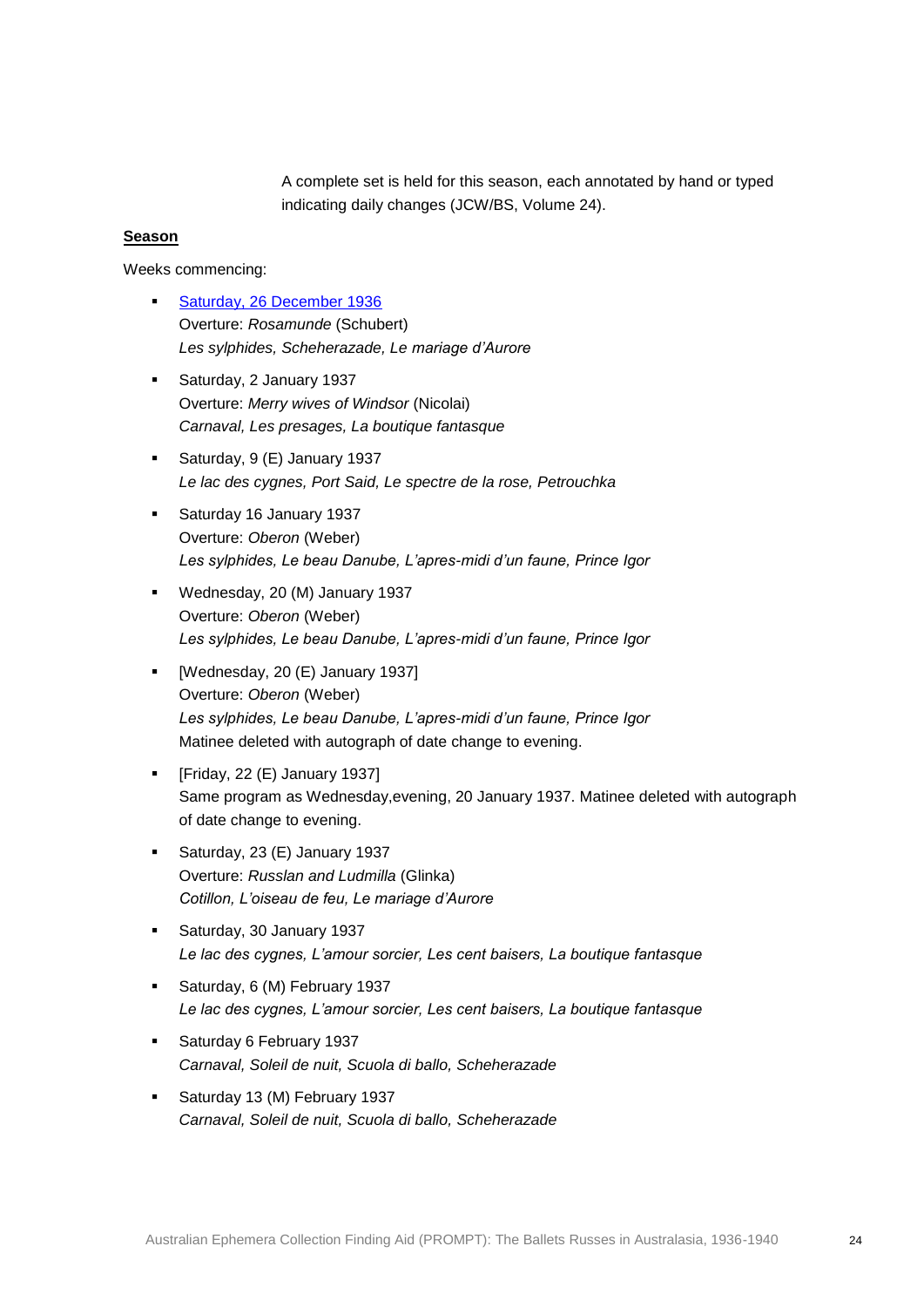A complete set is held for this season, each annotated by hand or typed indicating daily changes (JCW/BS, Volume 24).

**Season**

Weeks commencing:

- Saturday, 26 December 1936
  Overture: *Rosamunde* (Schubert)
  *Les sylphides, Scheherazade, Le mariage d'Aurore*
- Saturday, 2 January 1937
  Overture: *Merry wives of Windsor* (Nicolai)
  *Carnaval, Les presages, La boutique fantasque*
- Saturday, 9 (E) January 1937
  *Le lac des cygnes, Port Said, Le spectre de la rose, Petrouchka*
- Saturday 16 January 1937
  Overture: *Oberon* (Weber)
  *Les sylphides, Le beau Danube, L'apres-midi d'un faune, Prince Igor*
- Wednesday, 20 (M) January 1937
  Overture: *Oberon* (Weber)
  *Les sylphides, Le beau Danube, L'apres-midi d'un faune, Prince Igor*
- [Wednesday, 20 (E) January 1937]
  Overture: *Oberon* (Weber)
  *Les sylphides, Le beau Danube, L'apres-midi d'un faune, Prince Igor*
  Matinee deleted with autograph of date change to evening.
- [Friday, 22 (E) January 1937]
  Same program as Wednesday,evening, 20 January 1937. Matinee deleted with autograph of date change to evening.
- Saturday, 23 (E) January 1937
  Overture: *Russlan and Ludmilla* (Glinka)
  *Cotillon, L'oiseau de feu, Le mariage d'Aurore*
- Saturday, 30 January 1937
  *Le lac des cygnes, L'amour sorcier, Les cent baisers, La boutique fantasque*
- Saturday, 6 (M) February 1937
  *Le lac des cygnes, L'amour sorcier, Les cent baisers, La boutique fantasque*
- Saturday 6 February 1937
  *Carnaval, Soleil de nuit, Scuola di ballo, Scheherazade*
- Saturday 13 (M) February 1937
  *Carnaval, Soleil de nuit, Scuola di ballo, Scheherazade*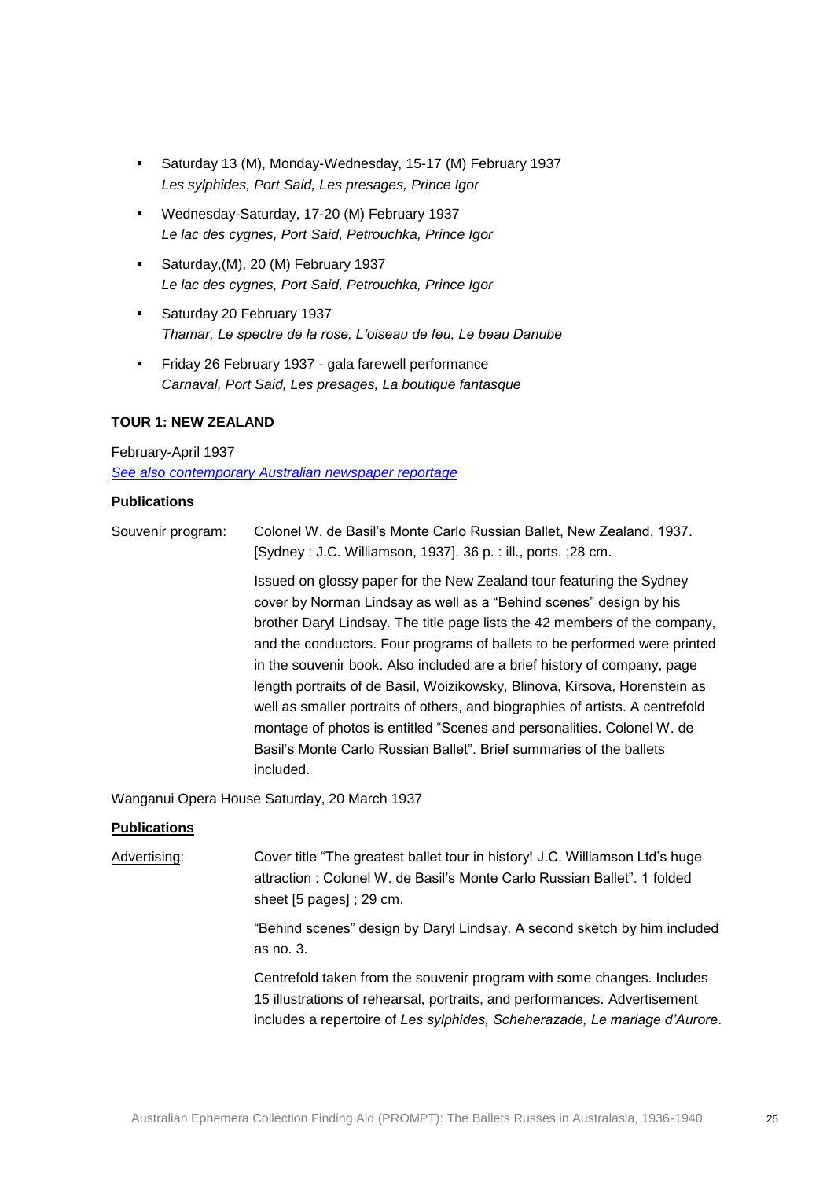- Saturday 13 (M), Monday-Wednesday, 15-17 (M) February 1937
  *Les sylphides, Port Said, Les presages, Prince Igor*
- Wednesday-Saturday, 17-20 (M) February 1937
  *Le lac des cygnes, Port Said, Petrouchka, Prince Igor*
- Saturday,(M), 20 (M) February 1937
  *Le lac des cygnes, Port Said, Petrouchka, Prince Igor*
- Saturday 20 February 1937
  *Thamar, Le spectre de la rose, L'oiseau de feu, Le beau Danube*
- Friday 26 February 1937 - gala farewell performance
  *Carnaval, Port Said, Les presages, La boutique fantasque*

**TOUR 1: NEW ZEALAND**

February-April 1937

*See also contemporary Australian newspaper reportage*

**Publications**

Souvenir program: Colonel W. de Basil's Monte Carlo Russian Ballet, New Zealand, 1937. [Sydney : J.C. Williamson, 1937]. 36 p. : ill., ports. ;28 cm.

Issued on glossy paper for the New Zealand tour featuring the Sydney cover by Norman Lindsay as well as a "Behind scenes" design by his brother Daryl Lindsay. The title page lists the 42 members of the company, and the conductors. Four programs of ballets to be performed were printed in the souvenir book. Also included are a brief history of company, page length portraits of de Basil, Woizikowsky, Blinova, Kirsova, Horenstein as well as smaller portraits of others, and biographies of artists. A centrefold montage of photos is entitled "Scenes and personalities. Colonel W. de Basil's Monte Carlo Russian Ballet". Brief summaries of the ballets included.

Wanganui Opera House Saturday, 20 March 1937

**Publications**

Advertising: Cover title "The greatest ballet tour in history! J.C. Williamson Ltd's huge attraction : Colonel W. de Basil's Monte Carlo Russian Ballet". 1 folded sheet [5 pages] ; 29 cm.

"Behind scenes" design by Daryl Lindsay. A second sketch by him included as no. 3.

Centrefold taken from the souvenir program with some changes. Includes 15 illustrations of rehearsal, portraits, and performances. Advertisement includes a repertoire of *Les sylphides, Scheherazade, Le mariage d'Aurore*.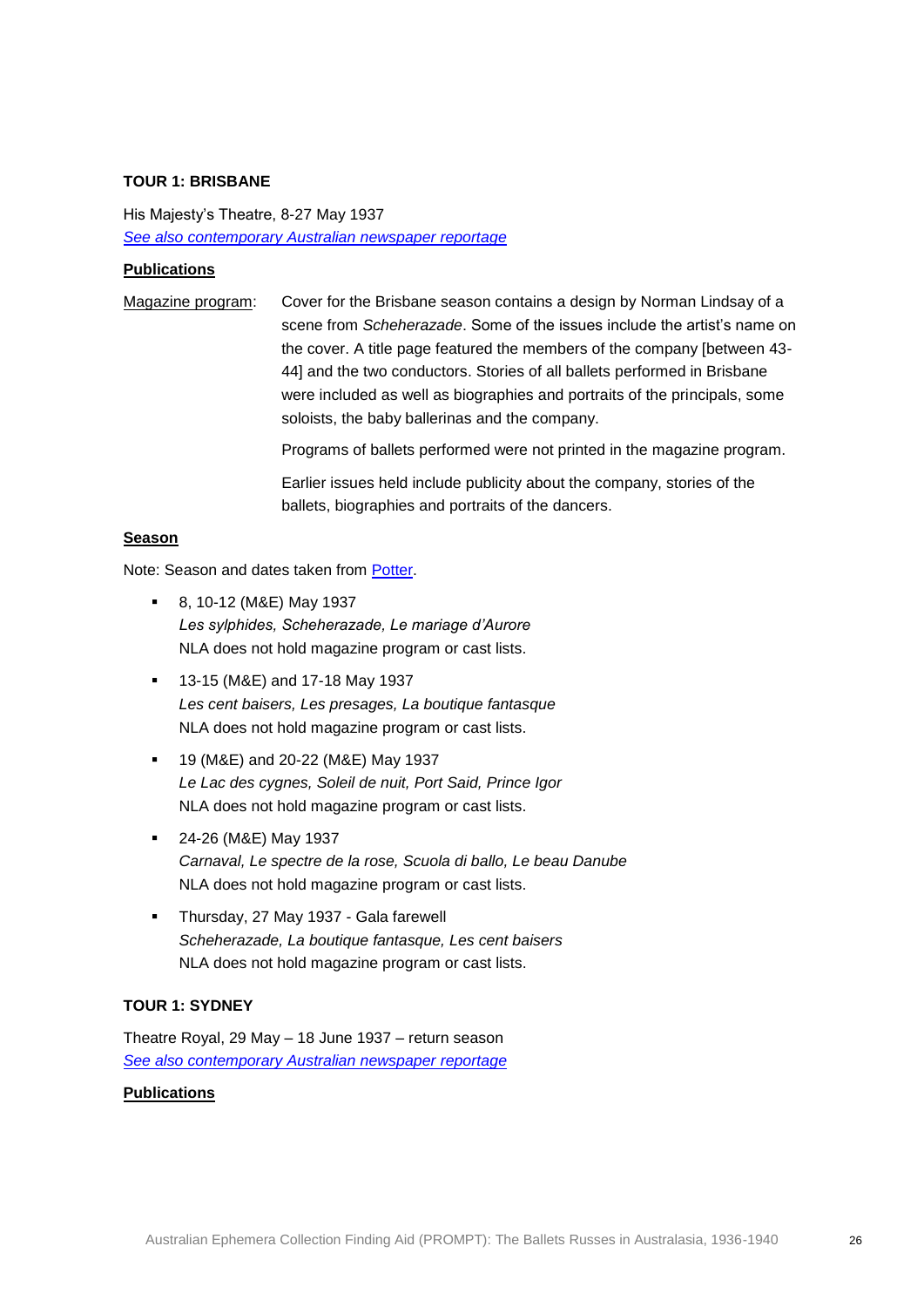### TOUR 1: BRISBANE

His Majesty's Theatre, 8-27 May 1937
*See also contemporary Australian newspaper reportage*

**Publications**

Magazine program: Cover for the Brisbane season contains a design by Norman Lindsay of a scene from *Scheherazade*. Some of the issues include the artist's name on the cover. A title page featured the members of the company [between 43-44] and the two conductors. Stories of all ballets performed in Brisbane were included as well as biographies and portraits of the principals, some soloists, the baby ballerinas and the company.

Programs of ballets performed were not printed in the magazine program.

Earlier issues held include publicity about the company, stories of the ballets, biographies and portraits of the dancers.

**Season**

Note: Season and dates taken from Potter.

- 8, 10-12 (M&E) May 1937
  *Les sylphides, Scheherazade, Le mariage d'Aurore*
  NLA does not hold magazine program or cast lists.
- 13-15 (M&E) and 17-18 May 1937
  *Les cent baisers, Les presages, La boutique fantasque*
  NLA does not hold magazine program or cast lists.
- 19 (M&E) and 20-22 (M&E) May 1937
  *Le Lac des cygnes, Soleil de nuit, Port Said, Prince Igor*
  NLA does not hold magazine program or cast lists.
- 24-26 (M&E) May 1937
  *Carnaval, Le spectre de la rose, Scuola di ballo, Le beau Danube*
  NLA does not hold magazine program or cast lists.
- Thursday, 27 May 1937 - Gala farewell
  *Scheherazade, La boutique fantasque, Les cent baisers*
  NLA does not hold magazine program or cast lists.

### TOUR 1: SYDNEY

Theatre Royal, 29 May – 18 June 1937 – return season
*See also contemporary Australian newspaper reportage*

**Publications**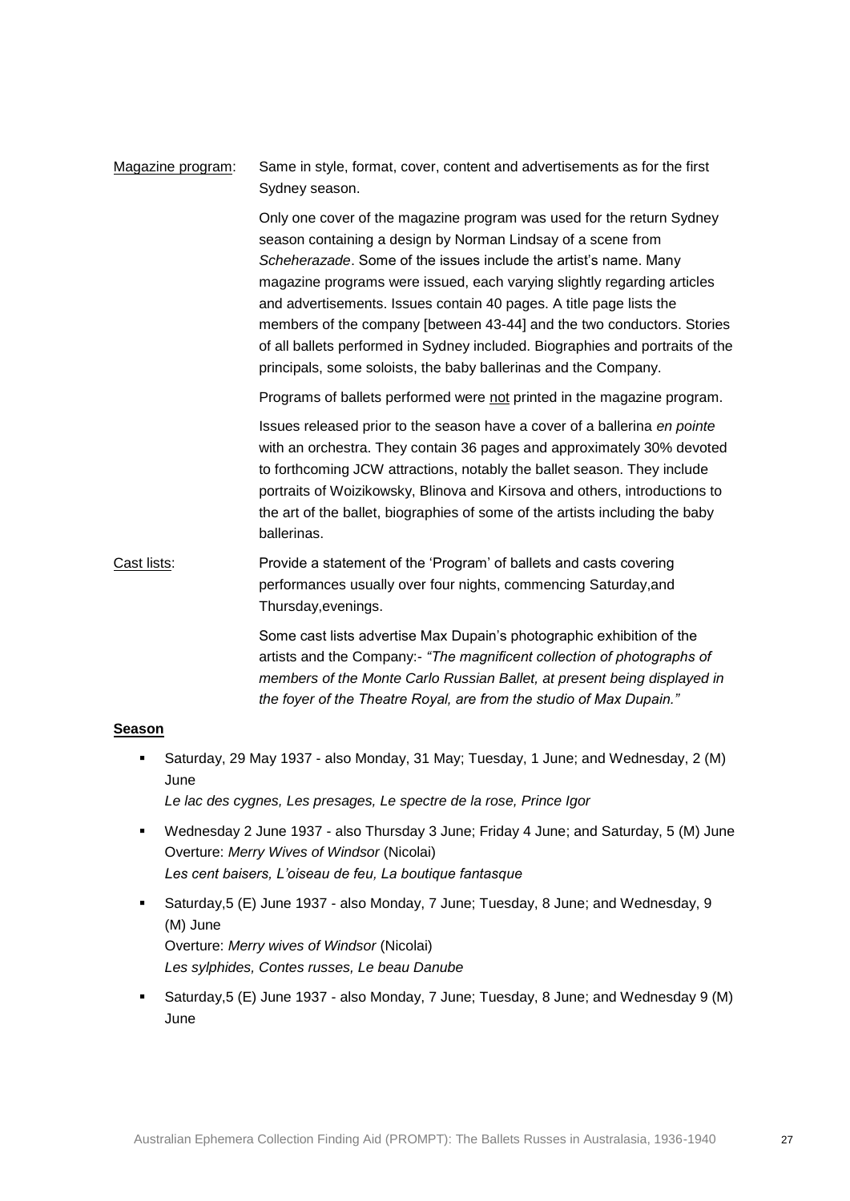Magazine program: Same in style, format, cover, content and advertisements as for the first Sydney season.

Only one cover of the magazine program was used for the return Sydney season containing a design by Norman Lindsay of a scene from *Scheherazade*. Some of the issues include the artist's name. Many magazine programs were issued, each varying slightly regarding articles and advertisements. Issues contain 40 pages. A title page lists the members of the company [between 43-44] and the two conductors. Stories of all ballets performed in Sydney included. Biographies and portraits of the principals, some soloists, the baby ballerinas and the Company.

Programs of ballets performed were not printed in the magazine program.

Issues released prior to the season have a cover of a ballerina *en pointe* with an orchestra. They contain 36 pages and approximately 30% devoted to forthcoming JCW attractions, notably the ballet season. They include portraits of Woizikowsky, Blinova and Kirsova and others, introductions to the art of the ballet, biographies of some of the artists including the baby ballerinas.

Cast lists: Provide a statement of the 'Program' of ballets and casts covering performances usually over four nights, commencing Saturday,and Thursday,evenings.

Some cast lists advertise Max Dupain's photographic exhibition of the artists and the Company:- *"The magnificent collection of photographs of members of the Monte Carlo Russian Ballet, at present being displayed in the foyer of the Theatre Royal, are from the studio of Max Dupain."*

**Season**

- Saturday, 29 May 1937 - also Monday, 31 May; Tuesday, 1 June; and Wednesday, 2 (M) June
  *Le lac des cygnes, Les presages, Le spectre de la rose, Prince Igor*
- Wednesday 2 June 1937 - also Thursday 3 June; Friday 4 June; and Saturday, 5 (M) June
  Overture: *Merry Wives of Windsor* (Nicolai)
  *Les cent baisers, L'oiseau de feu, La boutique fantasque*
- Saturday,5 (E) June 1937 - also Monday, 7 June; Tuesday, 8 June; and Wednesday, 9 (M) June
  Overture: *Merry wives of Windsor* (Nicolai)
  *Les sylphides, Contes russes, Le beau Danube*
- Saturday,5 (E) June 1937 - also Monday, 7 June; Tuesday, 8 June; and Wednesday 9 (M) June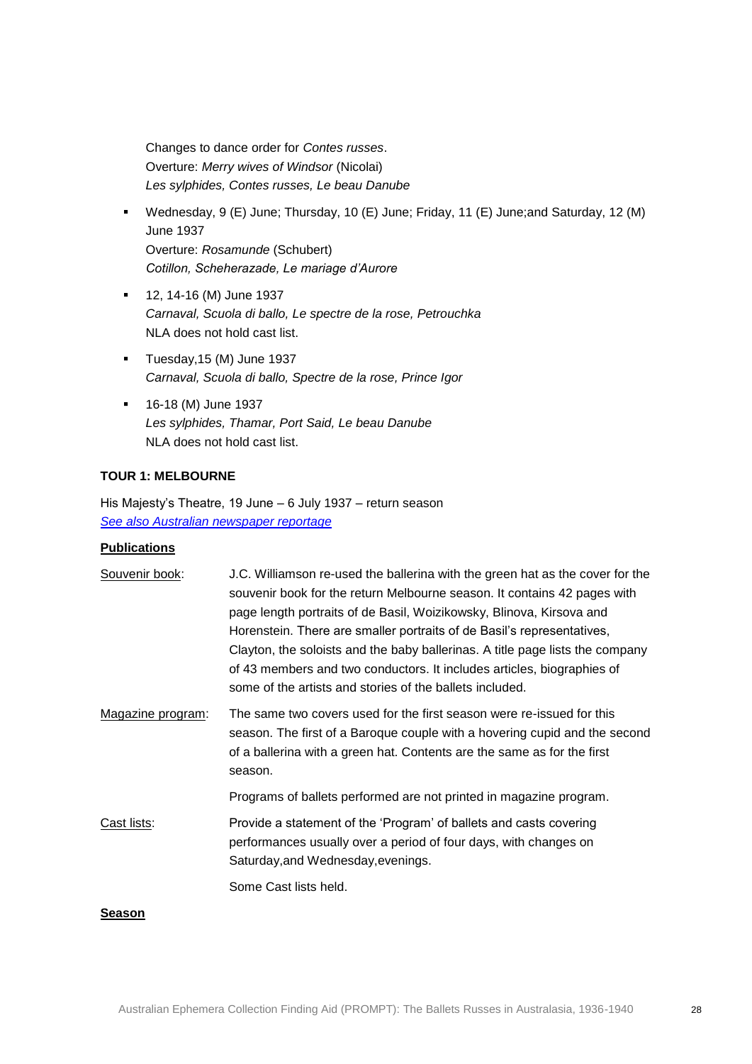Changes to dance order for *Contes russes*.
Overture: *Merry wives of Windsor* (Nicolai)
*Les sylphides, Contes russes, Le beau Danube*

- Wednesday, 9 (E) June; Thursday, 10 (E) June; Friday, 11 (E) June;and Saturday, 12 (M) June 1937
  Overture: *Rosamunde* (Schubert)
  *Cotillon, Scheherazade, Le mariage d'Aurore*
- 12, 14-16 (M) June 1937
  *Carnaval, Scuola di ballo, Le spectre de la rose, Petrouchka*
  NLA does not hold cast list.
- Tuesday,15 (M) June 1937
  *Carnaval, Scuola di ballo, Spectre de la rose, Prince Igor*
- 16-18 (M) June 1937
  *Les sylphides, Thamar, Port Said, Le beau Danube*
  NLA does not hold cast list.

**TOUR 1: MELBOURNE**

His Majesty's Theatre, 19 June – 6 July 1937 – return season
*See also Australian newspaper reportage*

**Publications**

Souvenir book: J.C. Williamson re-used the ballerina with the green hat as the cover for the souvenir book for the return Melbourne season. It contains 42 pages with page length portraits of de Basil, Woizikowsky, Blinova, Kirsova and Horenstein. There are smaller portraits of de Basil's representatives, Clayton, the soloists and the baby ballerinas. A title page lists the company of 43 members and two conductors. It includes articles, biographies of some of the artists and stories of the ballets included.

Magazine program: The same two covers used for the first season were re-issued for this season. The first of a Baroque couple with a hovering cupid and the second of a ballerina with a green hat. Contents are the same as for the first season.

Programs of ballets performed are not printed in magazine program.

Cast lists: Provide a statement of the 'Program' of ballets and casts covering performances usually over a period of four days, with changes on Saturday,and Wednesday,evenings.

Some Cast lists held.

**Season**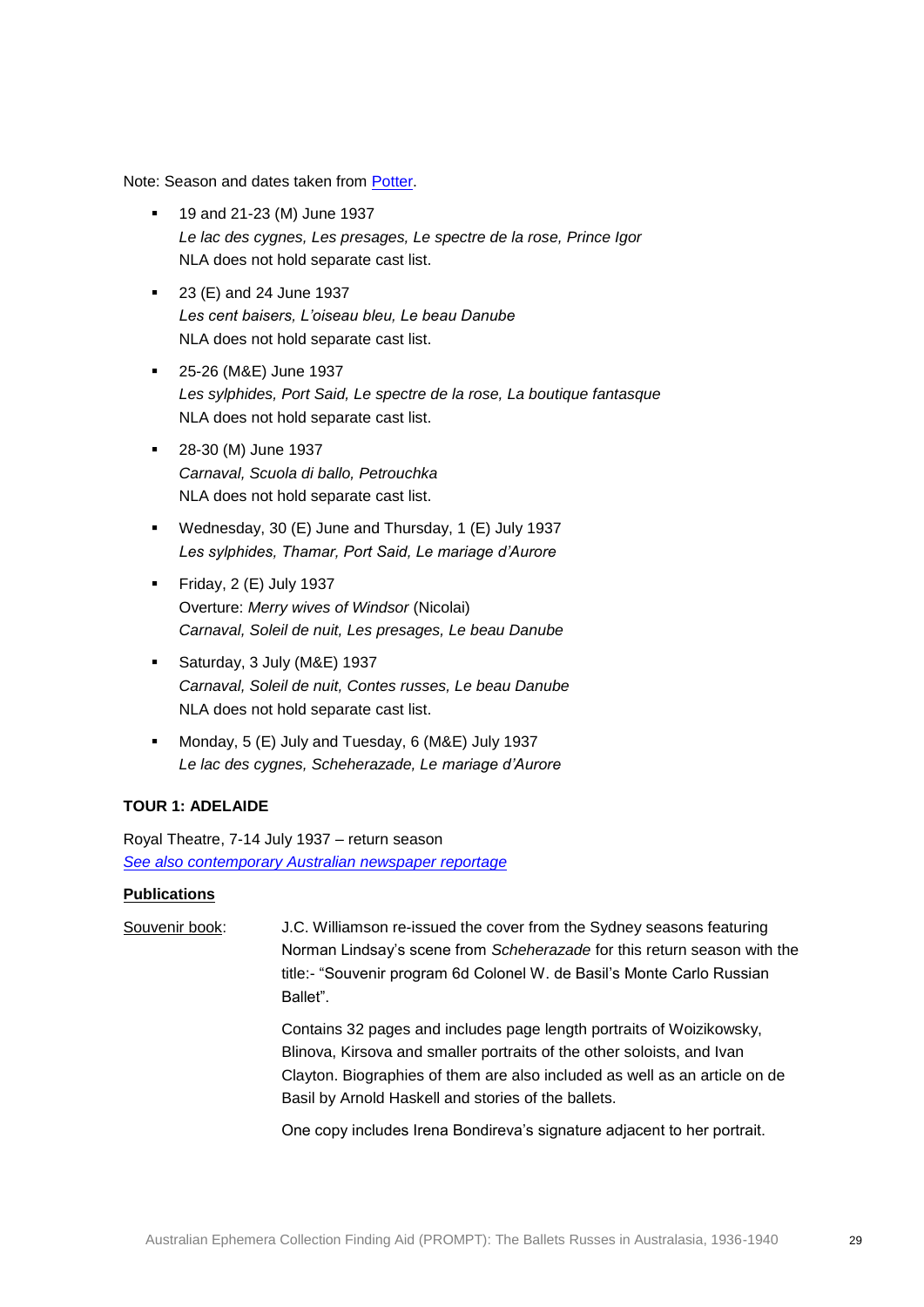Note: Season and dates taken from [Potter](Potter).

- 19 and 21-23 (M) June 1937
  *Le lac des cygnes, Les presages, Le spectre de la rose, Prince Igor*
  NLA does not hold separate cast list.
- 23 (E) and 24 June 1937
  *Les cent baisers, L'oiseau bleu, Le beau Danube*
  NLA does not hold separate cast list.
- 25-26 (M&E) June 1937
  *Les sylphides, Port Said, Le spectre de la rose, La boutique fantasque*
  NLA does not hold separate cast list.
- 28-30 (M) June 1937
  *Carnaval, Scuola di ballo, Petrouchka*
  NLA does not hold separate cast list.
- Wednesday, 30 (E) June and Thursday, 1 (E) July 1937
  *Les sylphides, Thamar, Port Said, Le mariage d'Aurore*
- Friday, 2 (E) July 1937
  Overture: *Merry wives of Windsor* (Nicolai)
  *Carnaval, Soleil de nuit, Les presages, Le beau Danube*
- Saturday, 3 July (M&E) 1937
  *Carnaval, Soleil de nuit, Contes russes, Le beau Danube*
  NLA does not hold separate cast list.
- Monday, 5 (E) July and Tuesday, 6 (M&E) July 1937
  *Le lac des cygnes, Scheherazade, Le mariage d'Aurore*

**TOUR 1: ADELAIDE**

Royal Theatre, 7-14 July 1937 – return season
*See also contemporary Australian newspaper reportage*

**Publications**

Souvenir book: J.C. Williamson re-issued the cover from the Sydney seasons featuring Norman Lindsay's scene from *Scheherazade* for this return season with the title:- "Souvenir program 6d Colonel W. de Basil's Monte Carlo Russian Ballet".

Contains 32 pages and includes page length portraits of Woizikowsky, Blinova, Kirsova and smaller portraits of the other soloists, and Ivan Clayton. Biographies of them are also included as well as an article on de Basil by Arnold Haskell and stories of the ballets.

One copy includes Irena Bondireva's signature adjacent to her portrait.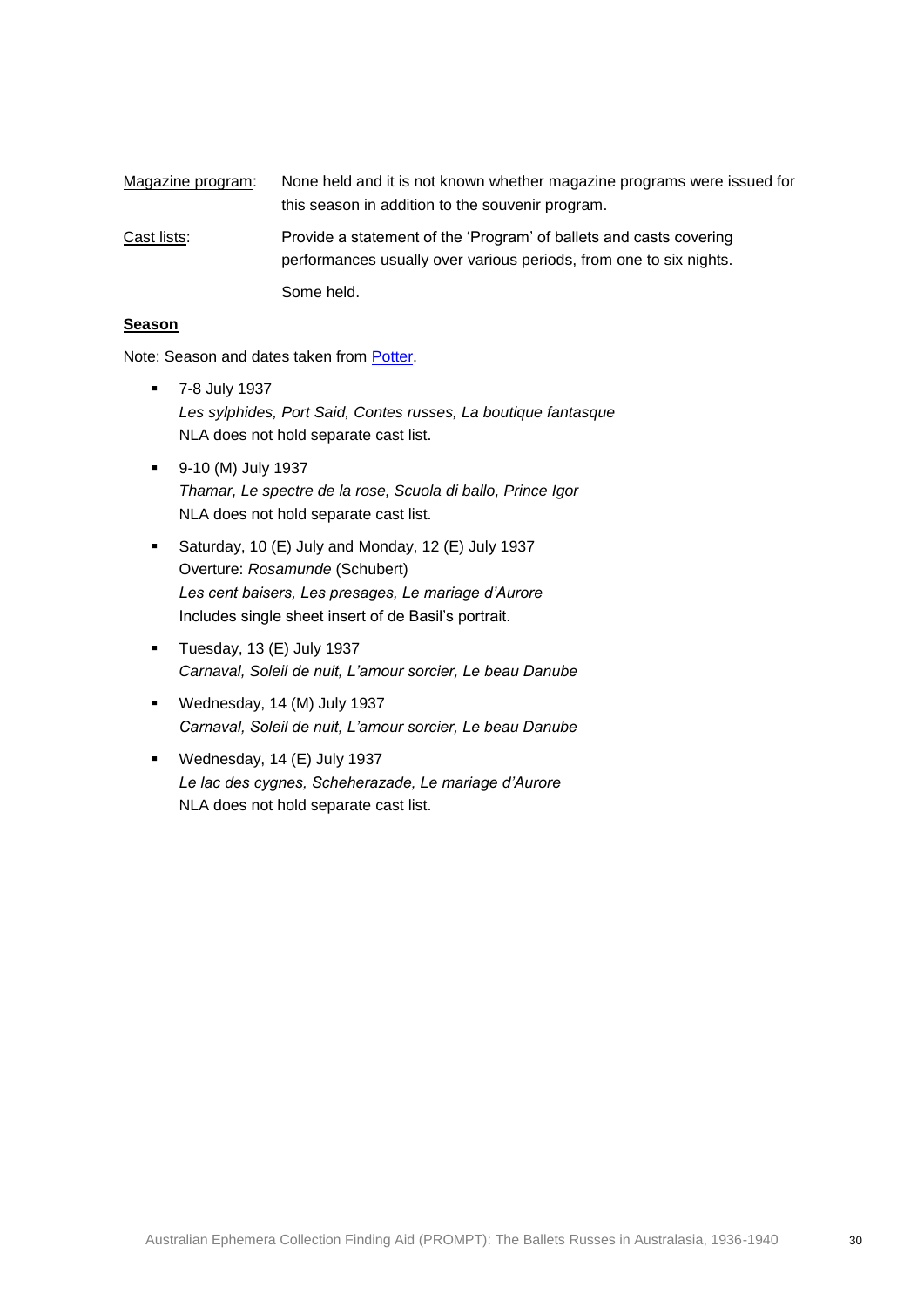Magazine program: None held and it is not known whether magazine programs were issued for this season in addition to the souvenir program.

Cast lists: Provide a statement of the 'Program' of ballets and casts covering performances usually over various periods, from one to six nights.

Some held.

**Season**

Note: Season and dates taken from Potter.

- 7-8 July 1937
  *Les sylphides, Port Said, Contes russes, La boutique fantasque*
  NLA does not hold separate cast list.
- 9-10 (M) July 1937
  *Thamar, Le spectre de la rose, Scuola di ballo, Prince Igor*
  NLA does not hold separate cast list.
- Saturday, 10 (E) July and Monday, 12 (E) July 1937
  Overture: *Rosamunde* (Schubert)
  *Les cent baisers, Les presages, Le mariage d'Aurore*
  Includes single sheet insert of de Basil's portrait.
- Tuesday, 13 (E) July 1937
  *Carnaval, Soleil de nuit, L'amour sorcier, Le beau Danube*
- Wednesday, 14 (M) July 1937
  *Carnaval, Soleil de nuit, L'amour sorcier, Le beau Danube*
- Wednesday, 14 (E) July 1937
  *Le lac des cygnes, Scheherazade, Le mariage d'Aurore*
  NLA does not hold separate cast list.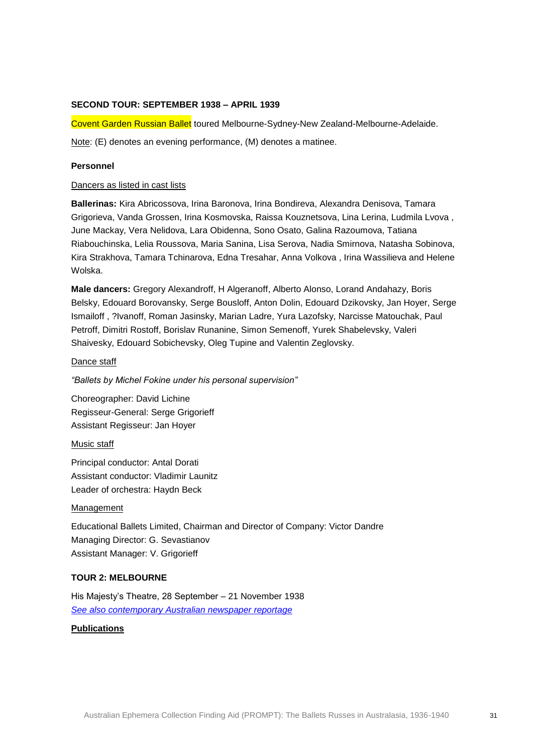### SECOND TOUR: SEPTEMBER 1938 – APRIL 1939

Covent Garden Russian Ballet toured Melbourne-Sydney-New Zealand-Melbourne-Adelaide.

Note: (E) denotes an evening performance, (M) denotes a matinee.

#### Personnel

Dancers as listed in cast lists

**Ballerinas:** Kira Abricossova, Irina Baronova, Irina Bondireva, Alexandra Denisova, Tamara Grigorieva, Vanda Grossen, Irina Kosmovska, Raissa Kouznetsova, Lina Lerina, Ludmila Lvova , June Mackay, Vera Nelidova, Lara Obidenna, Sono Osato, Galina Razoumova, Tatiana Riabouchinska, Lelia Roussova, Maria Sanina, Lisa Serova, Nadia Smirnova, Natasha Sobinova, Kira Strakhova, Tamara Tchinarova, Edna Tresahar, Anna Volkova , Irina Wassilieva and Helene Wolska.

**Male dancers:** Gregory Alexandroff, H Algeranoff, Alberto Alonso, Lorand Andahazy, Boris Belsky, Edouard Borovansky, Serge Bousloff, Anton Dolin, Edouard Dzikovsky, Jan Hoyer, Serge Ismailoff , ?Ivanoff, Roman Jasinsky, Marian Ladre, Yura Lazofsky, Narcisse Matouchak, Paul Petroff, Dimitri Rostoff, Borislav Runanine, Simon Semenoff, Yurek Shabelevsky, Valeri Shaivesky, Edouard Sobichevsky, Oleg Tupine and Valentin Zeglovsky.

Dance staff

*"Ballets by Michel Fokine under his personal supervision"*

Choreographer: David Lichine
Regisseur-General: Serge Grigorieff
Assistant Regisseur: Jan Hoyer

Music staff

Principal conductor: Antal Dorati
Assistant conductor: Vladimir Launitz
Leader of orchestra: Haydn Beck

Management

Educational Ballets Limited, Chairman and Director of Company: Victor Dandre
Managing Director: G. Sevastianov
Assistant Manager: V. Grigorieff

### TOUR 2: MELBOURNE

His Majesty's Theatre, 28 September – 21 November 1938
*See also contemporary Australian newspaper reportage*

#### Publications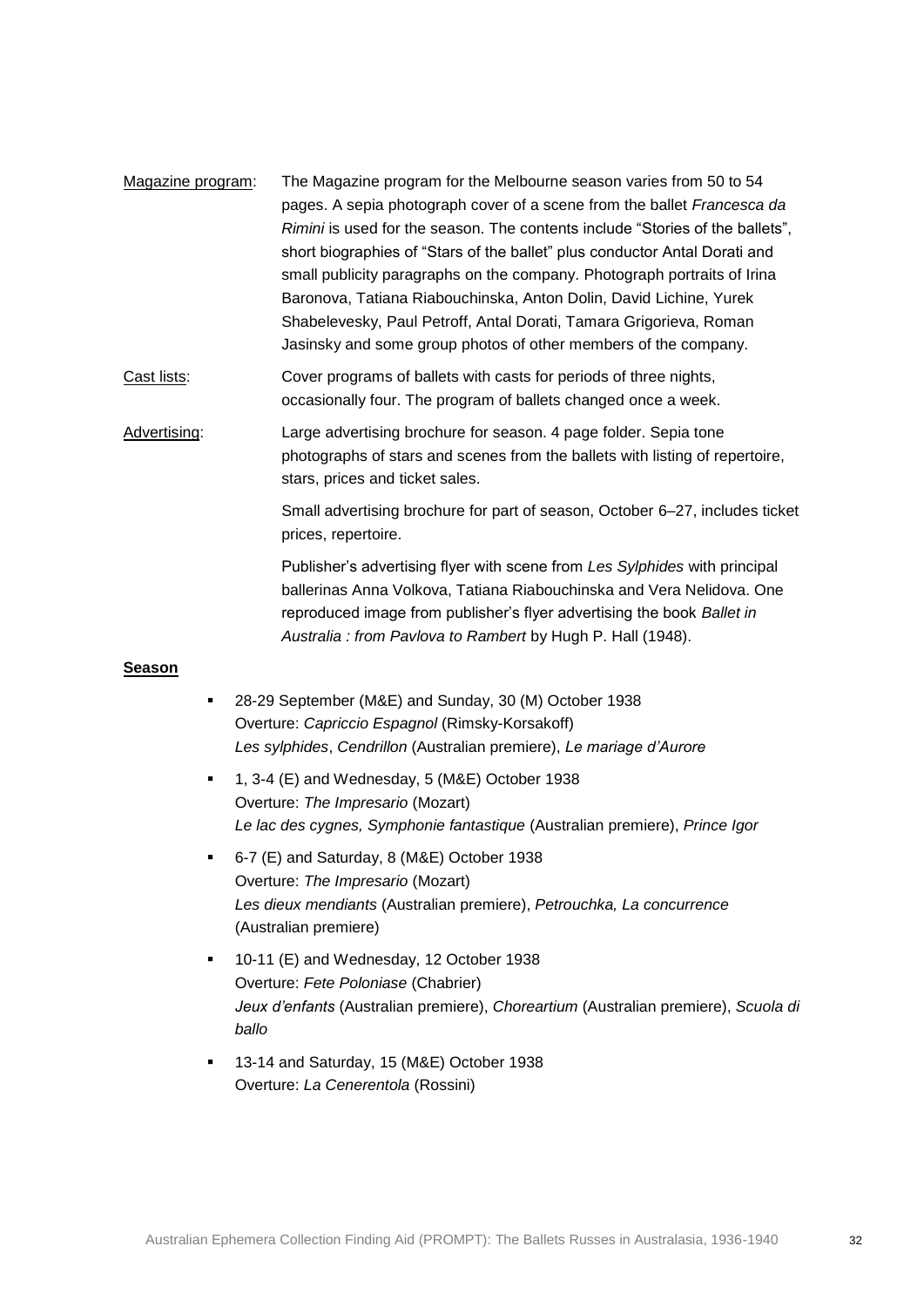Magazine program: The Magazine program for the Melbourne season varies from 50 to 54 pages. A sepia photograph cover of a scene from the ballet *Francesca da Rimini* is used for the season. The contents include "Stories of the ballets", short biographies of "Stars of the ballet" plus conductor Antal Dorati and small publicity paragraphs on the company. Photograph portraits of Irina Baronova, Tatiana Riabouchinska, Anton Dolin, David Lichine, Yurek Shabelevesky, Paul Petroff, Antal Dorati, Tamara Grigorieva, Roman Jasinsky and some group photos of other members of the company.

Cast lists: Cover programs of ballets with casts for periods of three nights, occasionally four. The program of ballets changed once a week.

Advertising: Large advertising brochure for season. 4 page folder. Sepia tone photographs of stars and scenes from the ballets with listing of repertoire, stars, prices and ticket sales.

Small advertising brochure for part of season, October 6–27, includes ticket prices, repertoire.

Publisher's advertising flyer with scene from *Les Sylphides* with principal ballerinas Anna Volkova, Tatiana Riabouchinska and Vera Nelidova. One reproduced image from publisher's flyer advertising the book *Ballet in Australia : from Pavlova to Rambert* by Hugh P. Hall (1948).

**Season**

- 28-29 September (M&E) and Sunday, 30 (M) October 1938
  Overture: *Capriccio Espagnol* (Rimsky-Korsakoff)
  *Les sylphides*, *Cendrillon* (Australian premiere), *Le mariage d'Aurore*
- 1, 3-4 (E) and Wednesday, 5 (M&E) October 1938
  Overture: *The Impresario* (Mozart)
  *Le lac des cygnes, Symphonie fantastique* (Australian premiere), *Prince Igor*
- 6-7 (E) and Saturday, 8 (M&E) October 1938
  Overture: *The Impresario* (Mozart)
  *Les dieux mendiants* (Australian premiere), *Petrouchka, La concurrence* (Australian premiere)
- 10-11 (E) and Wednesday, 12 October 1938
  Overture: *Fete Poloniase* (Chabrier)
  *Jeux d'enfants* (Australian premiere), *Choreartium* (Australian premiere), *Scuola di ballo*
- 13-14 and Saturday, 15 (M&E) October 1938
  Overture: *La Cenerentola* (Rossini)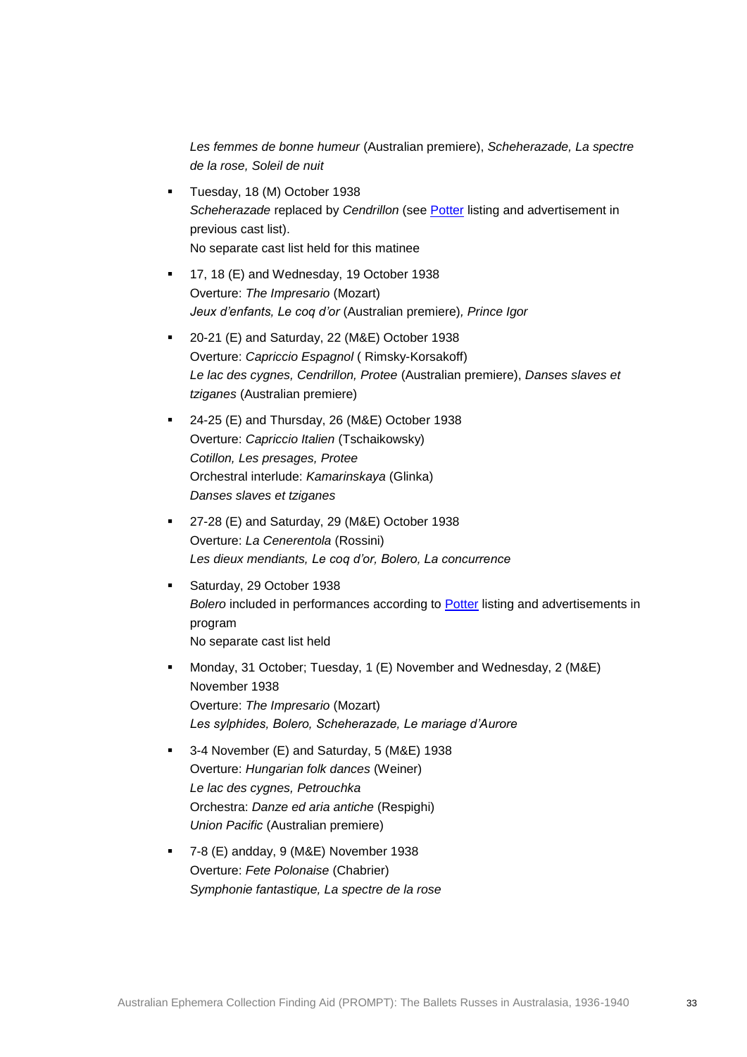*Les femmes de bonne humeur* (Australian premiere), *Scheherazade, La spectre de la rose, Soleil de nuit*

- Tuesday, 18 (M) October 1938  
  *Scheherazade* replaced by *Cendrillon* (see [Potter] listing and advertisement in previous cast list).  
  No separate cast list held for this matinee
- 17, 18 (E) and Wednesday, 19 October 1938  
  Overture: *The Impresario* (Mozart)  
  *Jeux d'enfants, Le coq d'or* (Australian premiere)*, Prince Igor*
- 20-21 (E) and Saturday, 22 (M&E) October 1938  
  Overture: *Capriccio Espagnol* ( Rimsky-Korsakoff)  
  *Le lac des cygnes, Cendrillon, Protee* (Australian premiere), *Danses slaves et tziganes* (Australian premiere)
- 24-25 (E) and Thursday, 26 (M&E) October 1938  
  Overture: *Capriccio Italien* (Tschaikowsky)  
  *Cotillon, Les presages, Protee*  
  Orchestral interlude: *Kamarinskaya* (Glinka)  
  *Danses slaves et tziganes*
- 27-28 (E) and Saturday, 29 (M&E) October 1938  
  Overture: *La Cenerentola* (Rossini)  
  *Les dieux mendiants, Le coq d'or, Bolero, La concurrence*
- Saturday, 29 October 1938  
  *Bolero* included in performances according to [Potter] listing and advertisements in program  
  No separate cast list held
- Monday, 31 October; Tuesday, 1 (E) November and Wednesday, 2 (M&E) November 1938  
  Overture: *The Impresario* (Mozart)  
  *Les sylphides, Bolero, Scheherazade, Le mariage d'Aurore*
- 3-4 November (E) and Saturday, 5 (M&E) 1938  
  Overture: *Hungarian folk dances* (Weiner)  
  *Le lac des cygnes, Petrouchka*  
  Orchestra: *Danze ed aria antiche* (Respighi)  
  *Union Pacific* (Australian premiere)
- 7-8 (E) andday, 9 (M&E) November 1938  
  Overture: *Fete Polonaise* (Chabrier)  
  *Symphonie fantastique, La spectre de la rose*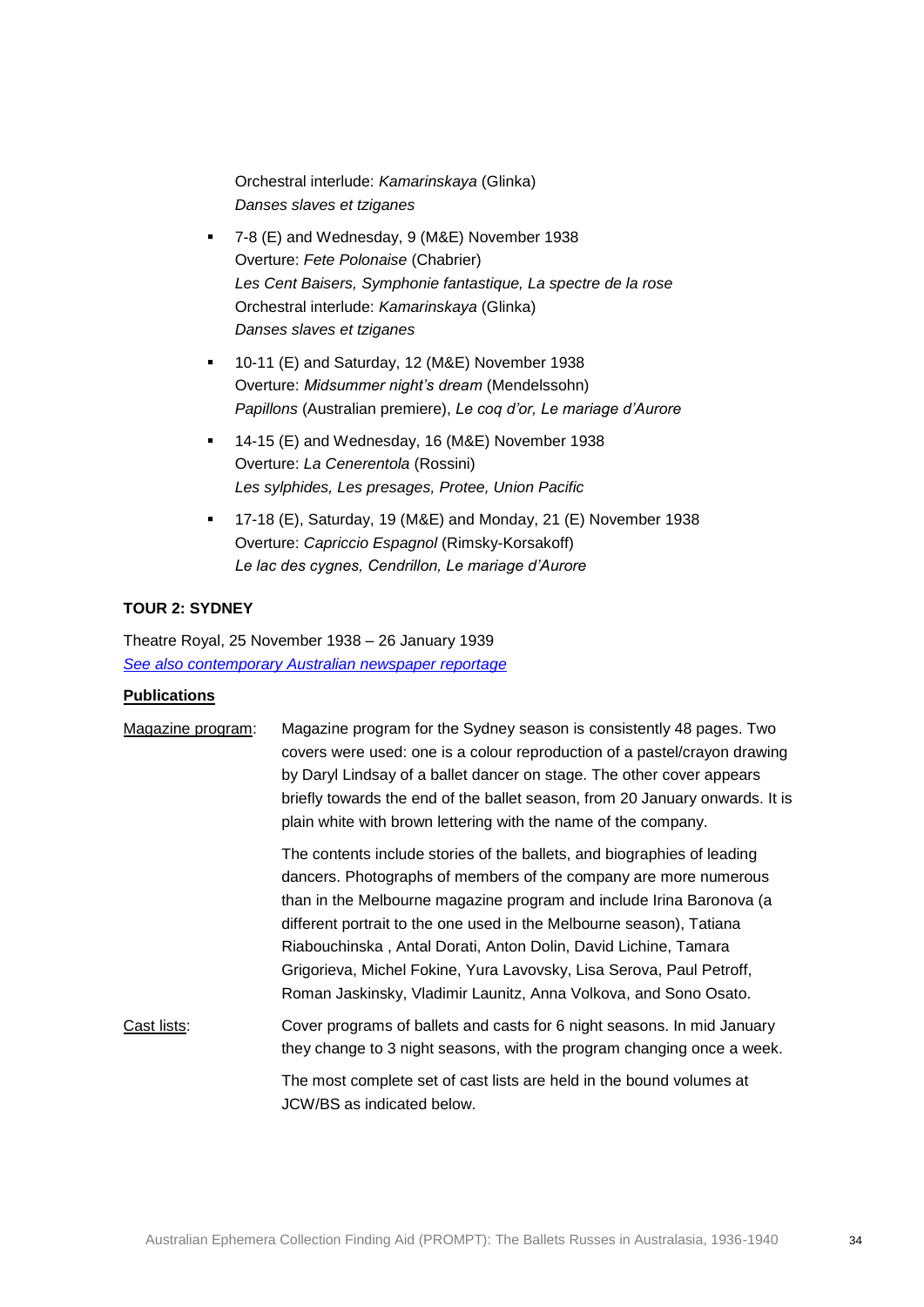Orchestral interlude: *Kamarinskaya* (Glinka)
*Danses slaves et tziganes*

- 7-8 (E) and Wednesday, 9 (M&E) November 1938
  Overture: *Fete Polonaise* (Chabrier)
  *Les Cent Baisers, Symphonie fantastique, La spectre de la rose*
  Orchestral interlude: *Kamarinskaya* (Glinka)
  *Danses slaves et tziganes*
- 10-11 (E) and Saturday, 12 (M&E) November 1938
  Overture: *Midsummer night's dream* (Mendelssohn)
  *Papillons* (Australian premiere), *Le coq d'or, Le mariage d'Aurore*
- 14-15 (E) and Wednesday, 16 (M&E) November 1938
  Overture: *La Cenerentola* (Rossini)
  *Les sylphides, Les presages, Protee, Union Pacific*
- 17-18 (E), Saturday, 19 (M&E) and Monday, 21 (E) November 1938
  Overture: *Capriccio Espagnol* (Rimsky-Korsakoff)
  *Le lac des cygnes, Cendrillon, Le mariage d'Aurore*

**TOUR 2: SYDNEY**

Theatre Royal, 25 November 1938 – 26 January 1939
*See also contemporary Australian newspaper reportage*

**Publications**

Magazine program: Magazine program for the Sydney season is consistently 48 pages. Two covers were used: one is a colour reproduction of a pastel/crayon drawing by Daryl Lindsay of a ballet dancer on stage. The other cover appears briefly towards the end of the ballet season, from 20 January onwards. It is plain white with brown lettering with the name of the company.

The contents include stories of the ballets, and biographies of leading dancers. Photographs of members of the company are more numerous than in the Melbourne magazine program and include Irina Baronova (a different portrait to the one used in the Melbourne season), Tatiana Riabouchinska , Antal Dorati, Anton Dolin, David Lichine, Tamara Grigorieva, Michel Fokine, Yura Lavovsky, Lisa Serova, Paul Petroff, Roman Jaskinsky, Vladimir Launitz, Anna Volkova, and Sono Osato.

Cast lists: Cover programs of ballets and casts for 6 night seasons. In mid January they change to 3 night seasons, with the program changing once a week.

The most complete set of cast lists are held in the bound volumes at JCW/BS as indicated below.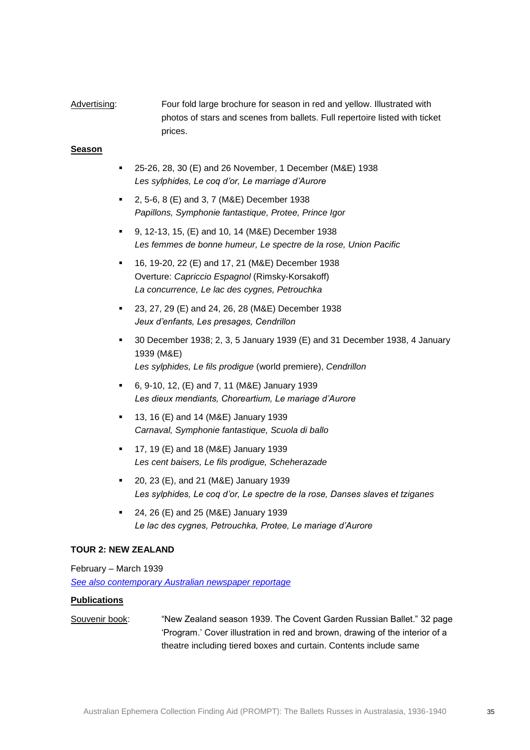Advertising: Four fold large brochure for season in red and yellow. Illustrated with photos of stars and scenes from ballets. Full repertoire listed with ticket prices.

**Season**

- 25-26, 28, 30 (E) and 26 November, 1 December (M&E) 1938
  *Les sylphides, Le coq d'or, Le marriage d'Aurore*
- 2, 5-6, 8 (E) and 3, 7 (M&E) December 1938
  *Papillons, Symphonie fantastique, Protee, Prince Igor*
- 9, 12-13, 15, (E) and 10, 14 (M&E) December 1938
  *Les femmes de bonne humeur, Le spectre de la rose, Union Pacific*
- 16, 19-20, 22 (E) and 17, 21 (M&E) December 1938
  Overture: *Capriccio Espagnol* (Rimsky-Korsakoff)
  *La concurrence, Le lac des cygnes, Petrouchka*
- 23, 27, 29 (E) and 24, 26, 28 (M&E) December 1938
  *Jeux d'enfants, Les presages, Cendrillon*
- 30 December 1938; 2, 3, 5 January 1939 (E) and 31 December 1938, 4 January 1939 (M&E)
  *Les sylphides, Le fils prodigue* (world premiere), *Cendrillon*
- 6, 9-10, 12, (E) and 7, 11 (M&E) January 1939
  *Les dieux mendiants, Choreartium, Le mariage d'Aurore*
- 13, 16 (E) and 14 (M&E) January 1939
  *Carnaval, Symphonie fantastique, Scuola di ballo*
- 17, 19 (E) and 18 (M&E) January 1939
  *Les cent baisers, Le fils prodigue, Scheherazade*
- 20, 23 (E), and 21 (M&E) January 1939
  *Les sylphides, Le coq d'or, Le spectre de la rose, Danses slaves et tziganes*
- 24, 26 (E) and 25 (M&E) January 1939
  *Le lac des cygnes, Petrouchka, Protee, Le mariage d'Aurore*

### TOUR 2: NEW ZEALAND

February – March 1939

*See also contemporary Australian newspaper reportage*

**Publications**

Souvenir book: "New Zealand season 1939. The Covent Garden Russian Ballet." 32 page 'Program.' Cover illustration in red and brown, drawing of the interior of a theatre including tiered boxes and curtain. Contents include same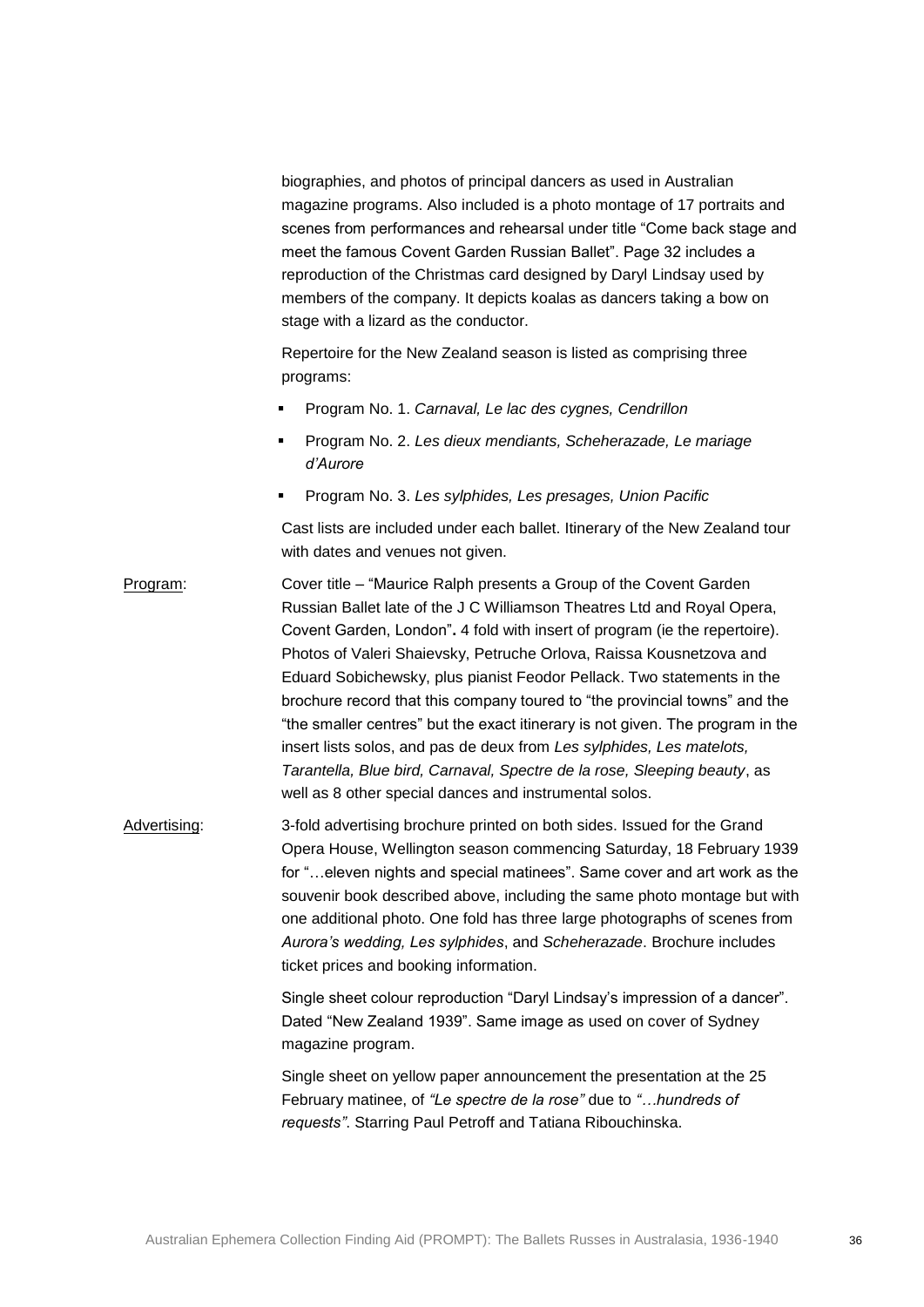biographies, and photos of principal dancers as used in Australian magazine programs. Also included is a photo montage of 17 portraits and scenes from performances and rehearsal under title "Come back stage and meet the famous Covent Garden Russian Ballet". Page 32 includes a reproduction of the Christmas card designed by Daryl Lindsay used by members of the company. It depicts koalas as dancers taking a bow on stage with a lizard as the conductor.

Repertoire for the New Zealand season is listed as comprising three programs:

- Program No. 1. *Carnaval, Le lac des cygnes, Cendrillon*
- Program No. 2. *Les dieux mendiants, Scheherazade, Le mariage d'Aurore*
- Program No. 3. *Les sylphides, Les presages, Union Pacific*

Cast lists are included under each ballet. Itinerary of the New Zealand tour with dates and venues not given.

Program: Cover title – "Maurice Ralph presents a Group of the Covent Garden Russian Ballet late of the J C Williamson Theatres Ltd and Royal Opera, Covent Garden, London"**.** 4 fold with insert of program (ie the repertoire). Photos of Valeri Shaievsky, Petruche Orlova, Raissa Kousnetzova and Eduard Sobichewsky, plus pianist Feodor Pellack. Two statements in the brochure record that this company toured to "the provincial towns" and the "the smaller centres" but the exact itinerary is not given. The program in the insert lists solos, and pas de deux from *Les sylphides, Les matelots, Tarantella, Blue bird, Carnaval, Spectre de la rose, Sleeping beauty*, as well as 8 other special dances and instrumental solos.

Advertising: 3-fold advertising brochure printed on both sides. Issued for the Grand Opera House, Wellington season commencing Saturday, 18 February 1939 for "…eleven nights and special matinees". Same cover and art work as the souvenir book described above, including the same photo montage but with one additional photo. One fold has three large photographs of scenes from *Aurora's wedding, Les sylphides*, and *Scheherazade*. Brochure includes ticket prices and booking information.

Single sheet colour reproduction "Daryl Lindsay's impression of a dancer". Dated "New Zealand 1939". Same image as used on cover of Sydney magazine program.

Single sheet on yellow paper announcement the presentation at the 25 February matinee, of *"Le spectre de la rose"* due to *"…hundreds of requests"*. Starring Paul Petroff and Tatiana Ribouchinska.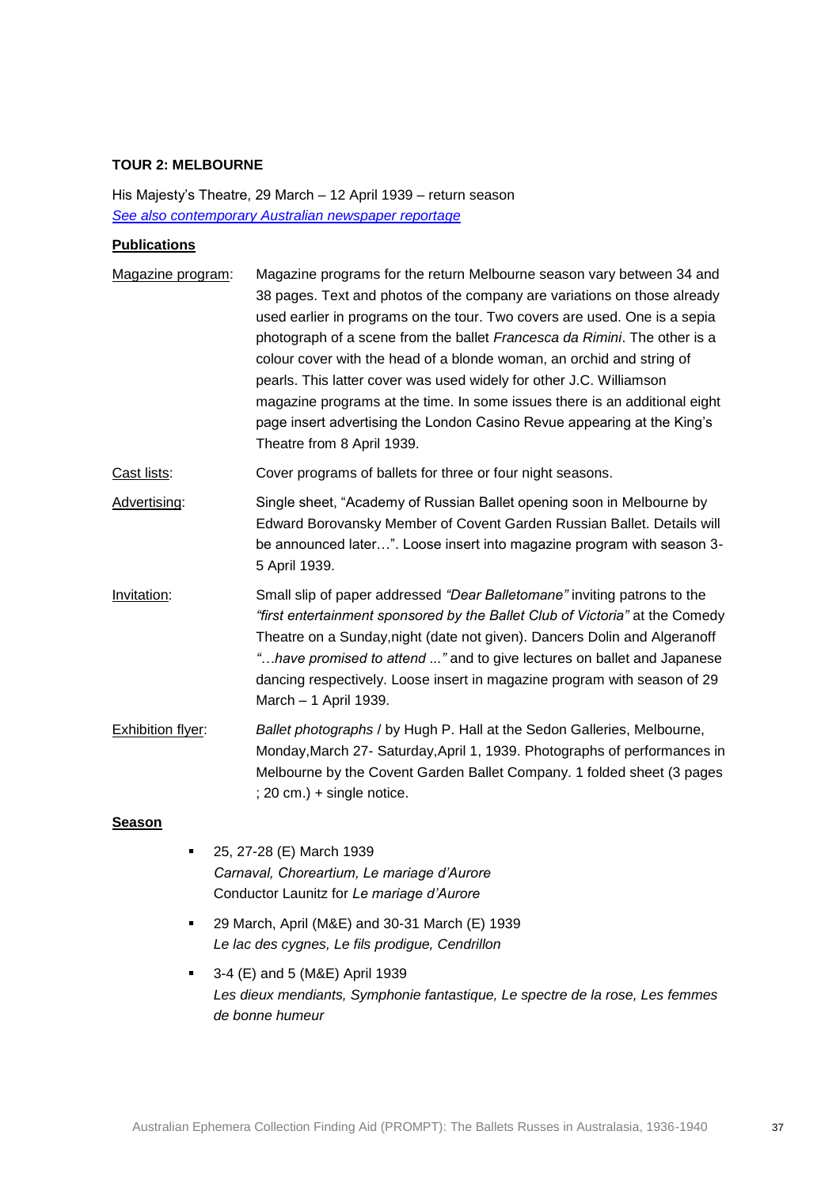**TOUR 2: MELBOURNE**

His Majesty's Theatre, 29 March – 12 April 1939 – return season

[See also contemporary Australian newspaper reportage]

**Publications**

Magazine program: Magazine programs for the return Melbourne season vary between 34 and 38 pages. Text and photos of the company are variations on those already used earlier in programs on the tour. Two covers are used. One is a sepia photograph of a scene from the ballet *Francesca da Rimini*. The other is a colour cover with the head of a blonde woman, an orchid and string of pearls. This latter cover was used widely for other J.C. Williamson magazine programs at the time. In some issues there is an additional eight page insert advertising the London Casino Revue appearing at the King's Theatre from 8 April 1939.

Cast lists: Cover programs of ballets for three or four night seasons.

Advertising: Single sheet, "Academy of Russian Ballet opening soon in Melbourne by Edward Borovansky Member of Covent Garden Russian Ballet. Details will be announced later…". Loose insert into magazine program with season 3-5 April 1939.

Invitation: Small slip of paper addressed *"Dear Balletomane"* inviting patrons to the *"first entertainment sponsored by the Ballet Club of Victoria"* at the Comedy Theatre on a Sunday,night (date not given). Dancers Dolin and Algeranoff *"…have promised to attend ..."* and to give lectures on ballet and Japanese dancing respectively. Loose insert in magazine program with season of 29 March – 1 April 1939.

Exhibition flyer: *Ballet photographs* / by Hugh P. Hall at the Sedon Galleries, Melbourne, Monday,March 27- Saturday,April 1, 1939. Photographs of performances in Melbourne by the Covent Garden Ballet Company. 1 folded sheet (3 pages ; 20 cm.) + single notice.

**Season**

- 25, 27-28 (E) March 1939
  *Carnaval, Choreartium, Le mariage d'Aurore*
  Conductor Launitz for *Le mariage d'Aurore*
- 29 March, April (M&E) and 30-31 March (E) 1939
  *Le lac des cygnes, Le fils prodigue, Cendrillon*
- 3-4 (E) and 5 (M&E) April 1939
  *Les dieux mendiants, Symphonie fantastique, Le spectre de la rose, Les femmes de bonne humeur*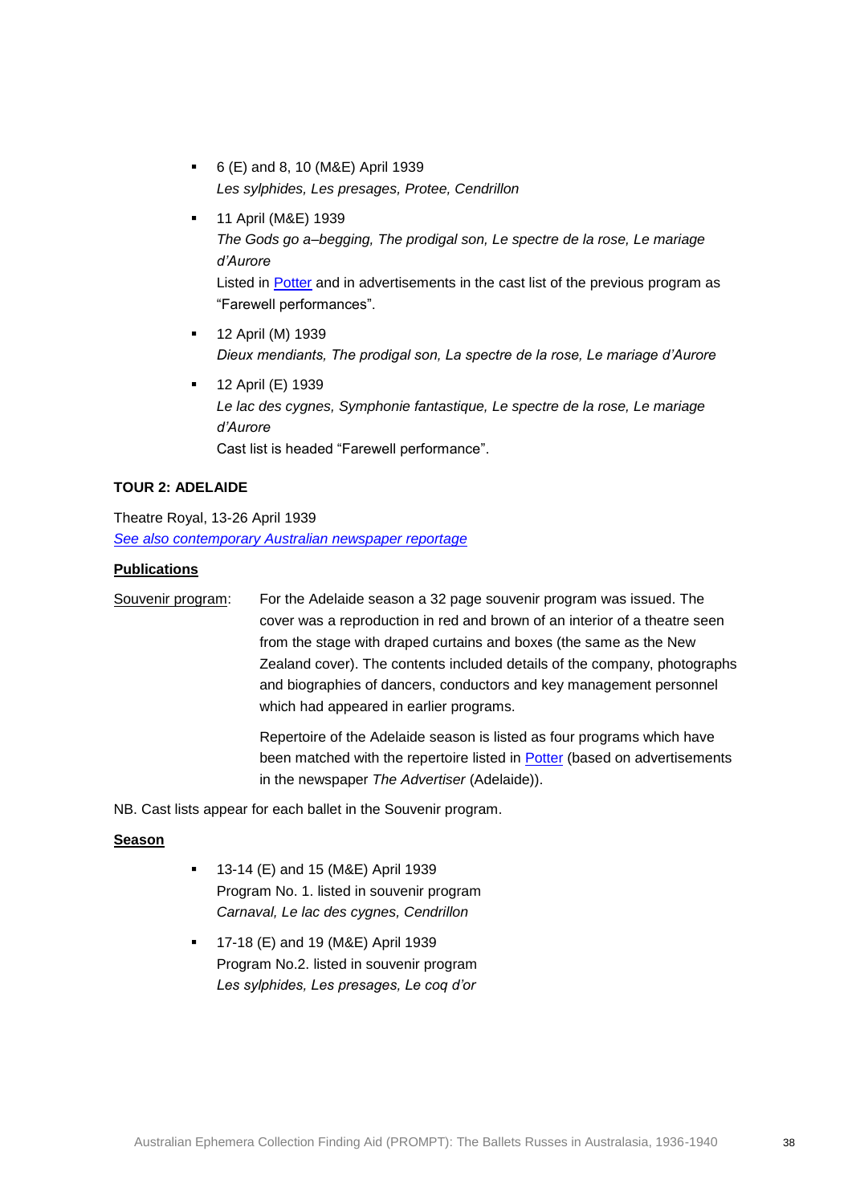- 6 (E) and 8, 10 (M&E) April 1939
  *Les sylphides, Les presages, Protee, Cendrillon*
- 11 April (M&E) 1939
  *The Gods go a–begging, The prodigal son, Le spectre de la rose, Le mariage d'Aurore*
  Listed in Potter and in advertisements in the cast list of the previous program as "Farewell performances".
- 12 April (M) 1939
  *Dieux mendiants, The prodigal son, La spectre de la rose, Le mariage d'Aurore*
- 12 April (E) 1939
  *Le lac des cygnes, Symphonie fantastique, Le spectre de la rose, Le mariage d'Aurore*
  Cast list is headed "Farewell performance".

**TOUR 2: ADELAIDE**

Theatre Royal, 13-26 April 1939
*See also contemporary Australian newspaper reportage*

**Publications**

Souvenir program: For the Adelaide season a 32 page souvenir program was issued. The cover was a reproduction in red and brown of an interior of a theatre seen from the stage with draped curtains and boxes (the same as the New Zealand cover). The contents included details of the company, photographs and biographies of dancers, conductors and key management personnel which had appeared in earlier programs.

Repertoire of the Adelaide season is listed as four programs which have been matched with the repertoire listed in Potter (based on advertisements in the newspaper *The Advertiser* (Adelaide)).

NB. Cast lists appear for each ballet in the Souvenir program.

**Season**

- 13-14 (E) and 15 (M&E) April 1939
  Program No. 1. listed in souvenir program
  *Carnaval, Le lac des cygnes, Cendrillon*
- 17-18 (E) and 19 (M&E) April 1939
  Program No.2. listed in souvenir program
  *Les sylphides, Les presages, Le coq d'or*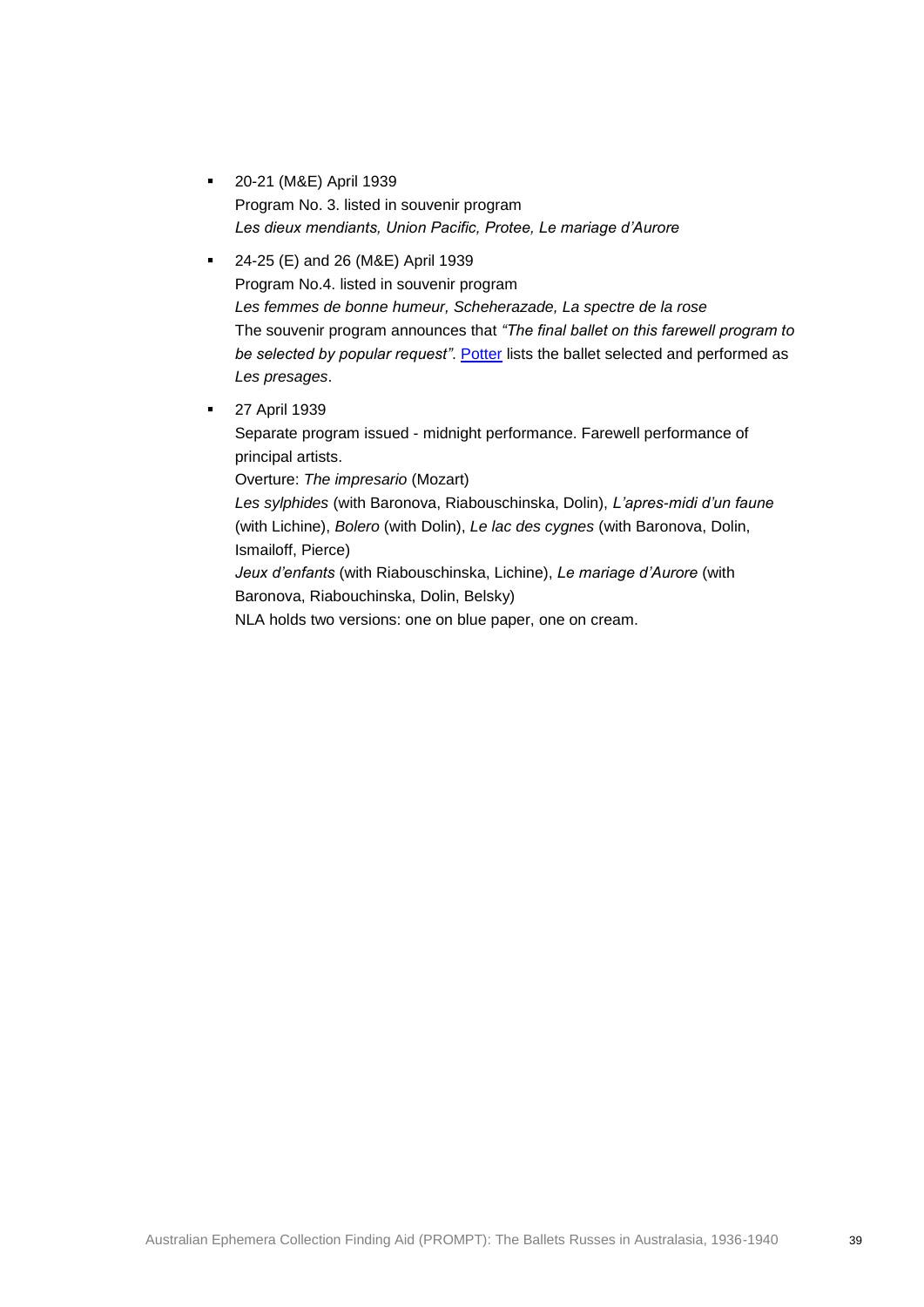- 20-21 (M&E) April 1939
  Program No. 3. listed in souvenir program
  *Les dieux mendiants, Union Pacific, Protee, Le mariage d'Aurore*

- 24-25 (E) and 26 (M&E) April 1939
  Program No.4. listed in souvenir program
  *Les femmes de bonne humeur, Scheherazade, La spectre de la rose*
  The souvenir program announces that *"The final ballet on this farewell program to be selected by popular request"*. Potter lists the ballet selected and performed as *Les presages*.

- 27 April 1939
  Separate program issued - midnight performance. Farewell performance of principal artists.
  Overture: *The impresario* (Mozart)
  *Les sylphides* (with Baronova, Riabouschinska, Dolin), *L'apres-midi d'un faune* (with Lichine), *Bolero* (with Dolin), *Le lac des cygnes* (with Baronova, Dolin, Ismailoff, Pierce)
  *Jeux d'enfants* (with Riabouschinska, Lichine), *Le mariage d'Aurore* (with Baronova, Riabouchinska, Dolin, Belsky)
  NLA holds two versions: one on blue paper, one on cream.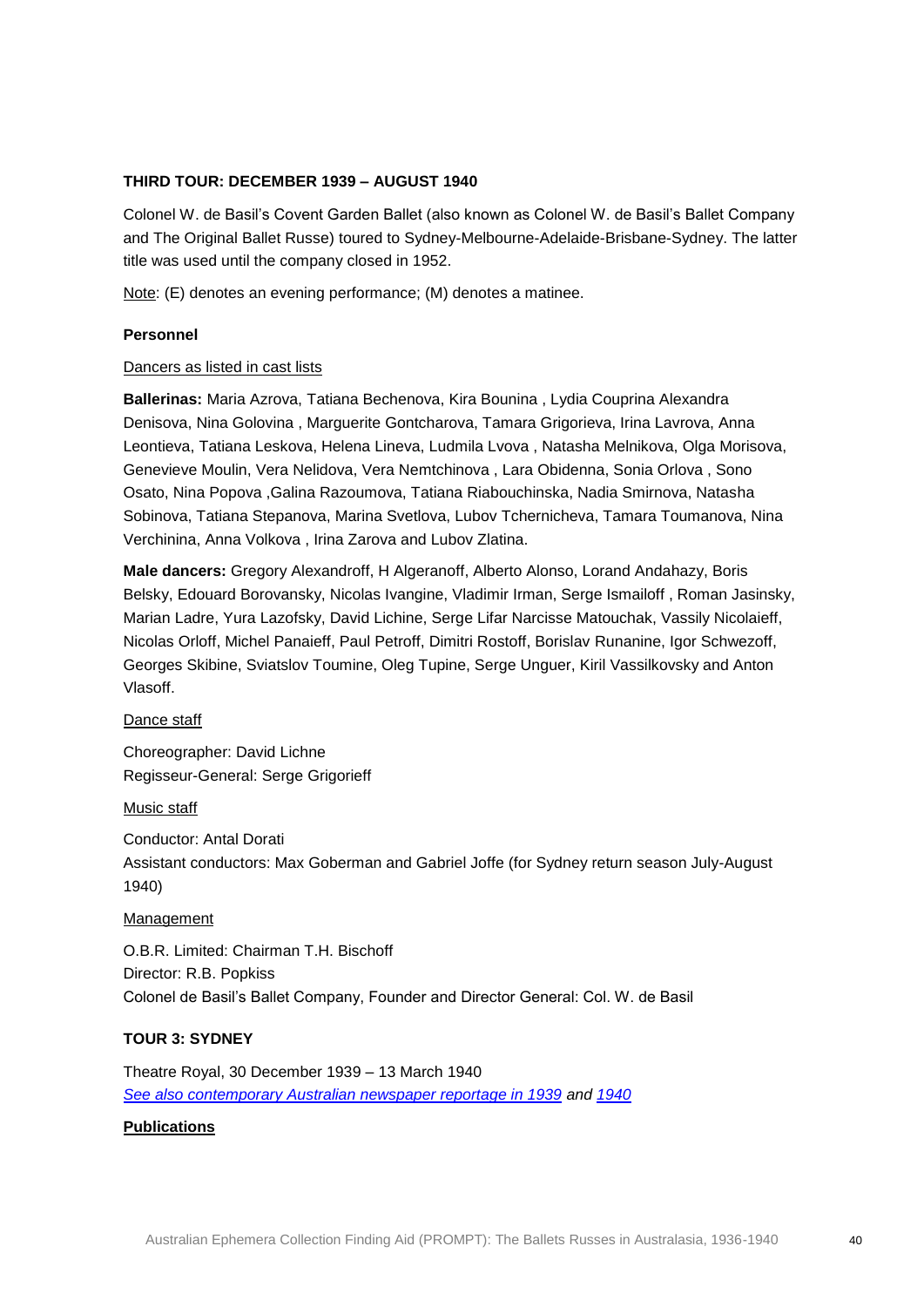**THIRD TOUR: DECEMBER 1939 – AUGUST 1940**

Colonel W. de Basil's Covent Garden Ballet (also known as Colonel W. de Basil's Ballet Company and The Original Ballet Russe) toured to Sydney-Melbourne-Adelaide-Brisbane-Sydney. The latter title was used until the company closed in 1952.

Note: (E) denotes an evening performance; (M) denotes a matinee.

**Personnel**

Dancers as listed in cast lists

**Ballerinas:** Maria Azrova, Tatiana Bechenova, Kira Bounina , Lydia Couprina Alexandra Denisova, Nina Golovina , Marguerite Gontcharova, Tamara Grigorieva, Irina Lavrova, Anna Leontieva, Tatiana Leskova, Helena Lineva, Ludmila Lvova , Natasha Melnikova, Olga Morisova, Genevieve Moulin, Vera Nelidova, Vera Nemtchinova , Lara Obidenna, Sonia Orlova , Sono Osato, Nina Popova ,Galina Razoumova, Tatiana Riabouchinska, Nadia Smirnova, Natasha Sobinova, Tatiana Stepanova, Marina Svetlova, Lubov Tchernicheva, Tamara Toumanova, Nina Verchinina, Anna Volkova , Irina Zarova and Lubov Zlatina.

**Male dancers:** Gregory Alexandroff, H Algeranoff, Alberto Alonso, Lorand Andahazy, Boris Belsky, Edouard Borovansky, Nicolas Ivangine, Vladimir Irman, Serge Ismailoff , Roman Jasinsky, Marian Ladre, Yura Lazofsky, David Lichine, Serge Lifar Narcisse Matouchak, Vassily Nicolaieff, Nicolas Orloff, Michel Panaieff, Paul Petroff, Dimitri Rostoff, Borislav Runanine, Igor Schwezoff, Georges Skibine, Sviatslov Toumine, Oleg Tupine, Serge Unguer, Kiril Vassilkovsky and Anton Vlasoff.

Dance staff

Choreographer: David Lichne
Regisseur-General: Serge Grigorieff

Music staff

Conductor: Antal Dorati
Assistant conductors: Max Goberman and Gabriel Joffe (for Sydney return season July-August 1940)

Management

O.B.R. Limited: Chairman T.H. Bischoff
Director: R.B. Popkiss
Colonel de Basil's Ballet Company, Founder and Director General: Col. W. de Basil

**TOUR 3: SYDNEY**

Theatre Royal, 30 December 1939 – 13 March 1940
*See also contemporary Australian newspaper reportage in 1939 and 1940*

**Publications**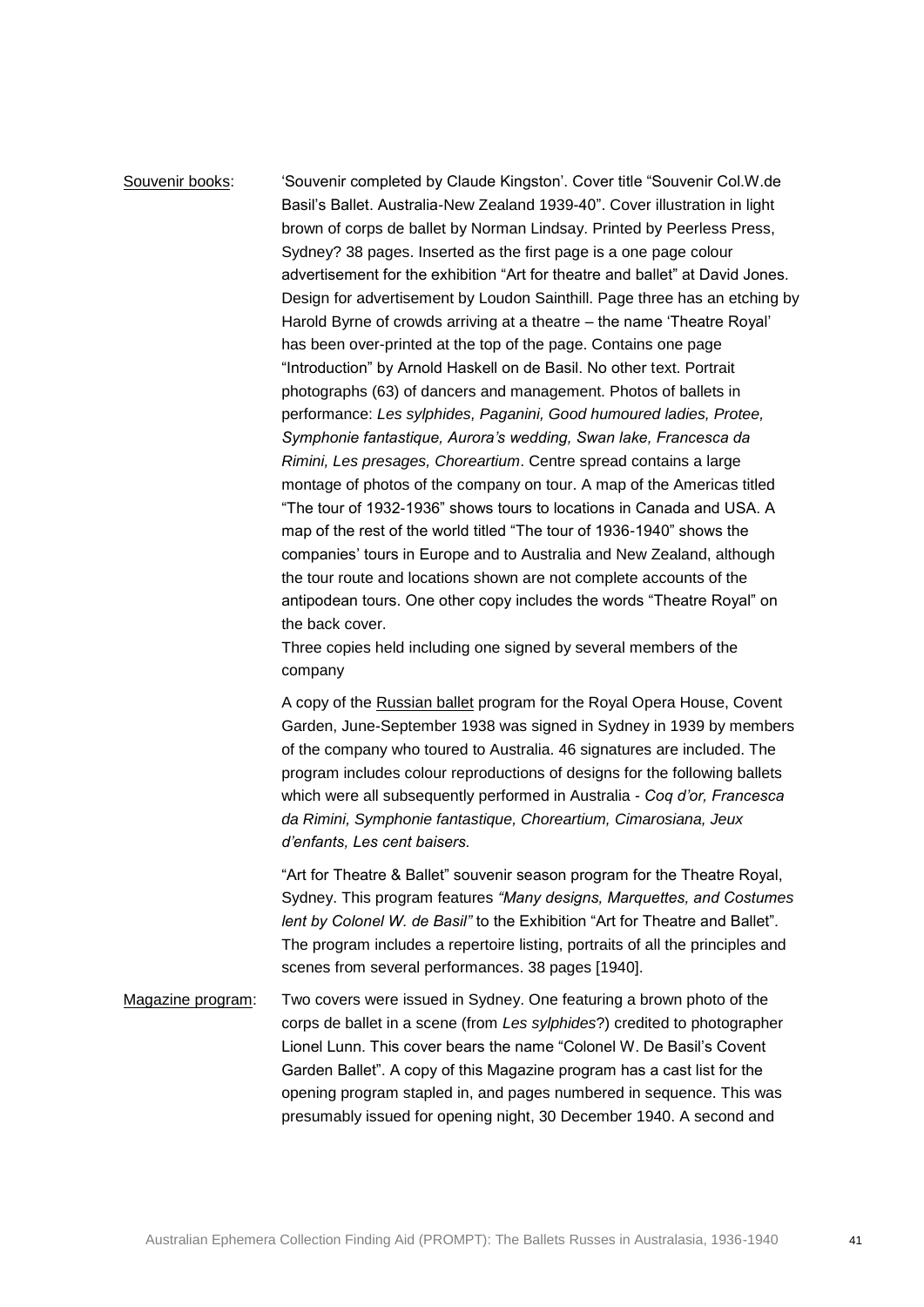<u>Souvenir books</u>: 'Souvenir completed by Claude Kingston'. Cover title "Souvenir Col.W.de Basil's Ballet. Australia-New Zealand 1939-40". Cover illustration in light brown of corps de ballet by Norman Lindsay. Printed by Peerless Press, Sydney? 38 pages. Inserted as the first page is a one page colour advertisement for the exhibition "Art for theatre and ballet" at David Jones. Design for advertisement by Loudon Sainthill. Page three has an etching by Harold Byrne of crowds arriving at a theatre – the name 'Theatre Royal' has been over-printed at the top of the page. Contains one page "Introduction" by Arnold Haskell on de Basil. No other text. Portrait photographs (63) of dancers and management. Photos of ballets in performance: *Les sylphides, Paganini, Good humoured ladies, Protee, Symphonie fantastique, Aurora's wedding, Swan lake, Francesca da Rimini, Les presages, Choreartium*. Centre spread contains a large montage of photos of the company on tour. A map of the Americas titled "The tour of 1932-1936" shows tours to locations in Canada and USA. A map of the rest of the world titled "The tour of 1936-1940" shows the companies' tours in Europe and to Australia and New Zealand, although the tour route and locations shown are not complete accounts of the antipodean tours. One other copy includes the words "Theatre Royal" on the back cover.

Three copies held including one signed by several members of the company

A copy of the <u>Russian ballet</u> program for the Royal Opera House, Covent Garden, June-September 1938 was signed in Sydney in 1939 by members of the company who toured to Australia. 46 signatures are included. The program includes colour reproductions of designs for the following ballets which were all subsequently performed in Australia - *Coq d'or, Francesca da Rimini, Symphonie fantastique, Choreartium, Cimarosiana, Jeux d'enfants, Les cent baisers.*

"Art for Theatre & Ballet" souvenir season program for the Theatre Royal, Sydney. This program features *"Many designs, Marquettes, and Costumes lent by Colonel W. de Basil"* to the Exhibition "Art for Theatre and Ballet". The program includes a repertoire listing, portraits of all the principles and scenes from several performances. 38 pages [1940].

<u>Magazine program</u>: Two covers were issued in Sydney. One featuring a brown photo of the corps de ballet in a scene (from *Les sylphides*?) credited to photographer Lionel Lunn. This cover bears the name "Colonel W. De Basil's Covent Garden Ballet". A copy of this Magazine program has a cast list for the opening program stapled in, and pages numbered in sequence. This was presumably issued for opening night, 30 December 1940. A second and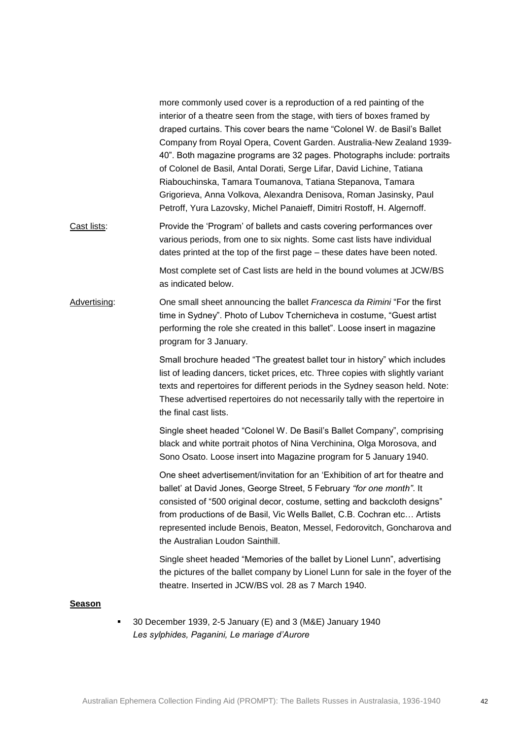more commonly used cover is a reproduction of a red painting of the interior of a theatre seen from the stage, with tiers of boxes framed by draped curtains. This cover bears the name "Colonel W. de Basil's Ballet Company from Royal Opera, Covent Garden. Australia-New Zealand 1939-40". Both magazine programs are 32 pages. Photographs include: portraits of Colonel de Basil, Antal Dorati, Serge Lifar, David Lichine, Tatiana Riabouchinska, Tamara Toumanova, Tatiana Stepanova, Tamara Grigorieva, Anna Volkova, Alexandra Denisova, Roman Jasinsky, Paul Petroff, Yura Lazovsky, Michel Panaieff, Dimitri Rostoff, H. Algernoff.

Cast lists: Provide the 'Program' of ballets and casts covering performances over various periods, from one to six nights. Some cast lists have individual dates printed at the top of the first page – these dates have been noted.

Most complete set of Cast lists are held in the bound volumes at JCW/BS as indicated below.

Advertising: One small sheet announcing the ballet *Francesca da Rimini* "For the first time in Sydney". Photo of Lubov Tchernicheva in costume, "Guest artist performing the role she created in this ballet". Loose insert in magazine program for 3 January.

Small brochure headed "The greatest ballet tour in history" which includes list of leading dancers, ticket prices, etc. Three copies with slightly variant texts and repertoires for different periods in the Sydney season held. Note: These advertised repertoires do not necessarily tally with the repertoire in the final cast lists.

Single sheet headed "Colonel W. De Basil's Ballet Company", comprising black and white portrait photos of Nina Verchinina, Olga Morosova, and Sono Osato. Loose insert into Magazine program for 5 January 1940.

One sheet advertisement/invitation for an 'Exhibition of art for theatre and ballet' at David Jones, George Street, 5 February *"for one month"*. It consisted of "500 original decor, costume, setting and backcloth designs" from productions of de Basil, Vic Wells Ballet, C.B. Cochran etc… Artists represented include Benois, Beaton, Messel, Fedorovitch, Goncharova and the Australian Loudon Sainthill.

Single sheet headed "Memories of the ballet by Lionel Lunn", advertising the pictures of the ballet company by Lionel Lunn for sale in the foyer of the theatre. Inserted in JCW/BS vol. 28 as 7 March 1940.

**Season**

- 30 December 1939, 2-5 January (E) and 3 (M&E) January 1940
  *Les sylphides, Paganini, Le mariage d'Aurore*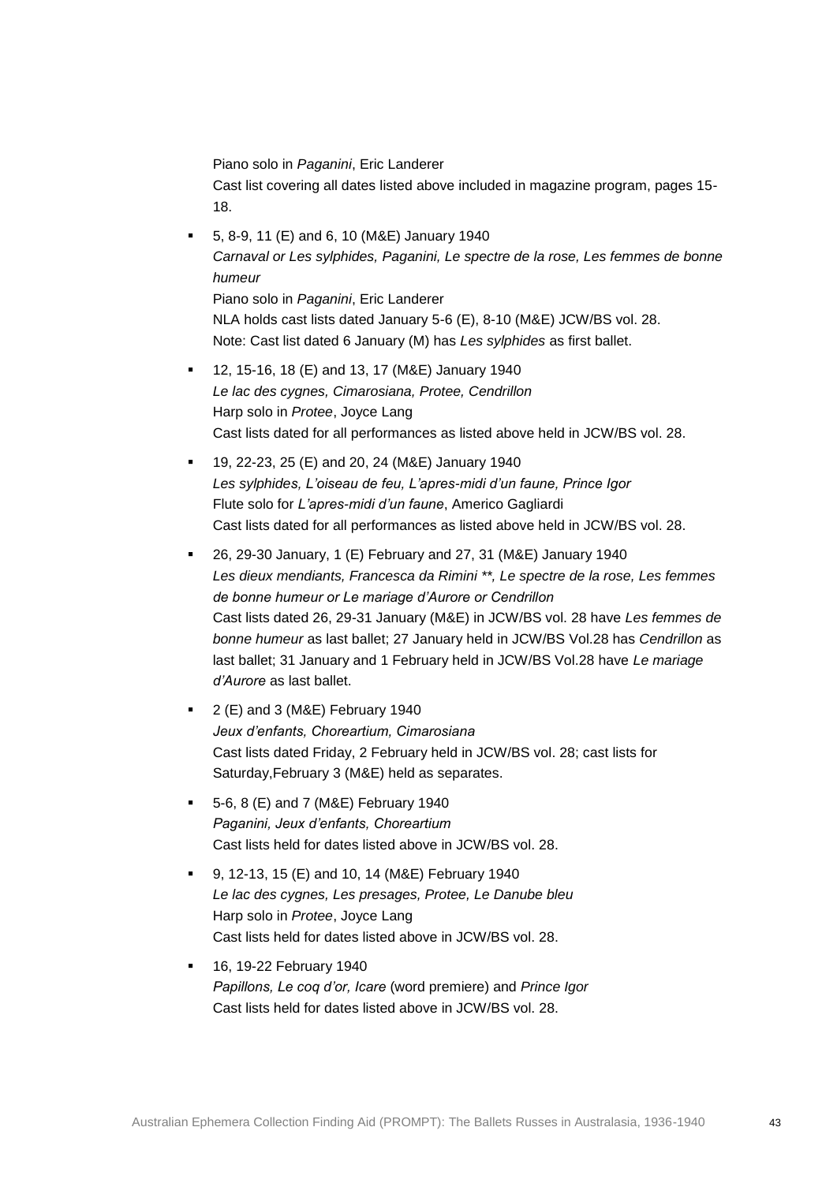Piano solo in *Paganini*, Eric Landerer
Cast list covering all dates listed above included in magazine program, pages 15-18.

- 5, 8-9, 11 (E) and 6, 10 (M&E) January 1940
  *Carnaval or Les sylphides, Paganini, Le spectre de la rose, Les femmes de bonne humeur*
  Piano solo in *Paganini*, Eric Landerer
  NLA holds cast lists dated January 5-6 (E), 8-10 (M&E) JCW/BS vol. 28.
  Note: Cast list dated 6 January (M) has *Les sylphides* as first ballet.

- 12, 15-16, 18 (E) and 13, 17 (M&E) January 1940
  *Le lac des cygnes, Cimarosiana, Protee, Cendrillon*
  Harp solo in *Protee*, Joyce Lang
  Cast lists dated for all performances as listed above held in JCW/BS vol. 28.

- 19, 22-23, 25 (E) and 20, 24 (M&E) January 1940
  *Les sylphides, L'oiseau de feu, L'apres-midi d'un faune, Prince Igor*
  Flute solo for *L'apres-midi d'un faune*, Americo Gagliardi
  Cast lists dated for all performances as listed above held in JCW/BS vol. 28.

- 26, 29-30 January, 1 (E) February and 27, 31 (M&E) January 1940
  *Les dieux mendiants, Francesca da Rimini **, Le spectre de la rose, Les femmes de bonne humeur or Le mariage d'Aurore or Cendrillon*
  Cast lists dated 26, 29-31 January (M&E) in JCW/BS vol. 28 have *Les femmes de bonne humeur* as last ballet; 27 January held in JCW/BS Vol.28 has *Cendrillon* as last ballet; 31 January and 1 February held in JCW/BS Vol.28 have *Le mariage d'Aurore* as last ballet.

- 2 (E) and 3 (M&E) February 1940
  *Jeux d'enfants, Choreartium, Cimarosiana*
  Cast lists dated Friday, 2 February held in JCW/BS vol. 28; cast lists for Saturday,February 3 (M&E) held as separates.

- 5-6, 8 (E) and 7 (M&E) February 1940
  *Paganini, Jeux d'enfants, Choreartium*
  Cast lists held for dates listed above in JCW/BS vol. 28.

- 9, 12-13, 15 (E) and 10, 14 (M&E) February 1940
  *Le lac des cygnes, Les presages, Protee, Le Danube bleu*
  Harp solo in *Protee*, Joyce Lang
  Cast lists held for dates listed above in JCW/BS vol. 28.

- 16, 19-22 February 1940
  *Papillons, Le coq d'or, Icare* (word premiere) and *Prince Igor*
  Cast lists held for dates listed above in JCW/BS vol. 28.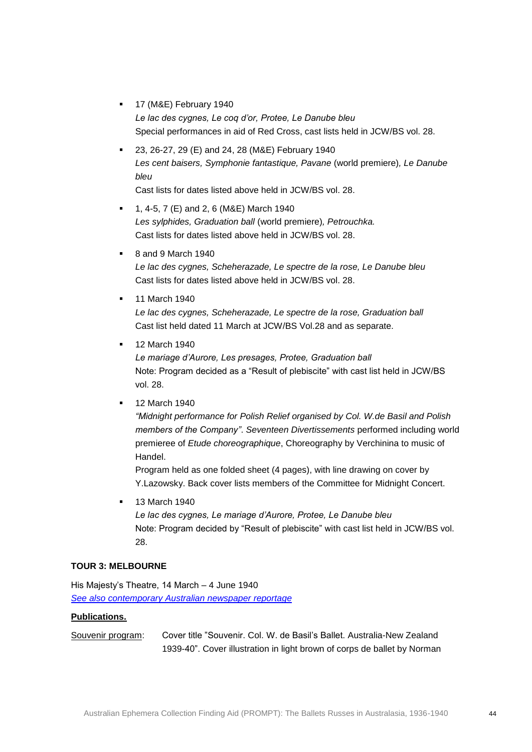- 17 (M&E) February 1940
  *Le lac des cygnes, Le coq d'or, Protee, Le Danube bleu*
  Special performances in aid of Red Cross, cast lists held in JCW/BS vol. 28.

- 23, 26-27, 29 (E) and 24, 28 (M&E) February 1940
  *Les cent baisers, Symphonie fantastique, Pavane* (world premiere), *Le Danube bleu*
  Cast lists for dates listed above held in JCW/BS vol. 28.

- 1, 4-5, 7 (E) and 2, 6 (M&E) March 1940
  *Les sylphides, Graduation ball* (world premiere), *Petrouchka.*
  Cast lists for dates listed above held in JCW/BS vol. 28.

- 8 and 9 March 1940
  *Le lac des cygnes, Scheherazade, Le spectre de la rose, Le Danube bleu*
  Cast lists for dates listed above held in JCW/BS vol. 28.

- 11 March 1940
  *Le lac des cygnes, Scheherazade, Le spectre de la rose, Graduation ball*
  Cast list held dated 11 March at JCW/BS Vol.28 and as separate.

- 12 March 1940
  *Le mariage d'Aurore, Les presages, Protee, Graduation ball*
  Note: Program decided as a "Result of plebiscite" with cast list held in JCW/BS vol. 28.

- 12 March 1940
  *"Midnight performance for Polish Relief organised by Col. W.de Basil and Polish members of the Company". Seventeen Divertissements* performed including world premieree of *Etude choreographique*, Choreography by Verchinina to music of Handel.
  Program held as one folded sheet (4 pages), with line drawing on cover by Y.Lazowsky. Back cover lists members of the Committee for Midnight Concert.

- 13 March 1940
  *Le lac des cygnes, Le mariage d'Aurore, Protee, Le Danube bleu*
  Note: Program decided by "Result of plebiscite" with cast list held in JCW/BS vol. 28.

**TOUR 3: MELBOURNE**

His Majesty's Theatre, 14 March – 4 June 1940
*See also contemporary Australian newspaper reportage*

**Publications.**

Souvenir program: Cover title "Souvenir. Col. W. de Basil's Ballet. Australia-New Zealand 1939-40". Cover illustration in light brown of corps de ballet by Norman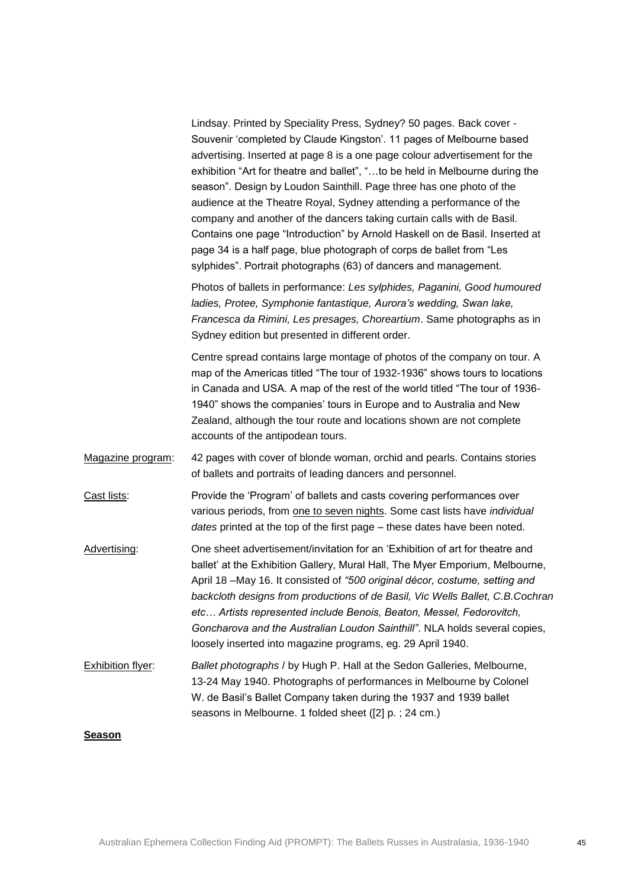Lindsay. Printed by Speciality Press, Sydney? 50 pages. Back cover - Souvenir 'completed by Claude Kingston'. 11 pages of Melbourne based advertising. Inserted at page 8 is a one page colour advertisement for the exhibition "Art for theatre and ballet", "…to be held in Melbourne during the season". Design by Loudon Sainthill. Page three has one photo of the audience at the Theatre Royal, Sydney attending a performance of the company and another of the dancers taking curtain calls with de Basil. Contains one page "Introduction" by Arnold Haskell on de Basil. Inserted at page 34 is a half page, blue photograph of corps de ballet from "Les sylphides". Portrait photographs (63) of dancers and management.

Photos of ballets in performance: *Les sylphides, Paganini, Good humoured ladies, Protee, Symphonie fantastique, Aurora's wedding, Swan lake, Francesca da Rimini, Les presages, Choreartium*. Same photographs as in Sydney edition but presented in different order.

Centre spread contains large montage of photos of the company on tour. A map of the Americas titled "The tour of 1932-1936" shows tours to locations in Canada and USA. A map of the rest of the world titled "The tour of 1936-1940" shows the companies' tours in Europe and to Australia and New Zealand, although the tour route and locations shown are not complete accounts of the antipodean tours.

<u>Magazine program</u>: 42 pages with cover of blonde woman, orchid and pearls. Contains stories of ballets and portraits of leading dancers and personnel.

<u>Cast lists</u>: Provide the 'Program' of ballets and casts covering performances over various periods, from <u>one to seven nights</u>. Some cast lists have *individual dates* printed at the top of the first page – these dates have been noted.

<u>Advertising</u>: One sheet advertisement/invitation for an 'Exhibition of art for theatre and ballet' at the Exhibition Gallery, Mural Hall, The Myer Emporium, Melbourne, April 18 –May 16. It consisted of *"500 original décor, costume, setting and backcloth designs from productions of de Basil, Vic Wells Ballet, C.B.Cochran etc… Artists represented include Benois, Beaton, Messel, Fedorovitch, Goncharova and the Australian Loudon Sainthill"*. NLA holds several copies, loosely inserted into magazine programs, eg. 29 April 1940.

<u>Exhibition flyer</u>: *Ballet photographs* / by Hugh P. Hall at the Sedon Galleries, Melbourne, 13-24 May 1940. Photographs of performances in Melbourne by Colonel W. de Basil's Ballet Company taken during the 1937 and 1939 ballet seasons in Melbourne. 1 folded sheet ([2] p. ; 24 cm.)

**<u>Season</u>**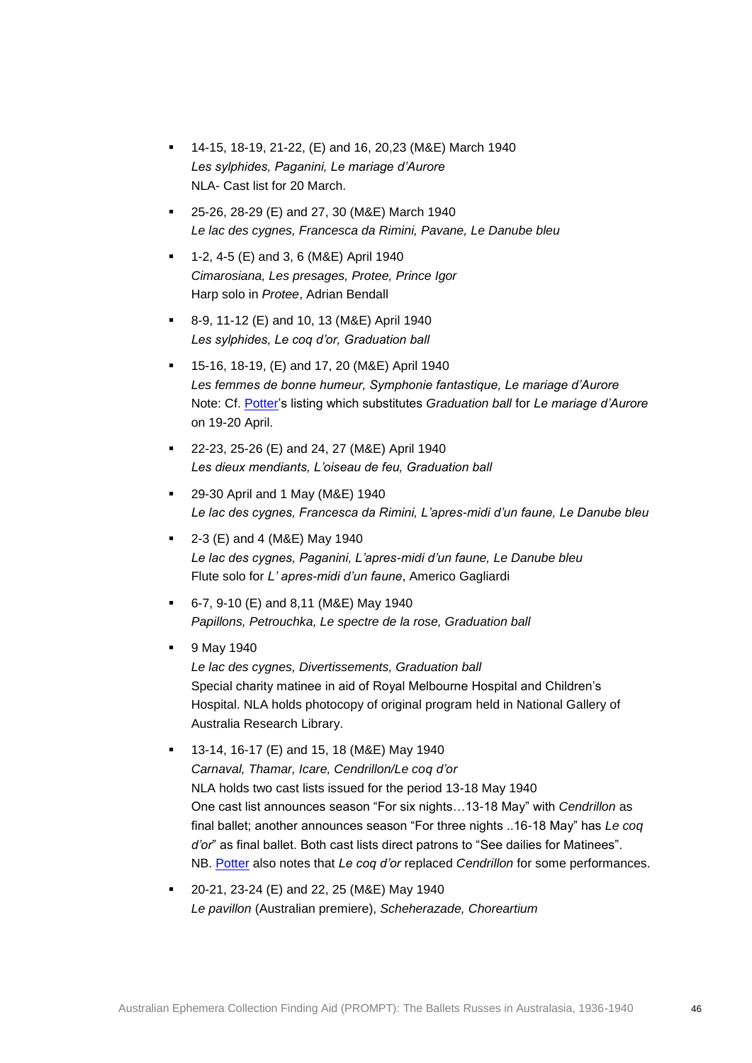- 14-15, 18-19, 21-22, (E) and 16, 20,23 (M&E) March 1940
  *Les sylphides, Paganini, Le mariage d'Aurore*
  NLA- Cast list for 20 March.

- 25-26, 28-29 (E) and 27, 30 (M&E) March 1940
  *Le lac des cygnes, Francesca da Rimini, Pavane, Le Danube bleu*

- 1-2, 4-5 (E) and 3, 6 (M&E) April 1940
  *Cimarosiana, Les presages, Protee, Prince Igor*
  Harp solo in *Protee*, Adrian Bendall

- 8-9, 11-12 (E) and 10, 13 (M&E) April 1940
  *Les sylphides, Le coq d'or, Graduation ball*

- 15-16, 18-19, (E) and 17, 20 (M&E) April 1940
  *Les femmes de bonne humeur, Symphonie fantastique, Le mariage d'Aurore*
  Note: Cf. Potter's listing which substitutes *Graduation ball* for *Le mariage d'Aurore* on 19-20 April.

- 22-23, 25-26 (E) and 24, 27 (M&E) April 1940
  *Les dieux mendiants, L'oiseau de feu, Graduation ball*

- 29-30 April and 1 May (M&E) 1940
  *Le lac des cygnes, Francesca da Rimini, L'apres-midi d'un faune, Le Danube bleu*

- 2-3 (E) and 4 (M&E) May 1940
  *Le lac des cygnes, Paganini, L'apres-midi d'un faune, Le Danube bleu*
  Flute solo for *L' apres-midi d'un faune*, Americo Gagliardi

- 6-7, 9-10 (E) and 8,11 (M&E) May 1940
  *Papillons, Petrouchka, Le spectre de la rose, Graduation ball*

- 9 May 1940
  *Le lac des cygnes, Divertissements, Graduation ball*
  Special charity matinee in aid of Royal Melbourne Hospital and Children's Hospital. NLA holds photocopy of original program held in National Gallery of Australia Research Library.

- 13-14, 16-17 (E) and 15, 18 (M&E) May 1940
  *Carnaval, Thamar, Icare, Cendrillon/Le coq d'or*
  NLA holds two cast lists issued for the period 13-18 May 1940
  One cast list announces season "For six nights…13-18 May" with *Cendrillon* as final ballet; another announces season "For three nights ..16-18 May" has *Le coq d'or*" as final ballet. Both cast lists direct patrons to "See dailies for Matinees".
  NB. Potter also notes that *Le coq d'or* replaced *Cendrillon* for some performances.

- 20-21, 23-24 (E) and 22, 25 (M&E) May 1940
  *Le pavillon* (Australian premiere), *Scheherazade, Choreartium*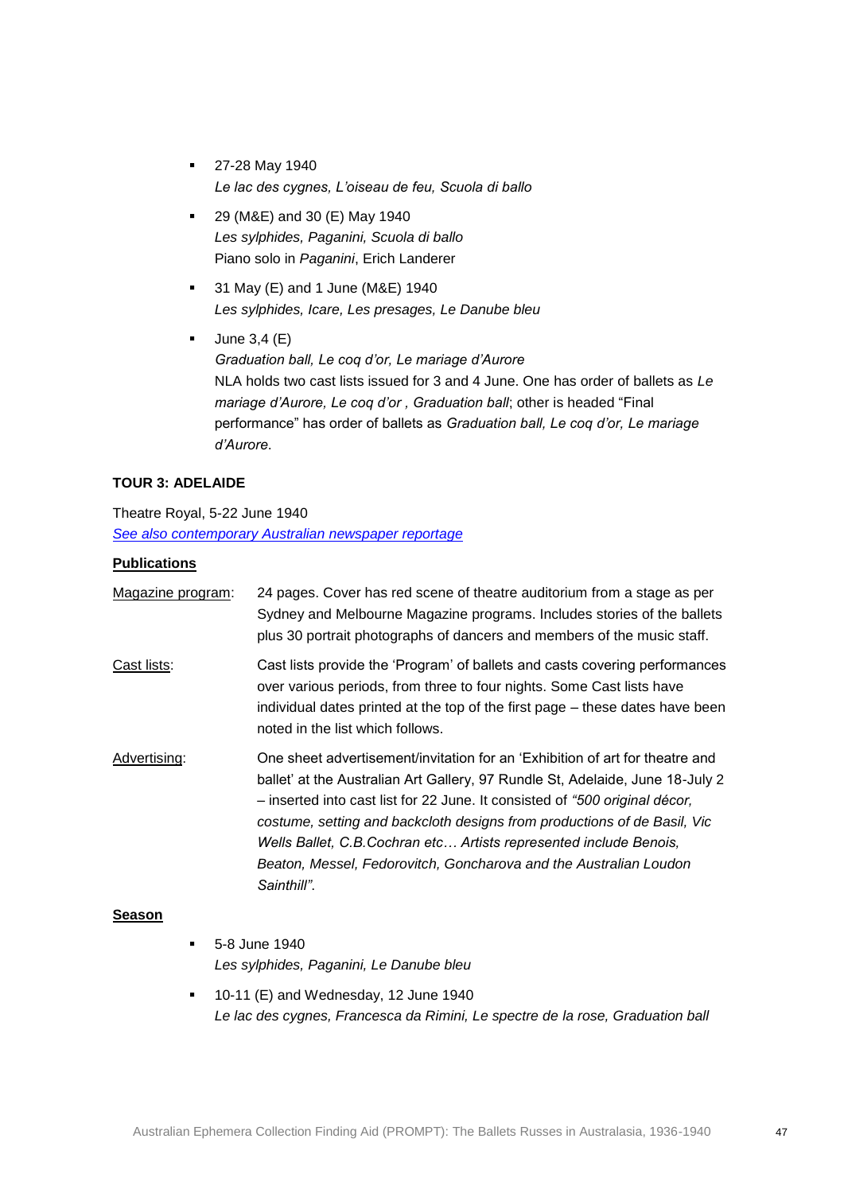- 27-28 May 1940
  *Le lac des cygnes, L'oiseau de feu, Scuola di ballo*
- 29 (M&E) and 30 (E) May 1940
  *Les sylphides, Paganini, Scuola di ballo*
  Piano solo in *Paganini*, Erich Landerer
- 31 May (E) and 1 June (M&E) 1940
  *Les sylphides, Icare, Les presages, Le Danube bleu*
- June 3,4 (E)
  *Graduation ball, Le coq d'or, Le mariage d'Aurore*
  NLA holds two cast lists issued for 3 and 4 June. One has order of ballets as *Le mariage d'Aurore, Le coq d'or , Graduation ball*; other is headed "Final performance" has order of ballets as *Graduation ball, Le coq d'or, Le mariage d'Aurore*.

**TOUR 3: ADELAIDE**

Theatre Royal, 5-22 June 1940
*See also contemporary Australian newspaper reportage*

**Publications**

Magazine program: 24 pages. Cover has red scene of theatre auditorium from a stage as per Sydney and Melbourne Magazine programs. Includes stories of the ballets plus 30 portrait photographs of dancers and members of the music staff.

Cast lists: Cast lists provide the 'Program' of ballets and casts covering performances over various periods, from three to four nights. Some Cast lists have individual dates printed at the top of the first page – these dates have been noted in the list which follows.

Advertising: One sheet advertisement/invitation for an 'Exhibition of art for theatre and ballet' at the Australian Art Gallery, 97 Rundle St, Adelaide, June 18-July 2 – inserted into cast list for 22 June. It consisted of *"500 original décor, costume, setting and backcloth designs from productions of de Basil, Vic Wells Ballet, C.B.Cochran etc… Artists represented include Benois, Beaton, Messel, Fedorovitch, Goncharova and the Australian Loudon Sainthill"*.

**Season**

- 5-8 June 1940
  *Les sylphides, Paganini, Le Danube bleu*
- 10-11 (E) and Wednesday, 12 June 1940
  *Le lac des cygnes, Francesca da Rimini, Le spectre de la rose, Graduation ball*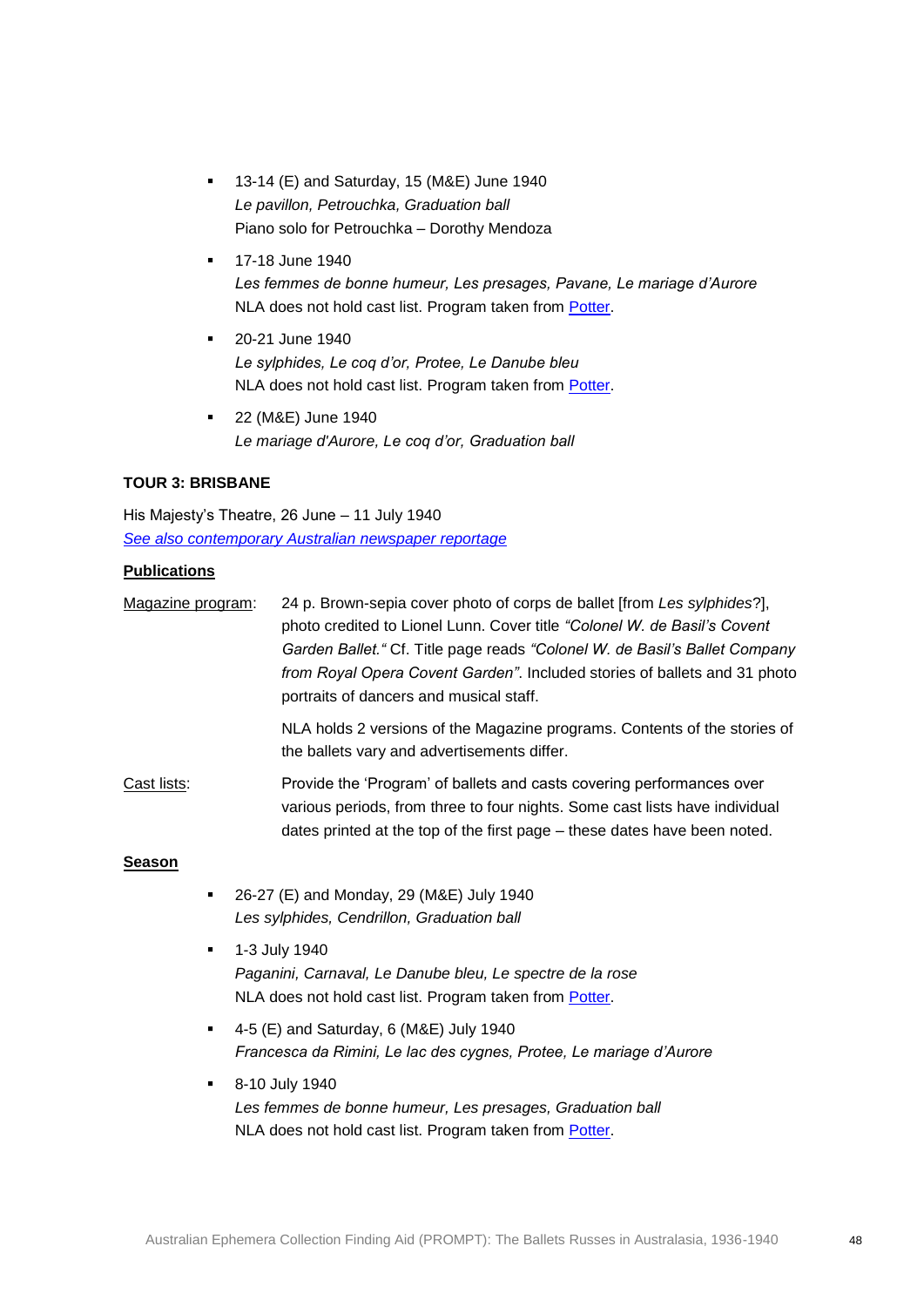- 13-14 (E) and Saturday, 15 (M&E) June 1940
  *Le pavillon, Petrouchka, Graduation ball*
  Piano solo for Petrouchka – Dorothy Mendoza

- 17-18 June 1940
  *Les femmes de bonne humeur, Les presages, Pavane, Le mariage d'Aurore*
  NLA does not hold cast list. Program taken from Potter.

- 20-21 June 1940
  *Le sylphides, Le coq d'or, Protee, Le Danube bleu*
  NLA does not hold cast list. Program taken from Potter.

- 22 (M&E) June 1940
  *Le mariage d'Aurore, Le coq d'or, Graduation ball*

**TOUR 3: BRISBANE**

His Majesty's Theatre, 26 June – 11 July 1940
*See also contemporary Australian newspaper reportage*

**Publications**

Magazine program: 24 p. Brown-sepia cover photo of corps de ballet [from *Les sylphides*?], photo credited to Lionel Lunn. Cover title *"Colonel W. de Basil's Covent Garden Ballet."* Cf. Title page reads *"Colonel W. de Basil's Ballet Company from Royal Opera Covent Garden"*. Included stories of ballets and 31 photo portraits of dancers and musical staff.

NLA holds 2 versions of the Magazine programs. Contents of the stories of the ballets vary and advertisements differ.

Cast lists: Provide the 'Program' of ballets and casts covering performances over various periods, from three to four nights. Some cast lists have individual dates printed at the top of the first page – these dates have been noted.

**Season**

- 26-27 (E) and Monday, 29 (M&E) July 1940
  *Les sylphides, Cendrillon, Graduation ball*

- 1-3 July 1940
  *Paganini, Carnaval, Le Danube bleu, Le spectre de la rose*
  NLA does not hold cast list. Program taken from Potter.

- 4-5 (E) and Saturday, 6 (M&E) July 1940
  *Francesca da Rimini, Le lac des cygnes, Protee, Le mariage d'Aurore*

- 8-10 July 1940
  *Les femmes de bonne humeur, Les presages, Graduation ball*
  NLA does not hold cast list. Program taken from Potter.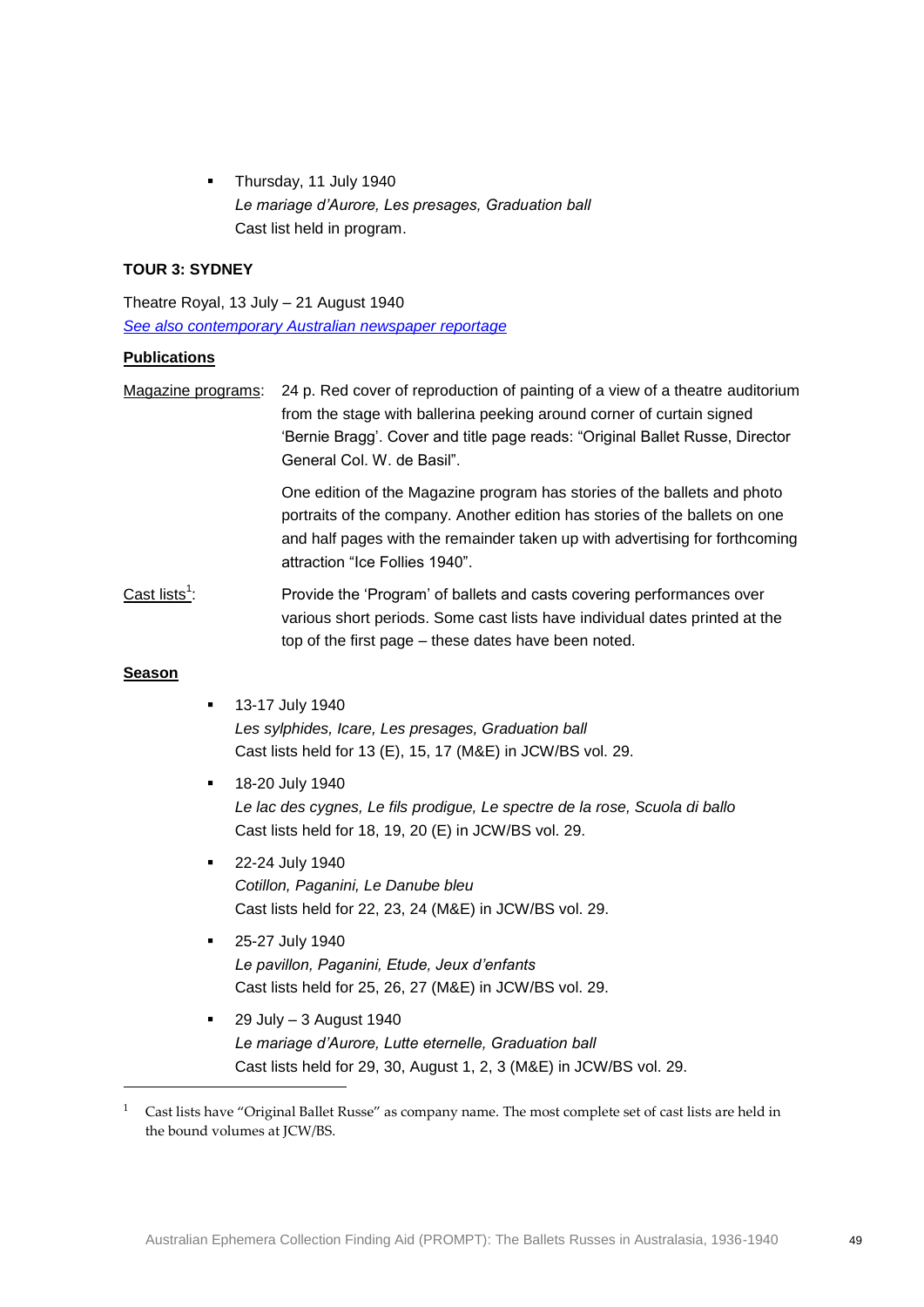- Thursday, 11 July 1940
  *Le mariage d'Aurore, Les presages, Graduation ball*
  Cast list held in program.

**TOUR 3: SYDNEY**

Theatre Royal, 13 July – 21 August 1940

*See also contemporary Australian newspaper reportage*

**Publications**

Magazine programs: 24 p. Red cover of reproduction of painting of a view of a theatre auditorium from the stage with ballerina peeking around corner of curtain signed 'Bernie Bragg'. Cover and title page reads: "Original Ballet Russe, Director General Col. W. de Basil".

One edition of the Magazine program has stories of the ballets and photo portraits of the company. Another edition has stories of the ballets on one and half pages with the remainder taken up with advertising for forthcoming attraction "Ice Follies 1940".

Cast lists[1]: Provide the 'Program' of ballets and casts covering performances over various short periods. Some cast lists have individual dates printed at the top of the first page – these dates have been noted.

**Season**

- 13-17 July 1940
  *Les sylphides, Icare, Les presages, Graduation ball*
  Cast lists held for 13 (E), 15, 17 (M&E) in JCW/BS vol. 29.
- 18-20 July 1940
  *Le lac des cygnes, Le fils prodigue, Le spectre de la rose, Scuola di ballo*
  Cast lists held for 18, 19, 20 (E) in JCW/BS vol. 29.
- 22-24 July 1940
  *Cotillon, Paganini, Le Danube bleu*
  Cast lists held for 22, 23, 24 (M&E) in JCW/BS vol. 29.
- 25-27 July 1940
  *Le pavillon, Paganini, Etude, Jeux d'enfants*
  Cast lists held for 25, 26, 27 (M&E) in JCW/BS vol. 29.
- 29 July – 3 August 1940
  *Le mariage d'Aurore, Lutte eternelle, Graduation ball*
  Cast lists held for 29, 30, August 1, 2, 3 (M&E) in JCW/BS vol. 29.

[1] Cast lists have "Original Ballet Russe" as company name. The most complete set of cast lists are held in the bound volumes at JCW/BS.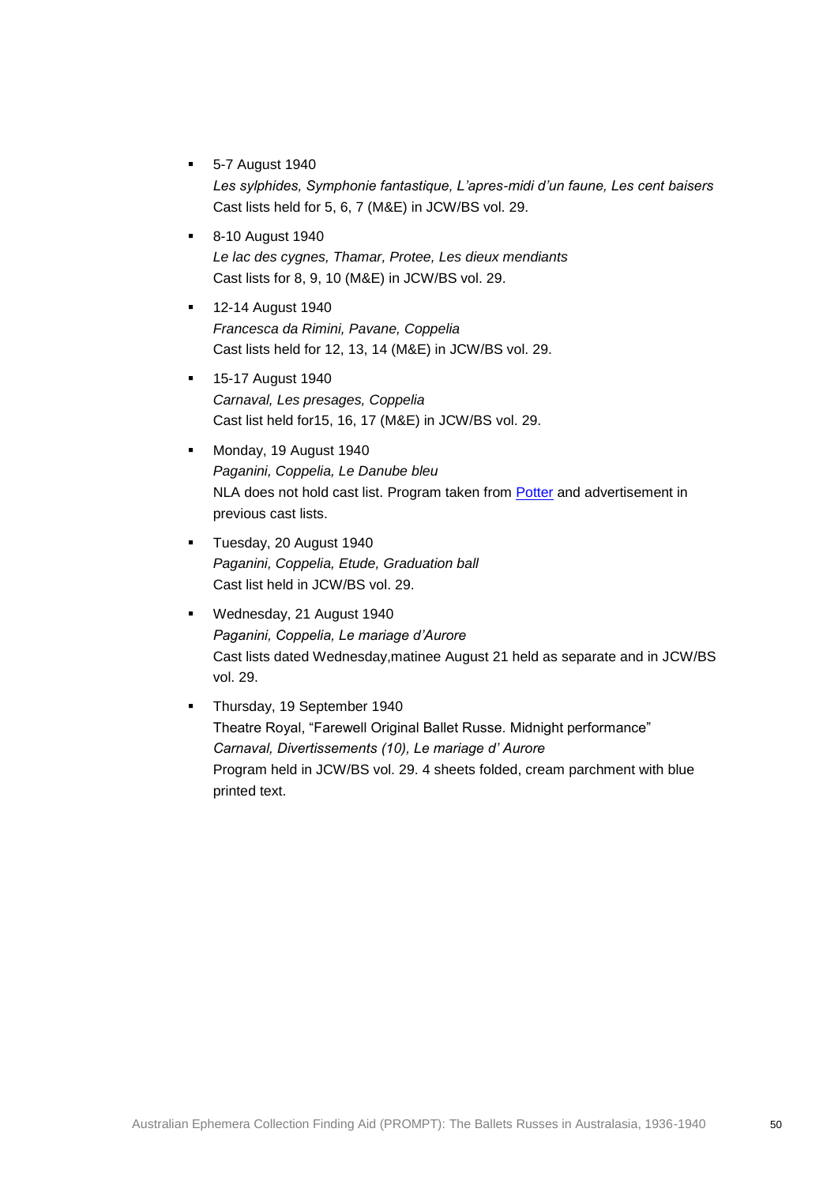- 5-7 August 1940
  *Les sylphides, Symphonie fantastique, L'apres-midi d'un faune, Les cent baisers*
  Cast lists held for 5, 6, 7 (M&E) in JCW/BS vol. 29.

- 8-10 August 1940
  *Le lac des cygnes, Thamar, Protee, Les dieux mendiants*
  Cast lists for 8, 9, 10 (M&E) in JCW/BS vol. 29.

- 12-14 August 1940
  *Francesca da Rimini, Pavane, Coppelia*
  Cast lists held for 12, 13, 14 (M&E) in JCW/BS vol. 29.

- 15-17 August 1940
  *Carnaval, Les presages, Coppelia*
  Cast list held for15, 16, 17 (M&E) in JCW/BS vol. 29.

- Monday, 19 August 1940
  *Paganini, Coppelia, Le Danube bleu*
  NLA does not hold cast list. Program taken from Potter and advertisement in previous cast lists.

- Tuesday, 20 August 1940
  *Paganini, Coppelia, Etude, Graduation ball*
  Cast list held in JCW/BS vol. 29.

- Wednesday, 21 August 1940
  *Paganini, Coppelia, Le mariage d'Aurore*
  Cast lists dated Wednesday,matinee August 21 held as separate and in JCW/BS vol. 29.

- Thursday, 19 September 1940
  Theatre Royal, "Farewell Original Ballet Russe. Midnight performance"
  *Carnaval, Divertissements (10), Le mariage d' Aurore*
  Program held in JCW/BS vol. 29. 4 sheets folded, cream parchment with blue printed text.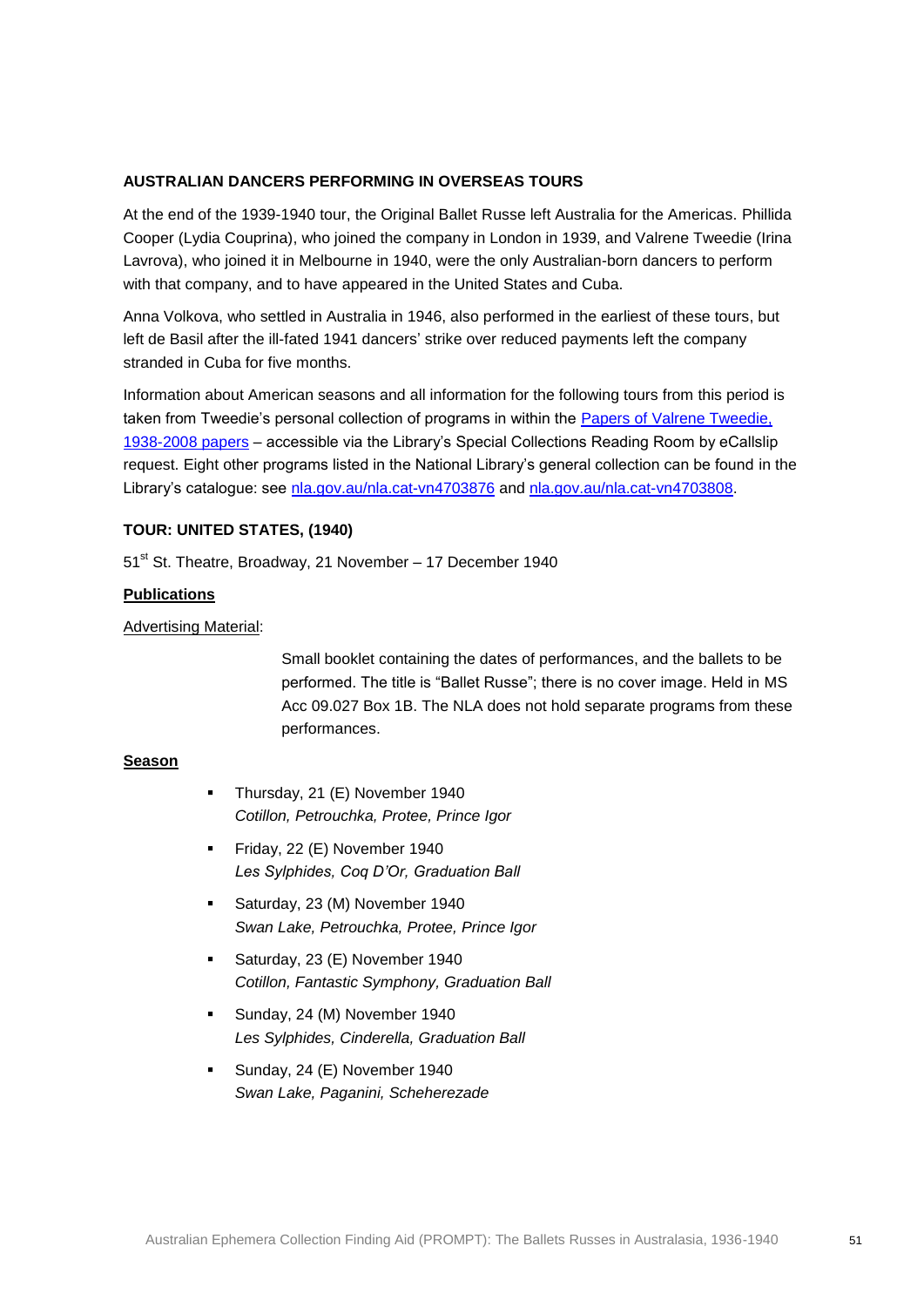**AUSTRALIAN DANCERS PERFORMING IN OVERSEAS TOURS**

At the end of the 1939-1940 tour, the Original Ballet Russe left Australia for the Americas. Phillida Cooper (Lydia Couprina), who joined the company in London in 1939, and Valrene Tweedie (Irina Lavrova), who joined it in Melbourne in 1940, were the only Australian-born dancers to perform with that company, and to have appeared in the United States and Cuba.

Anna Volkova, who settled in Australia in 1946, also performed in the earliest of these tours, but left de Basil after the ill-fated 1941 dancers' strike over reduced payments left the company stranded in Cuba for five months.

Information about American seasons and all information for the following tours from this period is taken from Tweedie's personal collection of programs in within the [Papers of Valrene Tweedie, 1938-2008 papers] – accessible via the Library's Special Collections Reading Room by eCallslip request. Eight other programs listed in the National Library's general collection can be found in the Library's catalogue: see [nla.gov.au/nla.cat-vn4703876] and [nla.gov.au/nla.cat-vn4703808].

**TOUR: UNITED STATES, (1940)**

51st St. Theatre, Broadway, 21 November – 17 December 1940

**Publications**

Advertising Material:

> Small booklet containing the dates of performances, and the ballets to be performed. The title is "Ballet Russe"; there is no cover image. Held in MS Acc 09.027 Box 1B. The NLA does not hold separate programs from these performances.

**Season**

- Thursday, 21 (E) November 1940
  *Cotillon, Petrouchka, Protee, Prince Igor*
- Friday, 22 (E) November 1940
  *Les Sylphides, Coq D'Or, Graduation Ball*
- Saturday, 23 (M) November 1940
  *Swan Lake, Petrouchka, Protee, Prince Igor*
- Saturday, 23 (E) November 1940
  *Cotillon, Fantastic Symphony, Graduation Ball*
- Sunday, 24 (M) November 1940
  *Les Sylphides, Cinderella, Graduation Ball*
- Sunday, 24 (E) November 1940
  *Swan Lake, Paganini, Scheherezade*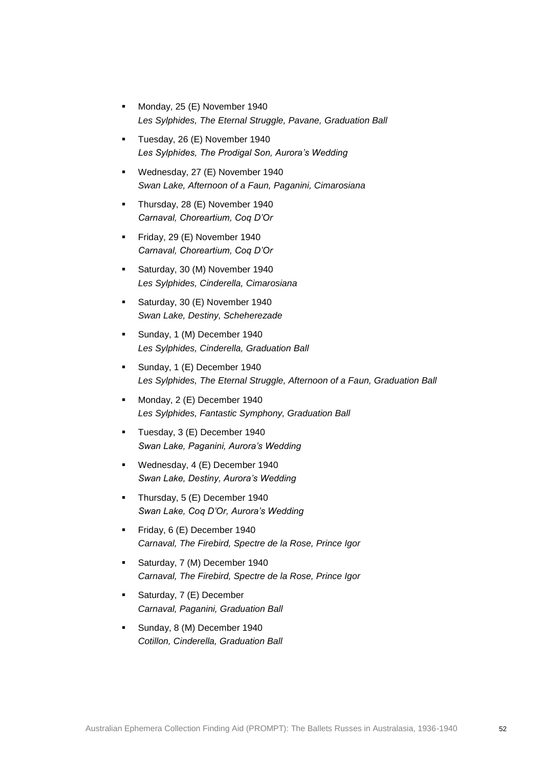- Monday, 25 (E) November 1940
  *Les Sylphides, The Eternal Struggle, Pavane, Graduation Ball*
- Tuesday, 26 (E) November 1940
  *Les Sylphides, The Prodigal Son, Aurora's Wedding*
- Wednesday, 27 (E) November 1940
  *Swan Lake, Afternoon of a Faun, Paganini, Cimarosiana*
- Thursday, 28 (E) November 1940
  *Carnaval, Choreartium, Coq D'Or*
- Friday, 29 (E) November 1940
  *Carnaval, Choreartium, Coq D'Or*
- Saturday, 30 (M) November 1940
  *Les Sylphides, Cinderella, Cimarosiana*
- Saturday, 30 (E) November 1940
  *Swan Lake, Destiny, Scheherezade*
- Sunday, 1 (M) December 1940
  *Les Sylphides, Cinderella, Graduation Ball*
- Sunday, 1 (E) December 1940
  *Les Sylphides, The Eternal Struggle, Afternoon of a Faun, Graduation Ball*
- Monday, 2 (E) December 1940
  *Les Sylphides, Fantastic Symphony, Graduation Ball*
- Tuesday, 3 (E) December 1940
  *Swan Lake, Paganini, Aurora's Wedding*
- Wednesday, 4 (E) December 1940
  *Swan Lake, Destiny, Aurora's Wedding*
- Thursday, 5 (E) December 1940
  *Swan Lake, Coq D'Or, Aurora's Wedding*
- Friday, 6 (E) December 1940
  *Carnaval, The Firebird, Spectre de la Rose, Prince Igor*
- Saturday, 7 (M) December 1940
  *Carnaval, The Firebird, Spectre de la Rose, Prince Igor*
- Saturday, 7 (E) December
  *Carnaval, Paganini, Graduation Ball*
- Sunday, 8 (M) December 1940
  *Cotillon, Cinderella, Graduation Ball*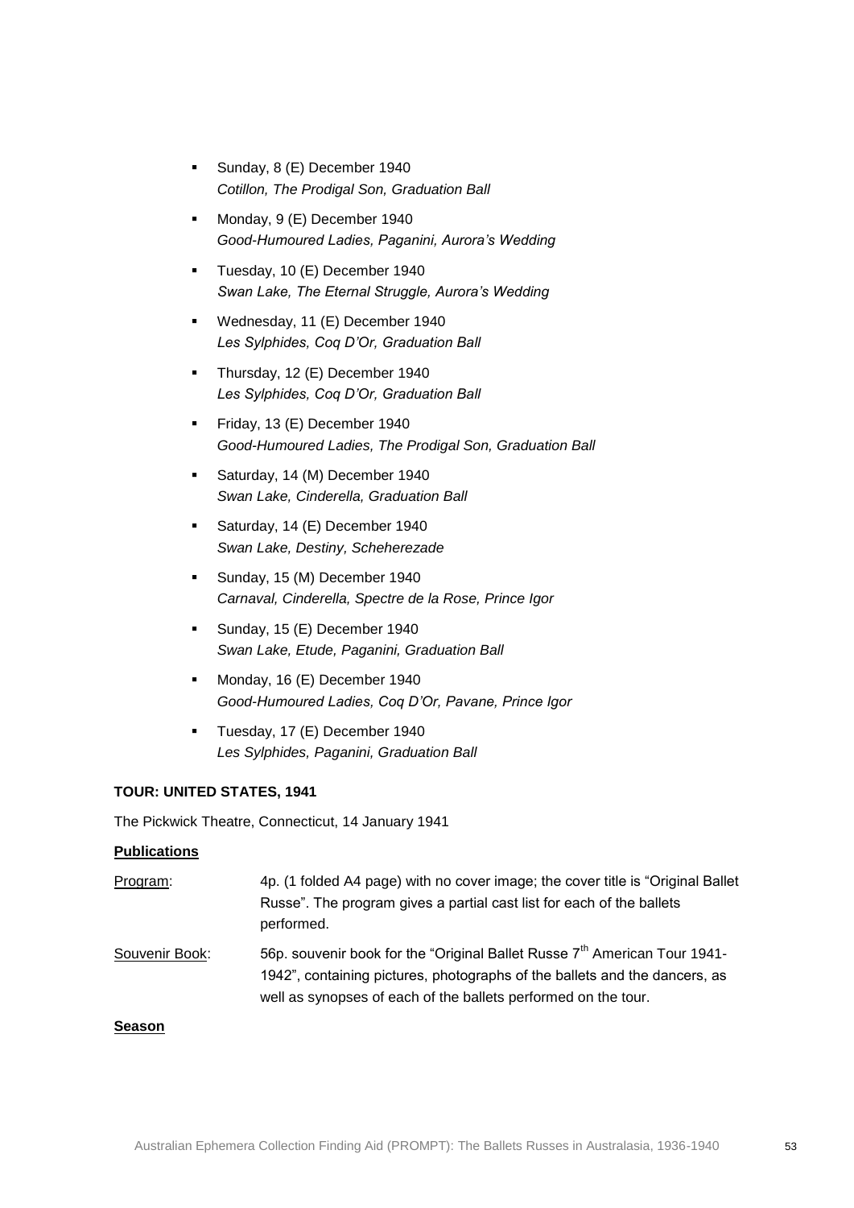- Sunday, 8 (E) December 1940
  *Cotillon, The Prodigal Son, Graduation Ball*
- Monday, 9 (E) December 1940
  *Good-Humoured Ladies, Paganini, Aurora's Wedding*
- Tuesday, 10 (E) December 1940
  *Swan Lake, The Eternal Struggle, Aurora's Wedding*
- Wednesday, 11 (E) December 1940
  *Les Sylphides, Coq D'Or, Graduation Ball*
- Thursday, 12 (E) December 1940
  *Les Sylphides, Coq D'Or, Graduation Ball*
- Friday, 13 (E) December 1940
  *Good-Humoured Ladies, The Prodigal Son, Graduation Ball*
- Saturday, 14 (M) December 1940
  *Swan Lake, Cinderella, Graduation Ball*
- Saturday, 14 (E) December 1940
  *Swan Lake, Destiny, Scheherezade*
- Sunday, 15 (M) December 1940
  *Carnaval, Cinderella, Spectre de la Rose, Prince Igor*
- Sunday, 15 (E) December 1940
  *Swan Lake, Etude, Paganini, Graduation Ball*
- Monday, 16 (E) December 1940
  *Good-Humoured Ladies, Coq D'Or, Pavane, Prince Igor*
- Tuesday, 17 (E) December 1940
  *Les Sylphides, Paganini, Graduation Ball*

**TOUR: UNITED STATES, 1941**

The Pickwick Theatre, Connecticut, 14 January 1941

**Publications**

Program: 4p. (1 folded A4 page) with no cover image; the cover title is "Original Ballet Russe". The program gives a partial cast list for each of the ballets performed.

Souvenir Book: 56p. souvenir book for the "Original Ballet Russe 7th American Tour 1941-1942", containing pictures, photographs of the ballets and the dancers, as well as synopses of each of the ballets performed on the tour.

**Season**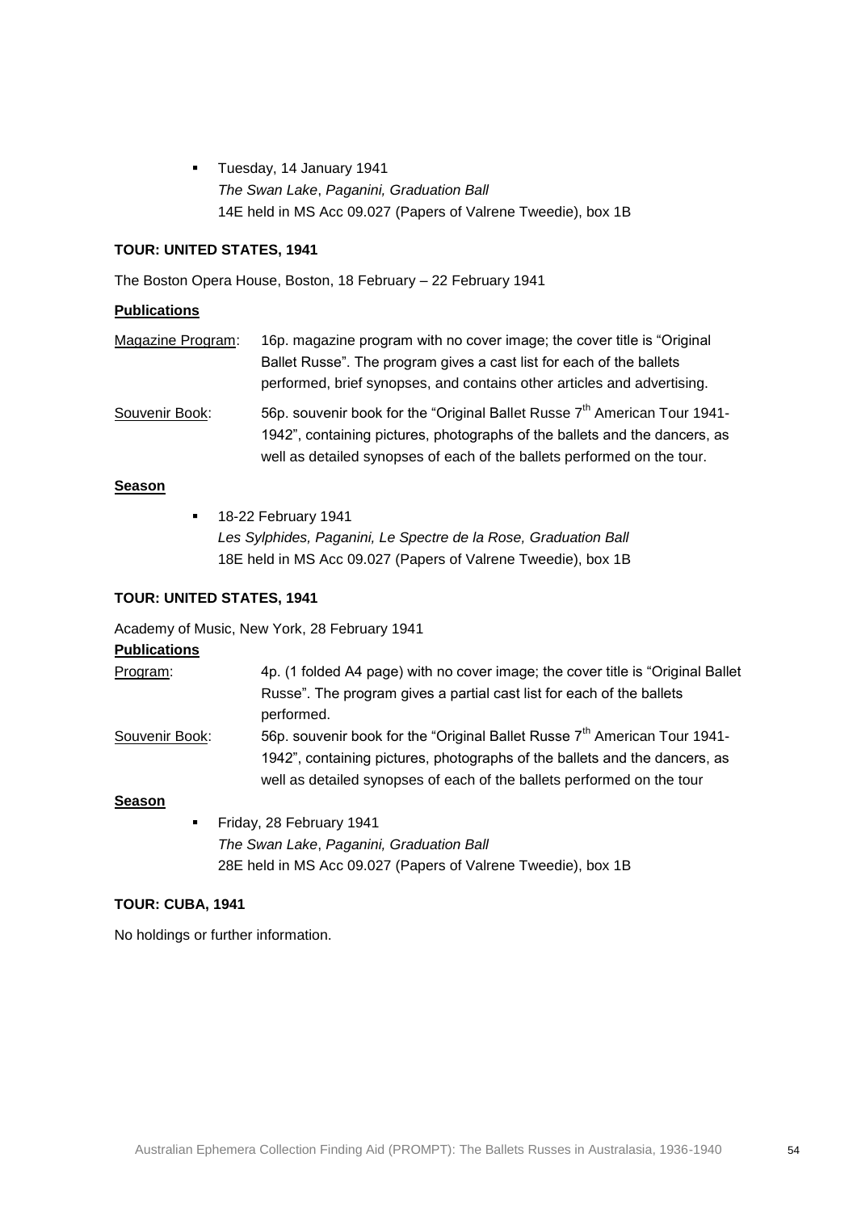- Tuesday, 14 January 1941
  *The Swan Lake*, *Paganini, Graduation Ball*
  14E held in MS Acc 09.027 (Papers of Valrene Tweedie), box 1B

**TOUR: UNITED STATES, 1941**

The Boston Opera House, Boston, 18 February – 22 February 1941

**Publications**

Magazine Program: 16p. magazine program with no cover image; the cover title is "Original Ballet Russe". The program gives a cast list for each of the ballets performed, brief synopses, and contains other articles and advertising.

Souvenir Book: 56p. souvenir book for the "Original Ballet Russe 7th American Tour 1941-1942", containing pictures, photographs of the ballets and the dancers, as well as detailed synopses of each of the ballets performed on the tour.

**Season**

- 18-22 February 1941
  *Les Sylphides, Paganini, Le Spectre de la Rose, Graduation Ball*
  18E held in MS Acc 09.027 (Papers of Valrene Tweedie), box 1B

**TOUR: UNITED STATES, 1941**

Academy of Music, New York, 28 February 1941

**Publications**

Program: 4p. (1 folded A4 page) with no cover image; the cover title is "Original Ballet Russe". The program gives a partial cast list for each of the ballets performed.

Souvenir Book: 56p. souvenir book for the "Original Ballet Russe 7th American Tour 1941-1942", containing pictures, photographs of the ballets and the dancers, as well as detailed synopses of each of the ballets performed on the tour

**Season**

- Friday, 28 February 1941
  *The Swan Lake*, *Paganini, Graduation Ball*
  28E held in MS Acc 09.027 (Papers of Valrene Tweedie), box 1B

**TOUR: CUBA, 1941**

No holdings or further information.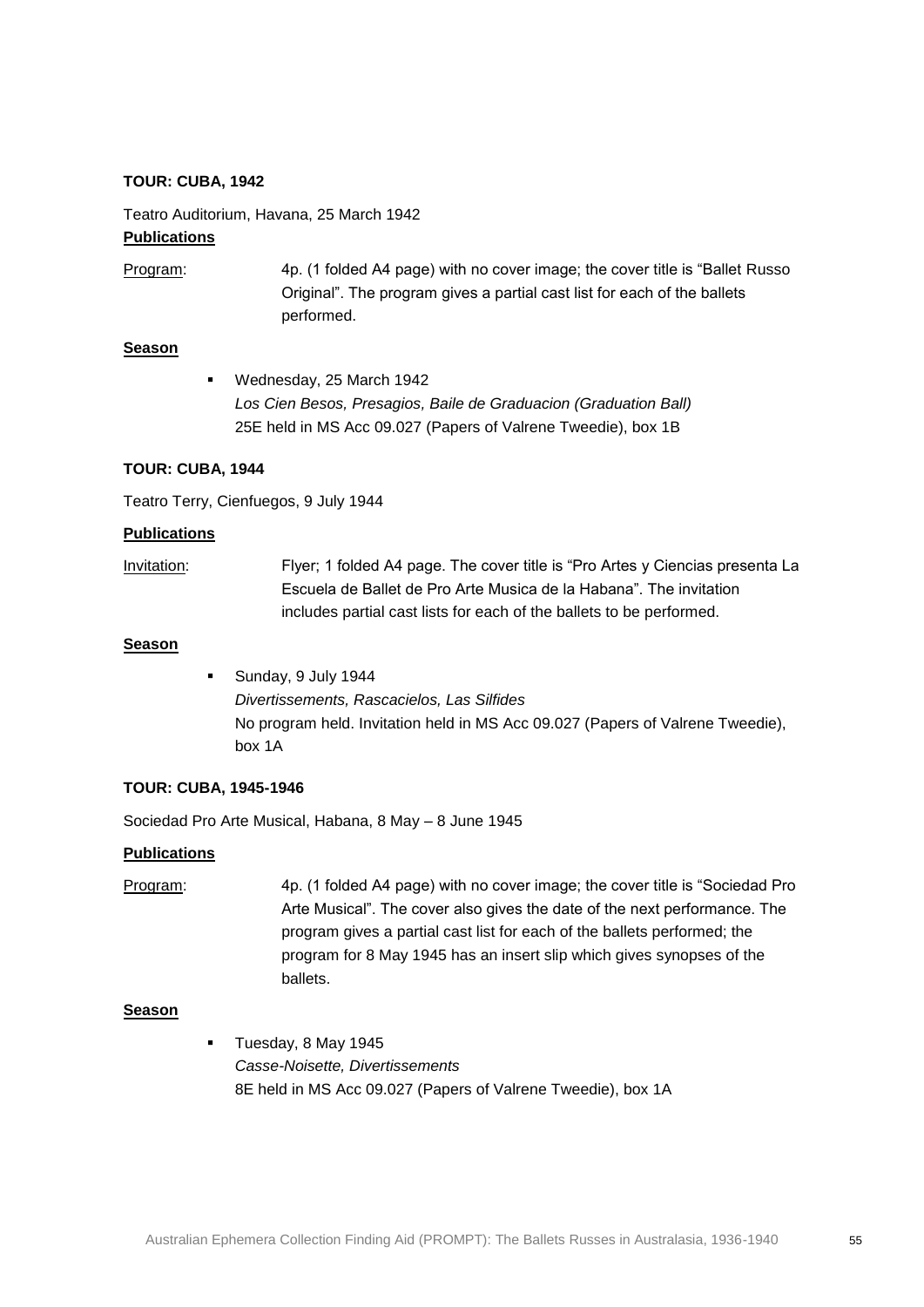**TOUR: CUBA, 1942**

Teatro Auditorium, Havana, 25 March 1942

**Publications**

Program: 4p. (1 folded A4 page) with no cover image; the cover title is "Ballet Russo Original". The program gives a partial cast list for each of the ballets performed.

**Season**

- Wednesday, 25 March 1942
  *Los Cien Besos, Presagios, Baile de Graduacion (Graduation Ball)*
  25E held in MS Acc 09.027 (Papers of Valrene Tweedie), box 1B

**TOUR: CUBA, 1944**

Teatro Terry, Cienfuegos, 9 July 1944

**Publications**

Invitation: Flyer; 1 folded A4 page. The cover title is "Pro Artes y Ciencias presenta La Escuela de Ballet de Pro Arte Musica de la Habana". The invitation includes partial cast lists for each of the ballets to be performed.

**Season**

- Sunday, 9 July 1944
  *Divertissements, Rascacielos, Las Silfides*
  No program held. Invitation held in MS Acc 09.027 (Papers of Valrene Tweedie), box 1A

**TOUR: CUBA, 1945-1946**

Sociedad Pro Arte Musical, Habana, 8 May – 8 June 1945

**Publications**

Program: 4p. (1 folded A4 page) with no cover image; the cover title is "Sociedad Pro Arte Musical". The cover also gives the date of the next performance. The program gives a partial cast list for each of the ballets performed; the program for 8 May 1945 has an insert slip which gives synopses of the ballets.

**Season**

- Tuesday, 8 May 1945
  *Casse-Noisette, Divertissements*
  8E held in MS Acc 09.027 (Papers of Valrene Tweedie), box 1A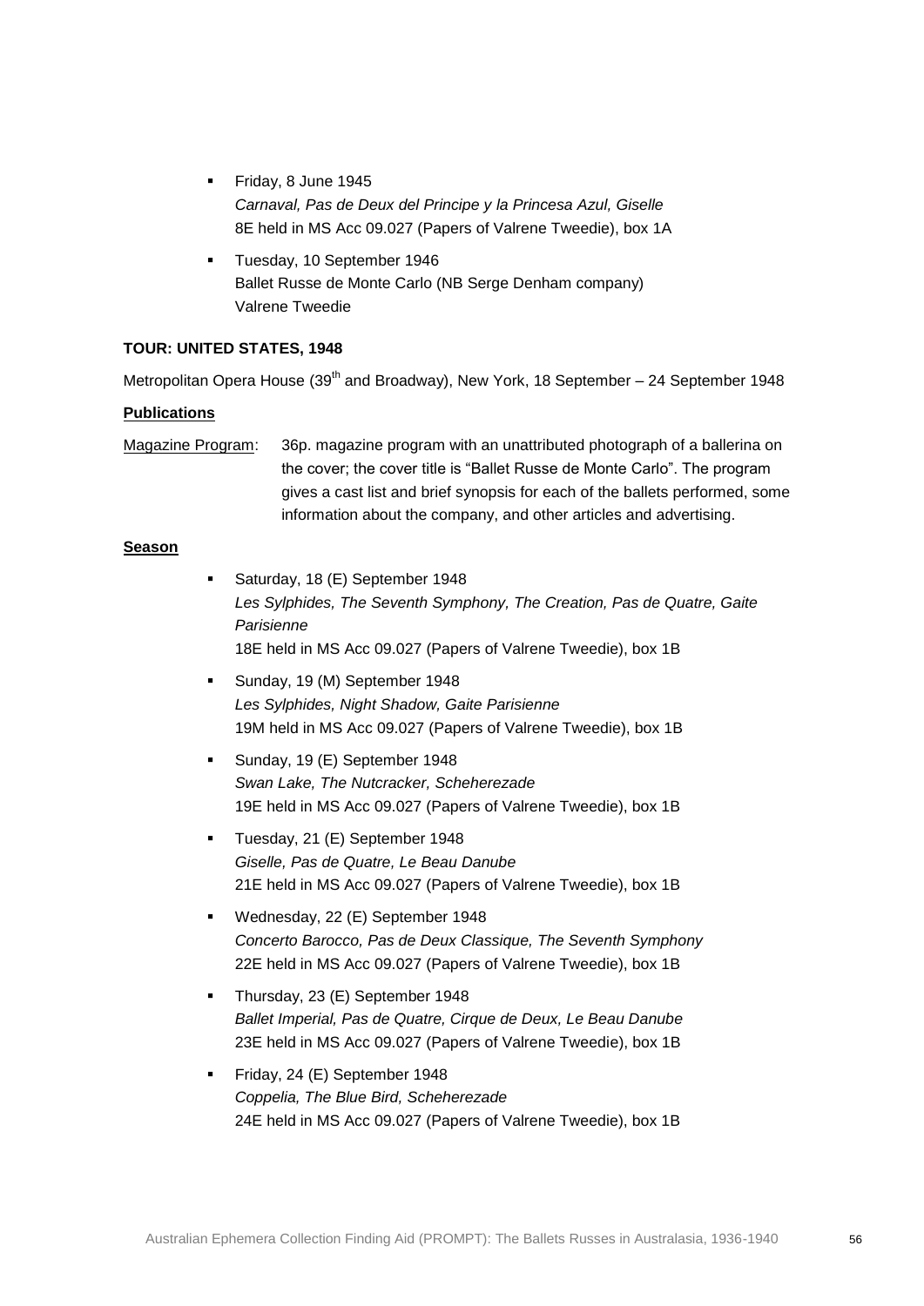- Friday, 8 June 1945
  *Carnaval, Pas de Deux del Principe y la Princesa Azul, Giselle*
  8E held in MS Acc 09.027 (Papers of Valrene Tweedie), box 1A
- Tuesday, 10 September 1946
  Ballet Russe de Monte Carlo (NB Serge Denham company)
  Valrene Tweedie

**TOUR: UNITED STATES, 1948**

Metropolitan Opera House (39th and Broadway), New York, 18 September – 24 September 1948

**Publications**

Magazine Program: 36p. magazine program with an unattributed photograph of a ballerina on the cover; the cover title is "Ballet Russe de Monte Carlo". The program gives a cast list and brief synopsis for each of the ballets performed, some information about the company, and other articles and advertising.

**Season**

- Saturday, 18 (E) September 1948
  *Les Sylphides, The Seventh Symphony, The Creation, Pas de Quatre, Gaite Parisienne*
  18E held in MS Acc 09.027 (Papers of Valrene Tweedie), box 1B
- Sunday, 19 (M) September 1948
  *Les Sylphides, Night Shadow, Gaite Parisienne*
  19M held in MS Acc 09.027 (Papers of Valrene Tweedie), box 1B
- Sunday, 19 (E) September 1948
  *Swan Lake, The Nutcracker, Scheherezade*
  19E held in MS Acc 09.027 (Papers of Valrene Tweedie), box 1B
- Tuesday, 21 (E) September 1948
  *Giselle, Pas de Quatre, Le Beau Danube*
  21E held in MS Acc 09.027 (Papers of Valrene Tweedie), box 1B
- Wednesday, 22 (E) September 1948
  *Concerto Barocco, Pas de Deux Classique, The Seventh Symphony*
  22E held in MS Acc 09.027 (Papers of Valrene Tweedie), box 1B
- Thursday, 23 (E) September 1948
  *Ballet Imperial, Pas de Quatre, Cirque de Deux, Le Beau Danube*
  23E held in MS Acc 09.027 (Papers of Valrene Tweedie), box 1B
- Friday, 24 (E) September 1948
  *Coppelia, The Blue Bird, Scheherezade*
  24E held in MS Acc 09.027 (Papers of Valrene Tweedie), box 1B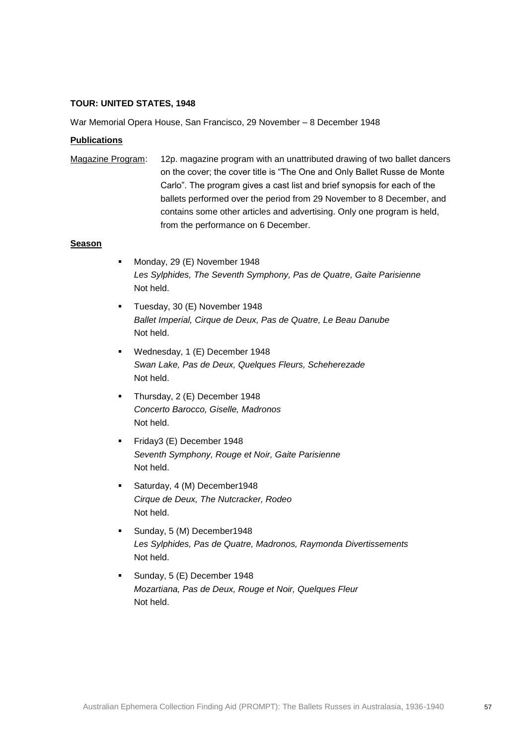**TOUR: UNITED STATES, 1948**

War Memorial Opera House, San Francisco, 29 November – 8 December 1948

**Publications**

Magazine Program: 12p. magazine program with an unattributed drawing of two ballet dancers on the cover; the cover title is "The One and Only Ballet Russe de Monte Carlo". The program gives a cast list and brief synopsis for each of the ballets performed over the period from 29 November to 8 December, and contains some other articles and advertising. Only one program is held, from the performance on 6 December.

**Season**

- Monday, 29 (E) November 1948
  *Les Sylphides, The Seventh Symphony, Pas de Quatre, Gaite Parisienne*
  Not held.
- Tuesday, 30 (E) November 1948
  *Ballet Imperial, Cirque de Deux, Pas de Quatre, Le Beau Danube*
  Not held.
- Wednesday, 1 (E) December 1948
  *Swan Lake, Pas de Deux, Quelques Fleurs, Scheherezade*
  Not held.
- Thursday, 2 (E) December 1948
  *Concerto Barocco, Giselle, Madronos*
  Not held.
- Friday3 (E) December 1948
  *Seventh Symphony, Rouge et Noir, Gaite Parisienne*
  Not held.
- Saturday, 4 (M) December1948
  *Cirque de Deux, The Nutcracker, Rodeo*
  Not held.
- Sunday, 5 (M) December1948
  *Les Sylphides, Pas de Quatre, Madronos, Raymonda Divertissements*
  Not held.
- Sunday, 5 (E) December 1948
  *Mozartiana, Pas de Deux, Rouge et Noir, Quelques Fleur*
  Not held.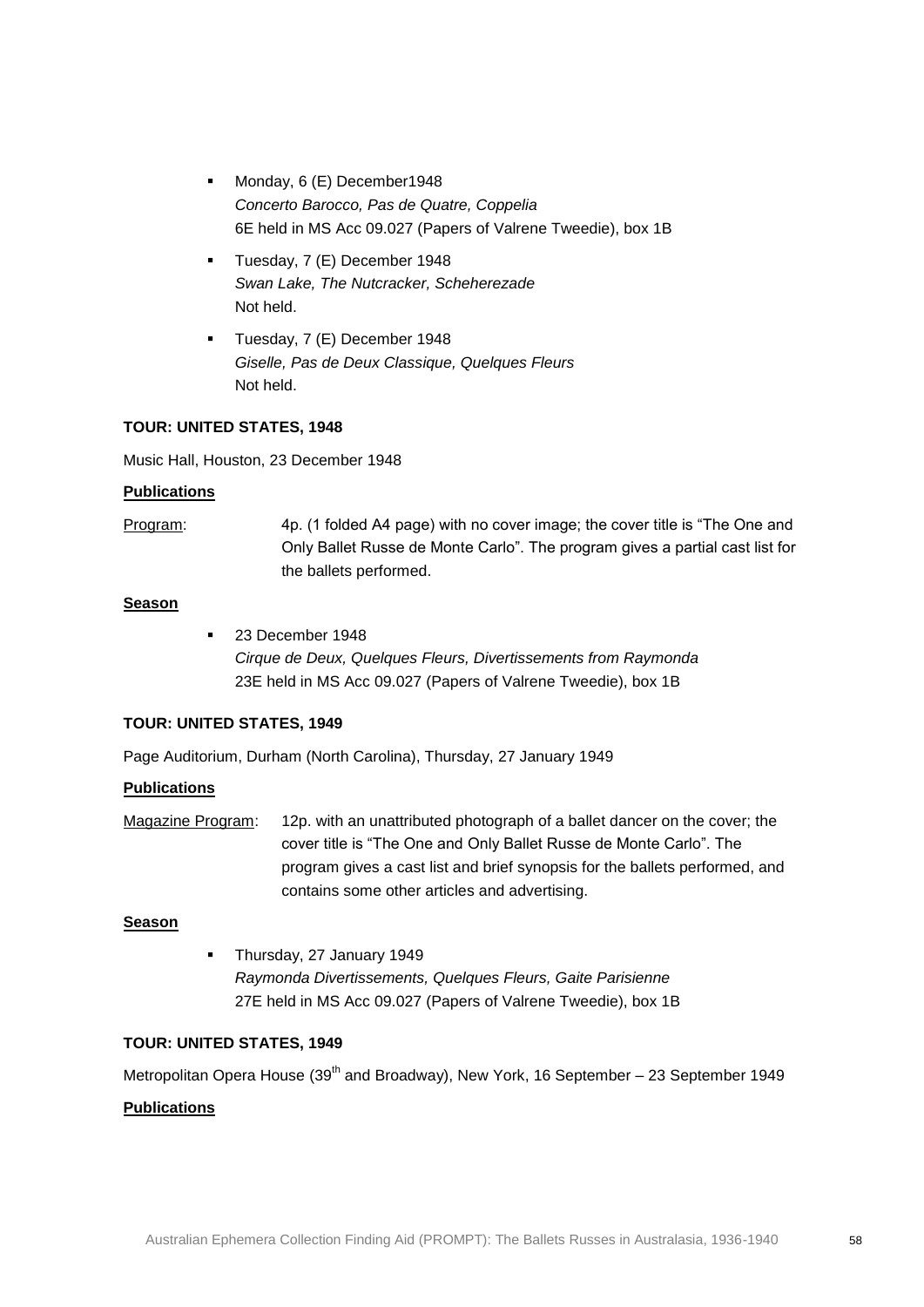- Monday, 6 (E) December1948
  *Concerto Barocco, Pas de Quatre, Coppelia*
  6E held in MS Acc 09.027 (Papers of Valrene Tweedie), box 1B

- Tuesday, 7 (E) December 1948
  *Swan Lake, The Nutcracker, Scheherezade*
  Not held.

- Tuesday, 7 (E) December 1948
  *Giselle, Pas de Deux Classique, Quelques Fleurs*
  Not held.

**TOUR: UNITED STATES, 1948**

Music Hall, Houston, 23 December 1948

**Publications**

Program: 4p. (1 folded A4 page) with no cover image; the cover title is "The One and Only Ballet Russe de Monte Carlo". The program gives a partial cast list for the ballets performed.

**Season**

- 23 December 1948
  *Cirque de Deux, Quelques Fleurs, Divertissements from Raymonda*
  23E held in MS Acc 09.027 (Papers of Valrene Tweedie), box 1B

**TOUR: UNITED STATES, 1949**

Page Auditorium, Durham (North Carolina), Thursday, 27 January 1949

**Publications**

Magazine Program: 12p. with an unattributed photograph of a ballet dancer on the cover; the cover title is "The One and Only Ballet Russe de Monte Carlo". The program gives a cast list and brief synopsis for the ballets performed, and contains some other articles and advertising.

**Season**

- Thursday, 27 January 1949
  *Raymonda Divertissements, Quelques Fleurs, Gaite Parisienne*
  27E held in MS Acc 09.027 (Papers of Valrene Tweedie), box 1B

**TOUR: UNITED STATES, 1949**

Metropolitan Opera House (39th and Broadway), New York, 16 September – 23 September 1949

**Publications**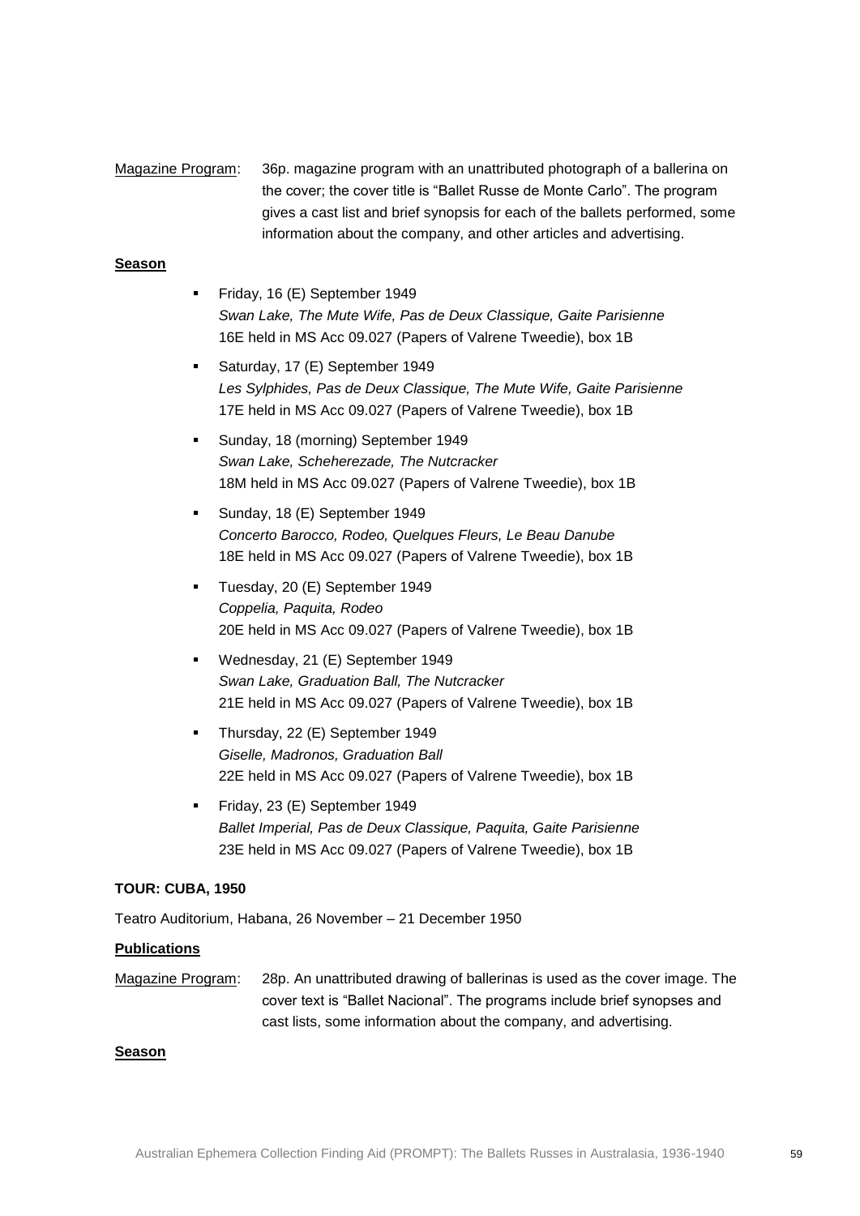Magazine Program: 36p. magazine program with an unattributed photograph of a ballerina on the cover; the cover title is "Ballet Russe de Monte Carlo". The program gives a cast list and brief synopsis for each of the ballets performed, some information about the company, and other articles and advertising.

**Season**

- Friday, 16 (E) September 1949
  *Swan Lake, The Mute Wife, Pas de Deux Classique, Gaite Parisienne*
  16E held in MS Acc 09.027 (Papers of Valrene Tweedie), box 1B
- Saturday, 17 (E) September 1949
  *Les Sylphides, Pas de Deux Classique, The Mute Wife, Gaite Parisienne*
  17E held in MS Acc 09.027 (Papers of Valrene Tweedie), box 1B
- Sunday, 18 (morning) September 1949
  *Swan Lake, Scheherezade, The Nutcracker*
  18M held in MS Acc 09.027 (Papers of Valrene Tweedie), box 1B
- Sunday, 18 (E) September 1949
  *Concerto Barocco, Rodeo, Quelques Fleurs, Le Beau Danube*
  18E held in MS Acc 09.027 (Papers of Valrene Tweedie), box 1B
- Tuesday, 20 (E) September 1949
  *Coppelia, Paquita, Rodeo*
  20E held in MS Acc 09.027 (Papers of Valrene Tweedie), box 1B
- Wednesday, 21 (E) September 1949
  *Swan Lake, Graduation Ball, The Nutcracker*
  21E held in MS Acc 09.027 (Papers of Valrene Tweedie), box 1B
- Thursday, 22 (E) September 1949
  *Giselle, Madronos, Graduation Ball*
  22E held in MS Acc 09.027 (Papers of Valrene Tweedie), box 1B
- Friday, 23 (E) September 1949
  *Ballet Imperial, Pas de Deux Classique, Paquita, Gaite Parisienne*
  23E held in MS Acc 09.027 (Papers of Valrene Tweedie), box 1B

**TOUR: CUBA, 1950**

Teatro Auditorium, Habana, 26 November – 21 December 1950

**Publications**

Magazine Program: 28p. An unattributed drawing of ballerinas is used as the cover image. The cover text is "Ballet Nacional". The programs include brief synopses and cast lists, some information about the company, and advertising.

**Season**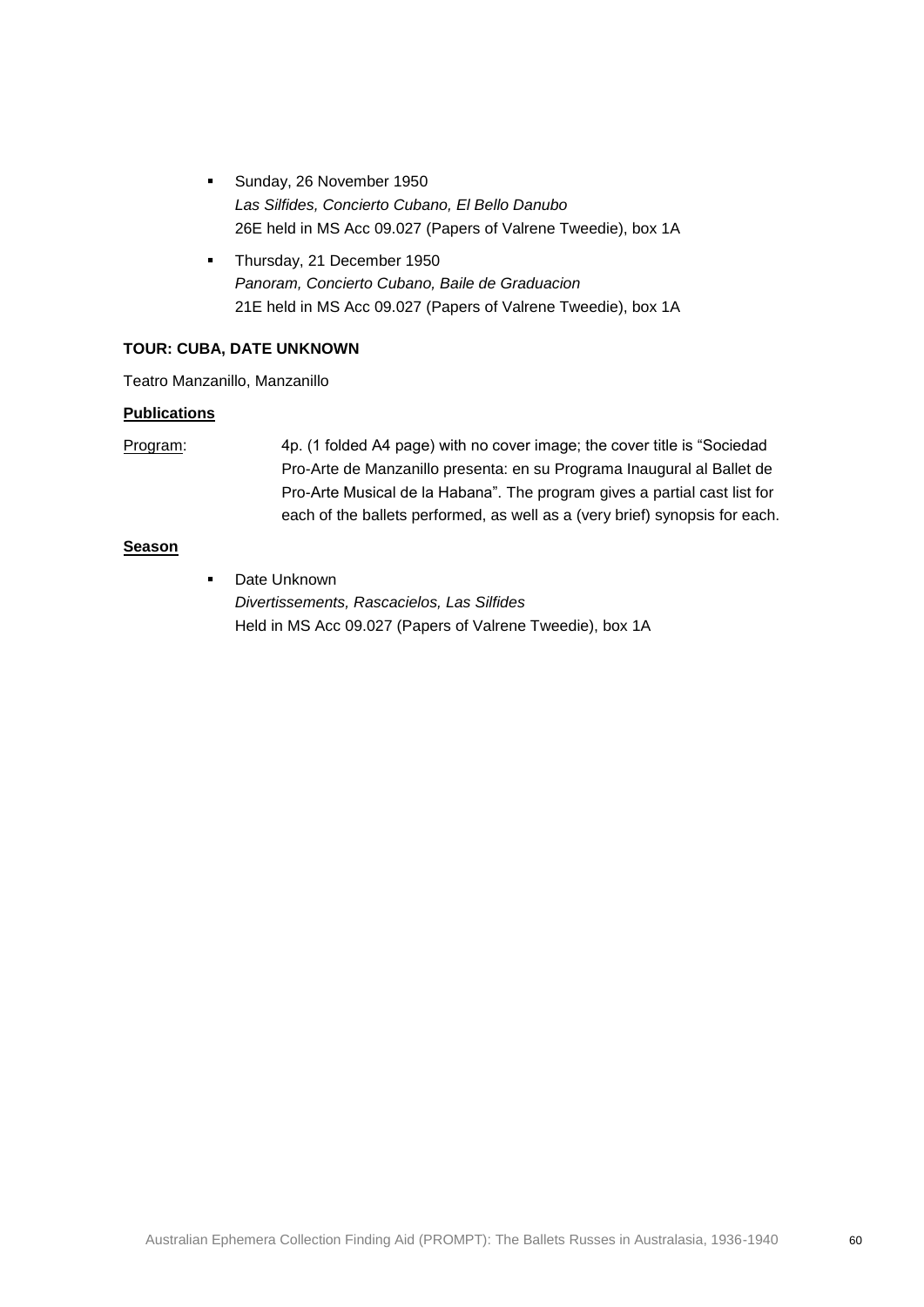- Sunday, 26 November 1950
  *Las Silfides, Concierto Cubano, El Bello Danubo*
  26E held in MS Acc 09.027 (Papers of Valrene Tweedie), box 1A
- Thursday, 21 December 1950
  *Panoram, Concierto Cubano, Baile de Graduacion*
  21E held in MS Acc 09.027 (Papers of Valrene Tweedie), box 1A

**TOUR: CUBA, DATE UNKNOWN**

Teatro Manzanillo, Manzanillo

**Publications**

Program: 4p. (1 folded A4 page) with no cover image; the cover title is "Sociedad Pro-Arte de Manzanillo presenta: en su Programa Inaugural al Ballet de Pro-Arte Musical de la Habana". The program gives a partial cast list for each of the ballets performed, as well as a (very brief) synopsis for each.

**Season**

- Date Unknown
  *Divertissements, Rascacielos, Las Silfides*
  Held in MS Acc 09.027 (Papers of Valrene Tweedie), box 1A